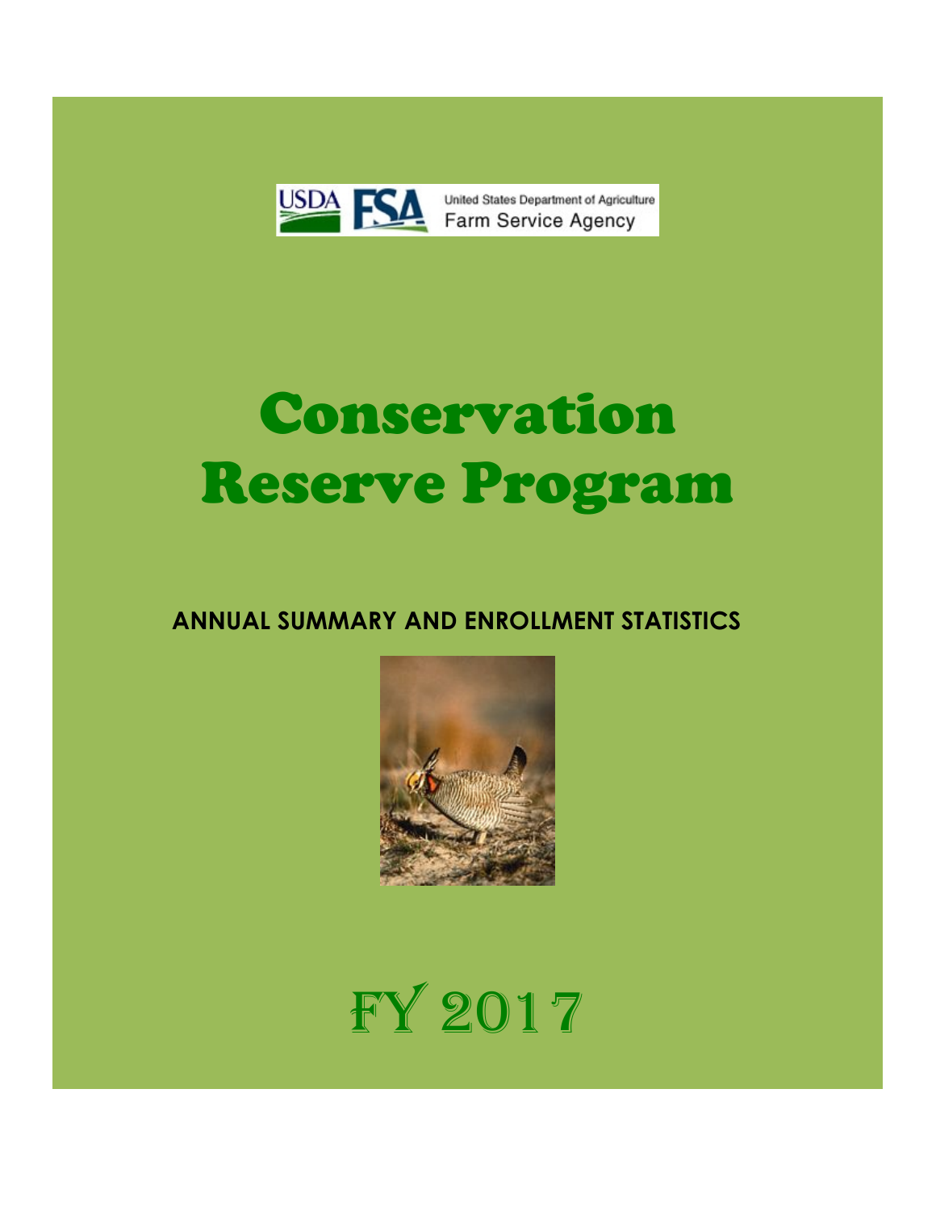USDA FSA United States Department of Agriculture Farm Service Agency

# Conservation Reserve Program

## ANNUAL SUMMARY AND ENROLLMENT STATISTICS

# FY 2017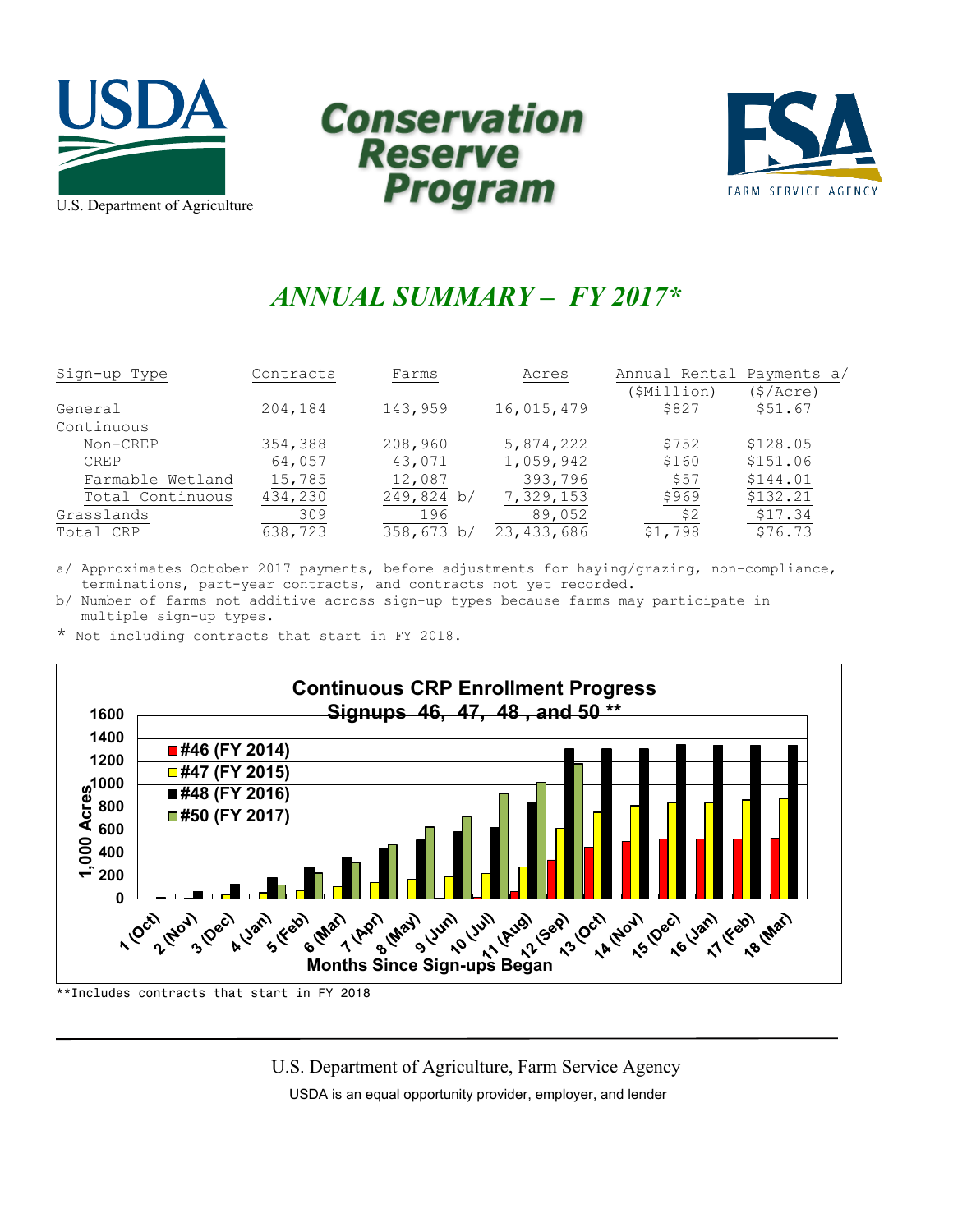U.S. Department of Agriculture

# Conservation Reserve Program

FARM SERVICE AGENCY

## *ANNUAL SUMMARY – FY 2017\**

| Sign-up Type | Contracts | Farms | Acres | Annual Rental Payments a/ ($Million) | ($/Acre) |
|---|---|---|---|---|---|
| General | 204,184 | 143,959 | 16,015,479 | $827 | $51.67 |
| Continuous | | | | | |
| Non-CREP | 354,388 | 208,960 | 5,874,222 | $752 | $128.05 |
| CREP | 64,057 | 43,071 | 1,059,942 | $160 | $151.06 |
| Farmable Wetland | 15,785 | 12,087 | 393,796 | $57 | $144.01 |
| Total Continuous | 434,230 | 249,824 b/ | 7,329,153 | $969 | $132.21 |
| Grasslands | 309 | 196 | 89,052 | $2 | $17.34 |
| Total CRP | 638,723 | 358,673 b/ | 23,433,686 | $1,798 | $76.73 |

a/ Approximates October 2017 payments, before adjustments for haying/grazing, non-compliance, terminations, part-year contracts, and contracts not yet recorded.

b/ Number of farms not additive across sign-up types because farms may participate in multiple sign-up types.

\* Not including contracts that start in FY 2018.

**Continuous CRP Enrollment Progress**
**Signups 46, 47, 48, and 50 \*\***

\*\*Includes contracts that start in FY 2018

U.S. Department of Agriculture, Farm Service Agency

USDA is an equal opportunity provider, employer, and lender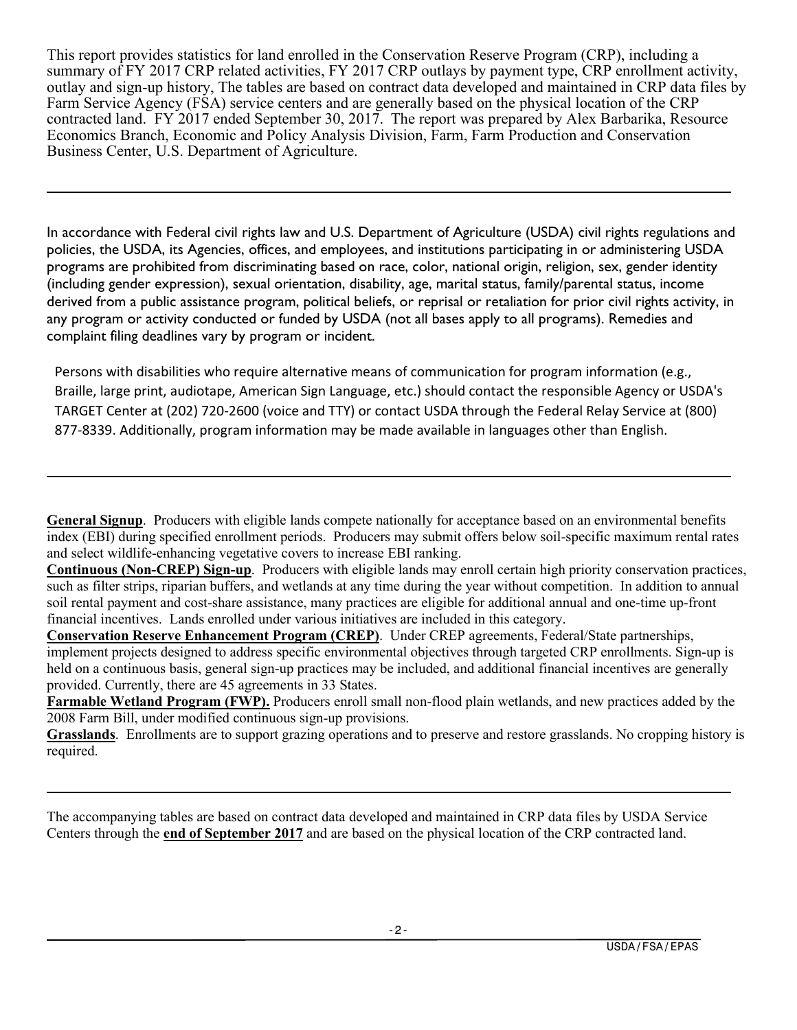This report provides statistics for land enrolled in the Conservation Reserve Program (CRP), including a summary of FY 2017 CRP related activities, FY 2017 CRP outlays by payment type, CRP enrollment activity, outlay and sign-up history, The tables are based on contract data developed and maintained in CRP data files by Farm Service Agency (FSA) service centers and are generally based on the physical location of the CRP contracted land. FY 2017 ended September 30, 2017. The report was prepared by Alex Barbarika, Resource Economics Branch, Economic and Policy Analysis Division, Farm, Farm Production and Conservation Business Center, U.S. Department of Agriculture.

---

In accordance with Federal civil rights law and U.S. Department of Agriculture (USDA) civil rights regulations and policies, the USDA, its Agencies, offices, and employees, and institutions participating in or administering USDA programs are prohibited from discriminating based on race, color, national origin, religion, sex, gender identity (including gender expression), sexual orientation, disability, age, marital status, family/parental status, income derived from a public assistance program, political beliefs, or reprisal or retaliation for prior civil rights activity, in any program or activity conducted or funded by USDA (not all bases apply to all programs). Remedies and complaint filing deadlines vary by program or incident.

Persons with disabilities who require alternative means of communication for program information (e.g., Braille, large print, audiotape, American Sign Language, etc.) should contact the responsible Agency or USDA's TARGET Center at (202) 720-2600 (voice and TTY) or contact USDA through the Federal Relay Service at (800) 877-8339. Additionally, program information may be made available in languages other than English.

---

**General Signup**. Producers with eligible lands compete nationally for acceptance based on an environmental benefits index (EBI) during specified enrollment periods. Producers may submit offers below soil-specific maximum rental rates and select wildlife-enhancing vegetative covers to increase EBI ranking.

**Continuous (Non-CREP) Sign-up**. Producers with eligible lands may enroll certain high priority conservation practices, such as filter strips, riparian buffers, and wetlands at any time during the year without competition. In addition to annual soil rental payment and cost-share assistance, many practices are eligible for additional annual and one-time up-front financial incentives. Lands enrolled under various initiatives are included in this category.

**Conservation Reserve Enhancement Program (CREP)**. Under CREP agreements, Federal/State partnerships, implement projects designed to address specific environmental objectives through targeted CRP enrollments. Sign-up is held on a continuous basis, general sign-up practices may be included, and additional financial incentives are generally provided. Currently, there are 45 agreements in 33 States.

**Farmable Wetland Program (FWP).** Producers enroll small non-flood plain wetlands, and new practices added by the 2008 Farm Bill, under modified continuous sign-up provisions.

**Grasslands**. Enrollments are to support grazing operations and to preserve and restore grasslands. No cropping history is required.

---

The accompanying tables are based on contract data developed and maintained in CRP data files by USDA Service Centers through the **end of September 2017** and are based on the physical location of the CRP contracted land.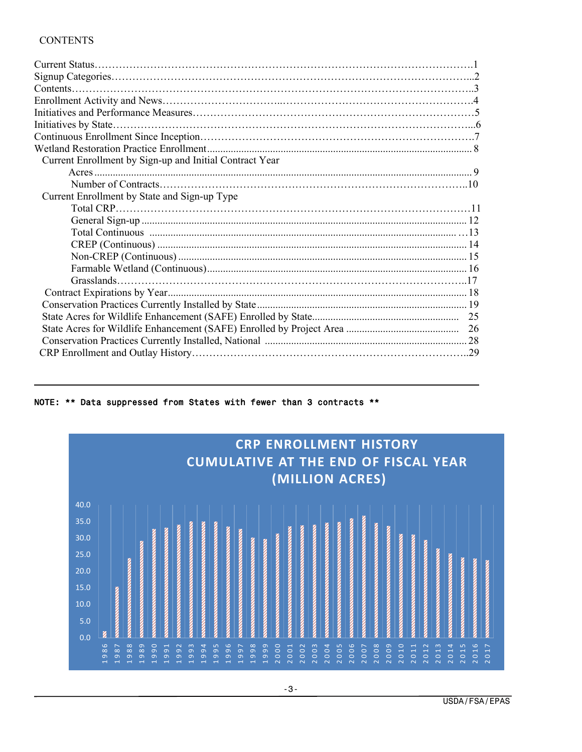CONTENTS

| | |
|---|---|
| Current Status | 1 |
| Signup Categories | 2 |
| Contents | 3 |
| Enrollment Activity and News | 4 |
| Initiatives and Performance Measures | 5 |
| Initiatives by State | 6 |
| Continuous Enrollment Since Inception | 7 |
| Wetland Restoration Practice Enrollment | 8 |
| Current Enrollment by Sign-up and Initial Contract Year | |
| Acres | 9 |
| Number of Contracts | 10 |
| Current Enrollment by State and Sign-up Type | |
| Total CRP | 11 |
| General Sign-up | 12 |
| Total Continuous | 13 |
| CREP (Continuous) | 14 |
| Non-CREP (Continuous) | 15 |
| Farmable Wetland (Continuous) | 16 |
| Grasslands | 17 |
| Contract Expirations by Year | 18 |
| Conservation Practices Currently Installed by State | 19 |
| State Acres for Wildlife Enhancement (SAFE) Enrolled by State | 25 |
| State Acres for Wildlife Enhancement (SAFE) Enrolled by Project Area | 26 |
| Conservation Practices Currently Installed, National | 28 |
| CRP Enrollment and Outlay History | 29 |

---

**NOTE: ** Data suppressed from States with fewer than 3 contracts ****

## CRP ENROLLMENT HISTORY CUMULATIVE AT THE END OF FISCAL YEAR (MILLION ACRES)

Y-axis: 0.0, 5.0, 10.0, 15.0, 20.0, 25.0, 30.0, 35.0, 40.0

X-axis: 1986, 1987, 1988, 1989, 1990, 1991, 1992, 1993, 1994, 1995, 1996, 1997, 1998, 1999, 2000, 2001, 2002, 2003, 2004, 2005, 2006, 2007, 2008, 2009, 2010, 2011, 2012, 2013, 2014, 2015, 2016, 2017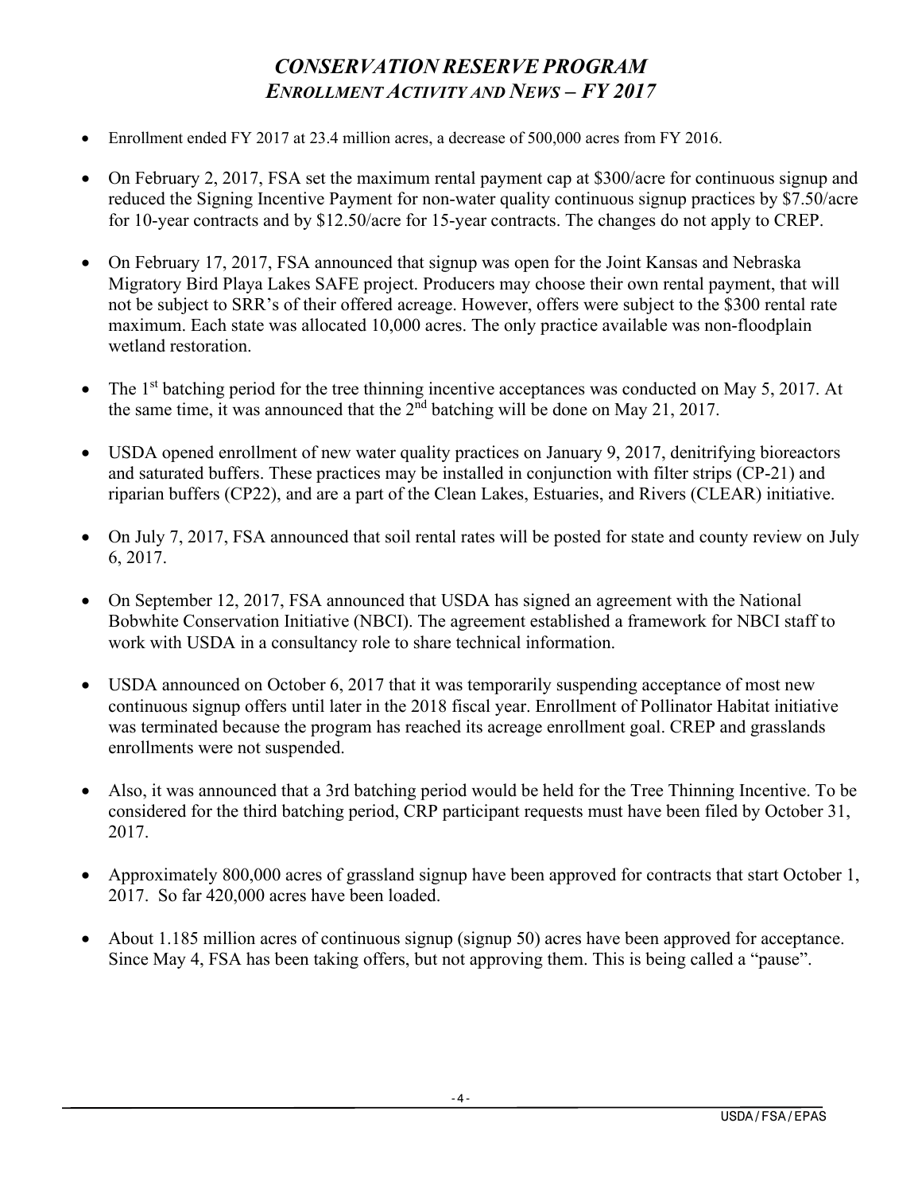# *CONSERVATION RESERVE PROGRAM*
## *ENROLLMENT ACTIVITY AND NEWS – FY 2017*

- Enrollment ended FY 2017 at 23.4 million acres, a decrease of 500,000 acres from FY 2016.
- On February 2, 2017, FSA set the maximum rental payment cap at $300/acre for continuous signup and reduced the Signing Incentive Payment for non-water quality continuous signup practices by $7.50/acre for 10-year contracts and by $12.50/acre for 15-year contracts. The changes do not apply to CREP.
- On February 17, 2017, FSA announced that signup was open for the Joint Kansas and Nebraska Migratory Bird Playa Lakes SAFE project. Producers may choose their own rental payment, that will not be subject to SRR's of their offered acreage. However, offers were subject to the $300 rental rate maximum. Each state was allocated 10,000 acres. The only practice available was non-floodplain wetland restoration.
- The 1st batching period for the tree thinning incentive acceptances was conducted on May 5, 2017. At the same time, it was announced that the 2nd batching will be done on May 21, 2017.
- USDA opened enrollment of new water quality practices on January 9, 2017, denitrifying bioreactors and saturated buffers. These practices may be installed in conjunction with filter strips (CP-21) and riparian buffers (CP22), and are a part of the Clean Lakes, Estuaries, and Rivers (CLEAR) initiative.
- On July 7, 2017, FSA announced that soil rental rates will be posted for state and county review on July 6, 2017.
- On September 12, 2017, FSA announced that USDA has signed an agreement with the National Bobwhite Conservation Initiative (NBCI). The agreement established a framework for NBCI staff to work with USDA in a consultancy role to share technical information.
- USDA announced on October 6, 2017 that it was temporarily suspending acceptance of most new continuous signup offers until later in the 2018 fiscal year. Enrollment of Pollinator Habitat initiative was terminated because the program has reached its acreage enrollment goal. CREP and grasslands enrollments were not suspended.
- Also, it was announced that a 3rd batching period would be held for the Tree Thinning Incentive. To be considered for the third batching period, CRP participant requests must have been filed by October 31, 2017.
- Approximately 800,000 acres of grassland signup have been approved for contracts that start October 1, 2017. So far 420,000 acres have been loaded.
- About 1.185 million acres of continuous signup (signup 50) acres have been approved for acceptance. Since May 4, FSA has been taking offers, but not approving them. This is being called a "pause".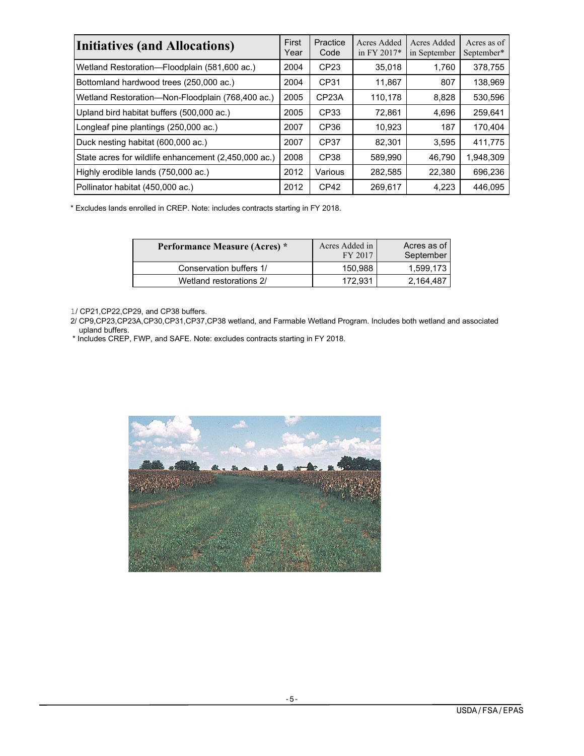| Initiatives (and Allocations) | First Year | Practice Code | Acres Added in FY 2017* | Acres Added in September | Acres as of September* |
|---|---|---|---|---|---|
| Wetland Restoration—Floodplain (581,600 ac.) | 2004 | CP23 | 35,018 | 1,760 | 378,755 |
| Bottomland hardwood trees (250,000 ac.) | 2004 | CP31 | 11,867 | 807 | 138,969 |
| Wetland Restoration—Non-Floodplain (768,400 ac.) | 2005 | CP23A | 110,178 | 8,828 | 530,596 |
| Upland bird habitat buffers (500,000 ac.) | 2005 | CP33 | 72,861 | 4,696 | 259,641 |
| Longleaf pine plantings (250,000 ac.) | 2007 | CP36 | 10,923 | 187 | 170,404 |
| Duck nesting habitat (600,000 ac.) | 2007 | CP37 | 82,301 | 3,595 | 411,775 |
| State acres for wildlife enhancement (2,450,000 ac.) | 2008 | CP38 | 589,990 | 46,790 | 1,948,309 |
| Highly erodible lands (750,000 ac.) | 2012 | Various | 282,585 | 22,380 | 696,236 |
| Pollinator habitat (450,000 ac.) | 2012 | CP42 | 269,617 | 4,223 | 446,095 |

* Excludes lands enrolled in CREP. Note: includes contracts starting in FY 2018.

| Performance Measure (Acres) * | Acres Added in FY 2017 | Acres as of September |
|---|---|---|
| Conservation buffers 1/ | 150,988 | 1,599,173 |
| Wetland restorations 2/ | 172,931 | 2,164,487 |

1/ CP21,CP22,CP29, and CP38 buffers.

2/ CP9,CP23,CP23A,CP30,CP31,CP37,CP38 wetland, and Farmable Wetland Program. Includes both wetland and associated upland buffers.

* Includes CREP, FWP, and SAFE. Note: excludes contracts starting in FY 2018.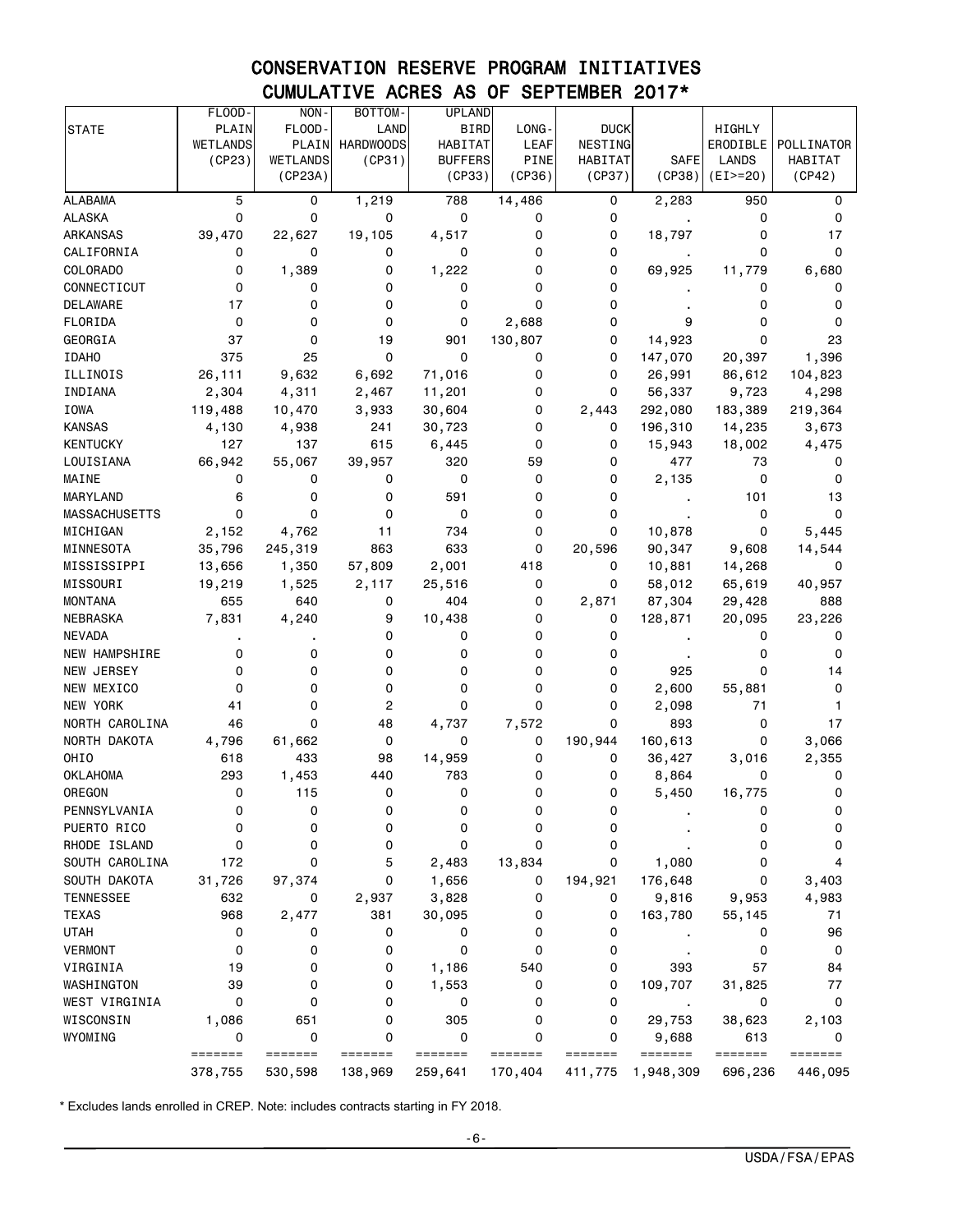# CONSERVATION RESERVE PROGRAM INITIATIVES
## CUMULATIVE ACRES AS OF SEPTEMBER 2017*

| STATE | FLOOD-PLAIN WETLANDS (CP23) | NON-FLOOD-PLAIN WETLANDS (CP23A) | BOTTOM-LAND HARDWOODS (CP31) | UPLAND BIRD HABITAT BUFFERS (CP33) | LONG-LEAF PINE (CP36) | DUCK NESTING HABITAT (CP37) | SAFE (CP38) | HIGHLY ERODIBLE LANDS (EI>=20) | POLLINATOR HABITAT (CP42) |
|---|---|---|---|---|---|---|---|---|---|
| ALABAMA | 5 | 0 | 1,219 | 788 | 14,486 | 0 | 2,283 | 950 | 0 |
| ALASKA | 0 | 0 | 0 | 0 | 0 | 0 | . | 0 | 0 |
| ARKANSAS | 39,470 | 22,627 | 19,105 | 4,517 | 0 | 0 | 18,797 | 0 | 17 |
| CALIFORNIA | 0 | 0 | 0 | 0 | 0 | 0 | . | 0 | 0 |
| COLORADO | 0 | 1,389 | 0 | 1,222 | 0 | 0 | 69,925 | 11,779 | 6,680 |
| CONNECTICUT | 0 | 0 | 0 | 0 | 0 | 0 | . | 0 | 0 |
| DELAWARE | 17 | 0 | 0 | 0 | 0 | 0 | . | 0 | 0 |
| FLORIDA | 0 | 0 | 0 | 0 | 2,688 | 0 | 9 | 0 | 0 |
| GEORGIA | 37 | 0 | 19 | 901 | 130,807 | 0 | 14,923 | 0 | 23 |
| IDAHO | 375 | 25 | 0 | 0 | 0 | 0 | 147,070 | 20,397 | 1,396 |
| ILLINOIS | 26,111 | 9,632 | 6,692 | 71,016 | 0 | 0 | 26,991 | 86,612 | 104,823 |
| INDIANA | 2,304 | 4,311 | 2,467 | 11,201 | 0 | 0 | 56,337 | 9,723 | 4,298 |
| IOWA | 119,488 | 10,470 | 3,933 | 30,604 | 0 | 2,443 | 292,080 | 183,389 | 219,364 |
| KANSAS | 4,130 | 4,938 | 241 | 30,723 | 0 | 0 | 196,310 | 14,235 | 3,673 |
| KENTUCKY | 127 | 137 | 615 | 6,445 | 0 | 0 | 15,943 | 18,002 | 4,475 |
| LOUISIANA | 66,942 | 55,067 | 39,957 | 320 | 59 | 0 | 477 | 73 | 0 |
| MAINE | 0 | 0 | 0 | 0 | 0 | 0 | 2,135 | 0 | 0 |
| MARYLAND | 6 | 0 | 0 | 591 | 0 | 0 | . | 101 | 13 |
| MASSACHUSETTS | 0 | 0 | 0 | 0 | 0 | 0 | . | 0 | 0 |
| MICHIGAN | 2,152 | 4,762 | 11 | 734 | 0 | 0 | 10,878 | 0 | 5,445 |
| MINNESOTA | 35,796 | 245,319 | 863 | 633 | 0 | 20,596 | 90,347 | 9,608 | 14,544 |
| MISSISSIPPI | 13,656 | 1,350 | 57,809 | 2,001 | 418 | 0 | 10,881 | 14,268 | 0 |
| MISSOURI | 19,219 | 1,525 | 2,117 | 25,516 | 0 | 0 | 58,012 | 65,619 | 40,957 |
| MONTANA | 655 | 640 | 0 | 404 | 0 | 2,871 | 87,304 | 29,428 | 888 |
| NEBRASKA | 7,831 | 4,240 | 9 | 10,438 | 0 | 0 | 128,871 | 20,095 | 23,226 |
| NEVADA | . | . | 0 | 0 | 0 | 0 | . | 0 | 0 |
| NEW HAMPSHIRE | 0 | 0 | 0 | 0 | 0 | 0 | . | 0 | 0 |
| NEW JERSEY | 0 | 0 | 0 | 0 | 0 | 0 | 925 | 0 | 14 |
| NEW MEXICO | 0 | 0 | 0 | 0 | 0 | 0 | 2,600 | 55,881 | 0 |
| NEW YORK | 41 | 0 | 2 | 0 | 0 | 0 | 2,098 | 71 | 1 |
| NORTH CAROLINA | 46 | 0 | 48 | 4,737 | 7,572 | 0 | 893 | 0 | 17 |
| NORTH DAKOTA | 4,796 | 61,662 | 0 | 0 | 0 | 190,944 | 160,613 | 0 | 3,066 |
| OHIO | 618 | 433 | 98 | 14,959 | 0 | 0 | 36,427 | 3,016 | 2,355 |
| OKLAHOMA | 293 | 1,453 | 440 | 783 | 0 | 0 | 8,864 | 0 | 0 |
| OREGON | 0 | 115 | 0 | 0 | 0 | 0 | 5,450 | 16,775 | 0 |
| PENNSYLVANIA | 0 | 0 | 0 | 0 | 0 | 0 | . | 0 | 0 |
| PUERTO RICO | 0 | 0 | 0 | 0 | 0 | 0 | . | 0 | 0 |
| RHODE ISLAND | 0 | 0 | 0 | 0 | 0 | 0 | . | 0 | 0 |
| SOUTH CAROLINA | 172 | 0 | 5 | 2,483 | 13,834 | 0 | 1,080 | 0 | 4 |
| SOUTH DAKOTA | 31,726 | 97,374 | 0 | 1,656 | 0 | 194,921 | 176,648 | 0 | 3,403 |
| TENNESSEE | 632 | 0 | 2,937 | 3,828 | 0 | 0 | 9,816 | 9,953 | 4,983 |
| TEXAS | 968 | 2,477 | 381 | 30,095 | 0 | 0 | 163,780 | 55,145 | 71 |
| UTAH | 0 | 0 | 0 | 0 | 0 | 0 | . | 0 | 96 |
| VERMONT | 0 | 0 | 0 | 0 | 0 | 0 | . | 0 | 0 |
| VIRGINIA | 19 | 0 | 0 | 1,186 | 540 | 0 | 393 | 57 | 84 |
| WASHINGTON | 39 | 0 | 0 | 1,553 | 0 | 0 | 109,707 | 31,825 | 77 |
| WEST VIRGINIA | 0 | 0 | 0 | 0 | 0 | 0 | . | 0 | 0 |
| WISCONSIN | 1,086 | 651 | 0 | 305 | 0 | 0 | 29,753 | 38,623 | 2,103 |
| WYOMING | 0 | 0 | 0 | 0 | 0 | 0 | 9,688 | 613 | 0 |
| | 378,755 | 530,598 | 138,969 | 259,641 | 170,404 | 411,775 | 1,948,309 | 696,236 | 446,095 |

\* Excludes lands enrolled in CREP. Note: includes contracts starting in FY 2018.

USDA/FSA/EPAS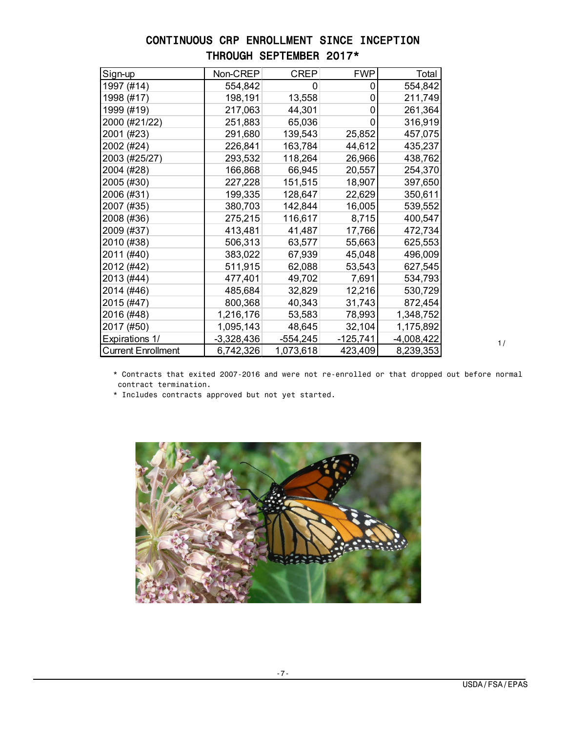# CONTINUOUS CRP ENROLLMENT SINCE INCEPTION THROUGH SEPTEMBER 2017*

| Sign-up | Non-CREP | CREP | FWP | Total |
|---|---|---|---|---|
| 1997 (#14) | 554,842 | 0 | 0 | 554,842 |
| 1998 (#17) | 198,191 | 13,558 | 0 | 211,749 |
| 1999 (#19) | 217,063 | 44,301 | 0 | 261,364 |
| 2000 (#21/22) | 251,883 | 65,036 | 0 | 316,919 |
| 2001 (#23) | 291,680 | 139,543 | 25,852 | 457,075 |
| 2002 (#24) | 226,841 | 163,784 | 44,612 | 435,237 |
| 2003 (#25/27) | 293,532 | 118,264 | 26,966 | 438,762 |
| 2004 (#28) | 166,868 | 66,945 | 20,557 | 254,370 |
| 2005 (#30) | 227,228 | 151,515 | 18,907 | 397,650 |
| 2006 (#31) | 199,335 | 128,647 | 22,629 | 350,611 |
| 2007 (#35) | 380,703 | 142,844 | 16,005 | 539,552 |
| 2008 (#36) | 275,215 | 116,617 | 8,715 | 400,547 |
| 2009 (#37) | 413,481 | 41,487 | 17,766 | 472,734 |
| 2010 (#38) | 506,313 | 63,577 | 55,663 | 625,553 |
| 2011 (#40) | 383,022 | 67,939 | 45,048 | 496,009 |
| 2012 (#42) | 511,915 | 62,088 | 53,543 | 627,545 |
| 2013 (#44) | 477,401 | 49,702 | 7,691 | 534,793 |
| 2014 (#46) | 485,684 | 32,829 | 12,216 | 530,729 |
| 2015 (#47) | 800,368 | 40,343 | 31,743 | 872,454 |
| 2016 (#48) | 1,216,176 | 53,583 | 78,993 | 1,348,752 |
| 2017 (#50) | 1,095,143 | 48,645 | 32,104 | 1,175,892 |
| Expirations 1/ | -3,328,436 | -554,245 | -125,741 | -4,008,422 |
| Current Enrollment | 6,742,326 | 1,073,618 | 423,409 | 8,239,353 |

1/

* Contracts that exited 2007-2016 and were not re-enrolled or that dropped out before normal contract termination.
* Includes contracts approved but not yet started.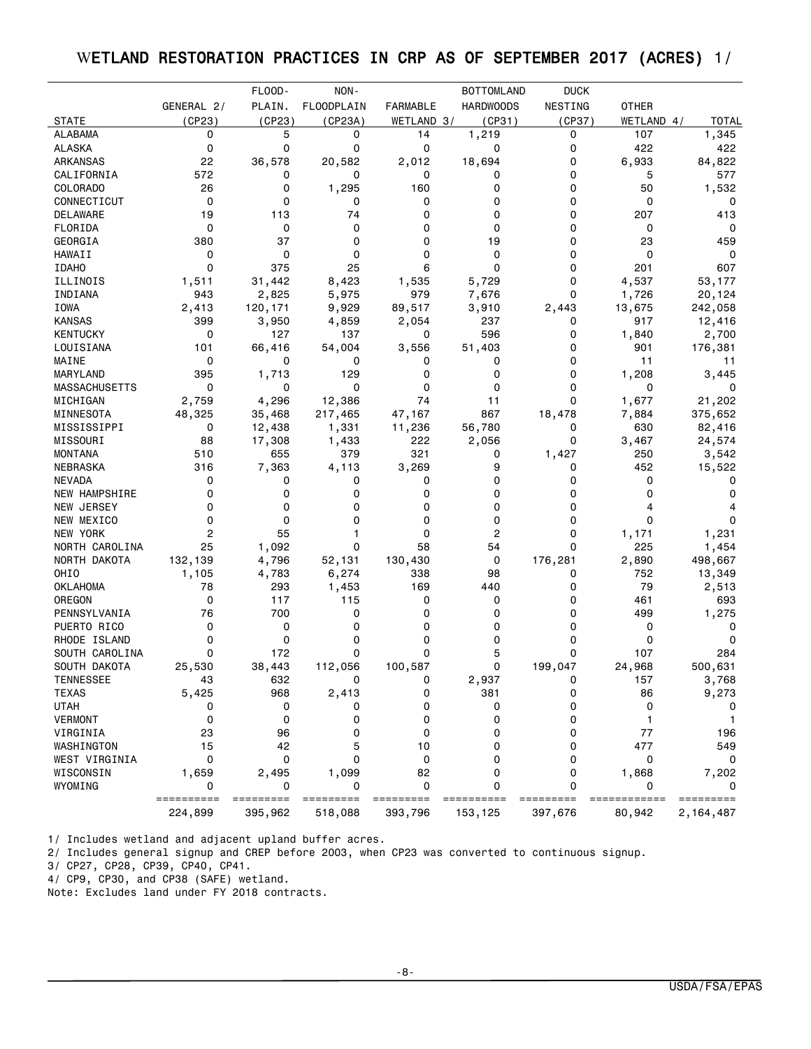# WETLAND RESTORATION PRACTICES IN CRP AS OF SEPTEMBER 2017 (ACRES) 1/

| STATE | GENERAL 2/ (CP23) | FLOOD-PLAIN. (CP23) | NON-FLOODPLAIN (CP23A) | FARMABLE WETLAND 3/ | BOTTOMLAND HARDWOODS (CP31) | DUCK NESTING (CP37) | OTHER WETLAND 4/ | TOTAL |
|---|---|---|---|---|---|---|---|---|
| ALABAMA | 0 | 5 | 0 | 14 | 1,219 | 0 | 107 | 1,345 |
| ALASKA | 0 | 0 | 0 | 0 | 0 | 0 | 422 | 422 |
| ARKANSAS | 22 | 36,578 | 20,582 | 2,012 | 18,694 | 0 | 6,933 | 84,822 |
| CALIFORNIA | 572 | 0 | 0 | 0 | 0 | 0 | 5 | 577 |
| COLORADO | 26 | 0 | 1,295 | 160 | 0 | 0 | 50 | 1,532 |
| CONNECTICUT | 0 | 0 | 0 | 0 | 0 | 0 | 0 | 0 |
| DELAWARE | 19 | 113 | 74 | 0 | 0 | 0 | 207 | 413 |
| FLORIDA | 0 | 0 | 0 | 0 | 0 | 0 | 0 | 0 |
| GEORGIA | 380 | 37 | 0 | 0 | 19 | 0 | 23 | 459 |
| HAWAII | 0 | 0 | 0 | 0 | 0 | 0 | 0 | 0 |
| IDAHO | 0 | 375 | 25 | 6 | 0 | 0 | 201 | 607 |
| ILLINOIS | 1,511 | 31,442 | 8,423 | 1,535 | 5,729 | 0 | 4,537 | 53,177 |
| INDIANA | 943 | 2,825 | 5,975 | 979 | 7,676 | 0 | 1,726 | 20,124 |
| IOWA | 2,413 | 120,171 | 9,929 | 89,517 | 3,910 | 2,443 | 13,675 | 242,058 |
| KANSAS | 399 | 3,950 | 4,859 | 2,054 | 237 | 0 | 917 | 12,416 |
| KENTUCKY | 0 | 127 | 137 | 0 | 596 | 0 | 1,840 | 2,700 |
| LOUISIANA | 101 | 66,416 | 54,004 | 3,556 | 51,403 | 0 | 901 | 176,381 |
| MAINE | 0 | 0 | 0 | 0 | 0 | 0 | 11 | 11 |
| MARYLAND | 395 | 1,713 | 129 | 0 | 0 | 0 | 1,208 | 3,445 |
| MASSACHUSETTS | 0 | 0 | 0 | 0 | 0 | 0 | 0 | 0 |
| MICHIGAN | 2,759 | 4,296 | 12,386 | 74 | 11 | 0 | 1,677 | 21,202 |
| MINNESOTA | 48,325 | 35,468 | 217,465 | 47,167 | 867 | 18,478 | 7,884 | 375,652 |
| MISSISSIPPI | 0 | 12,438 | 1,331 | 11,236 | 56,780 | 0 | 630 | 82,416 |
| MISSOURI | 88 | 17,308 | 1,433 | 222 | 2,056 | 0 | 3,467 | 24,574 |
| MONTANA | 510 | 655 | 379 | 321 | 0 | 1,427 | 250 | 3,542 |
| NEBRASKA | 316 | 7,363 | 4,113 | 3,269 | 9 | 0 | 452 | 15,522 |
| NEVADA | 0 | 0 | 0 | 0 | 0 | 0 | 0 | 0 |
| NEW HAMPSHIRE | 0 | 0 | 0 | 0 | 0 | 0 | 0 | 0 |
| NEW JERSEY | 0 | 0 | 0 | 0 | 0 | 0 | 4 | 4 |
| NEW MEXICO | 0 | 0 | 0 | 0 | 0 | 0 | 0 | 0 |
| NEW YORK | 2 | 55 | 1 | 0 | 2 | 0 | 1,171 | 1,231 |
| NORTH CAROLINA | 25 | 1,092 | 0 | 58 | 54 | 0 | 225 | 1,454 |
| NORTH DAKOTA | 132,139 | 4,796 | 52,131 | 130,430 | 0 | 176,281 | 2,890 | 498,667 |
| OHIO | 1,105 | 4,783 | 6,274 | 338 | 98 | 0 | 752 | 13,349 |
| OKLAHOMA | 78 | 293 | 1,453 | 169 | 440 | 0 | 79 | 2,513 |
| OREGON | 0 | 117 | 115 | 0 | 0 | 0 | 461 | 693 |
| PENNSYLVANIA | 76 | 700 | 0 | 0 | 0 | 0 | 499 | 1,275 |
| PUERTO RICO | 0 | 0 | 0 | 0 | 0 | 0 | 0 | 0 |
| RHODE ISLAND | 0 | 0 | 0 | 0 | 0 | 0 | 0 | 0 |
| SOUTH CAROLINA | 0 | 172 | 0 | 0 | 5 | 0 | 107 | 284 |
| SOUTH DAKOTA | 25,530 | 38,443 | 112,056 | 100,587 | 0 | 199,047 | 24,968 | 500,631 |
| TENNESSEE | 43 | 632 | 0 | 0 | 2,937 | 0 | 157 | 3,768 |
| TEXAS | 5,425 | 968 | 2,413 | 0 | 381 | 0 | 86 | 9,273 |
| UTAH | 0 | 0 | 0 | 0 | 0 | 0 | 0 | 0 |
| VERMONT | 0 | 0 | 0 | 0 | 0 | 0 | 1 | 1 |
| VIRGINIA | 23 | 96 | 0 | 0 | 0 | 0 | 77 | 196 |
| WASHINGTON | 15 | 42 | 5 | 10 | 0 | 0 | 477 | 549 |
| WEST VIRGINIA | 0 | 0 | 0 | 0 | 0 | 0 | 0 | 0 |
| WISCONSIN | 1,659 | 2,495 | 1,099 | 82 | 0 | 0 | 1,868 | 7,202 |
| WYOMING | 0 | 0 | 0 | 0 | 0 | 0 | 0 | 0 |
| | 224,899 | 395,962 | 518,088 | 393,796 | 153,125 | 397,676 | 80,942 | 2,164,487 |

1/ Includes wetland and adjacent upland buffer acres.

2/ Includes general signup and CREP before 2003, when CP23 was converted to continuous signup.

3/ CP27, CP28, CP39, CP40, CP41.

4/ CP9, CP30, and CP38 (SAFE) wetland.

Note: Excludes land under FY 2018 contracts.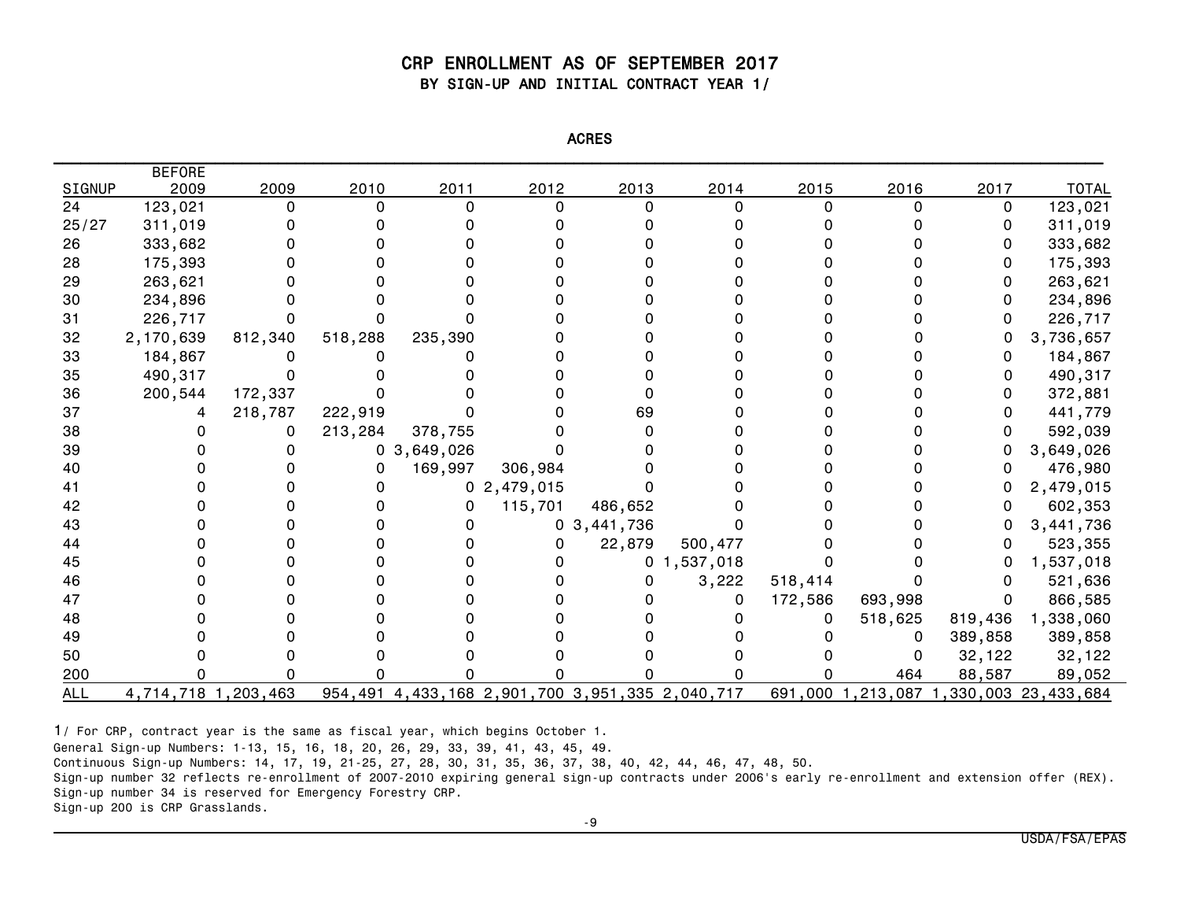# CRP ENROLLMENT AS OF SEPTEMBER 2017

## BY SIGN-UP AND INITIAL CONTRACT YEAR 1/

ACRES

| SIGNUP | BEFORE 2009 | 2009 | 2010 | 2011 | 2012 | 2013 | 2014 | 2015 | 2016 | 2017 | TOTAL |
|---|---|---|---|---|---|---|---|---|---|---|---|
| 24 | 123,021 | 0 | 0 | 0 | 0 | 0 | 0 | 0 | 0 | 0 | 123,021 |
| 25/27 | 311,019 | 0 | 0 | 0 | 0 | 0 | 0 | 0 | 0 | 0 | 311,019 |
| 26 | 333,682 | 0 | 0 | 0 | 0 | 0 | 0 | 0 | 0 | 0 | 333,682 |
| 28 | 175,393 | 0 | 0 | 0 | 0 | 0 | 0 | 0 | 0 | 0 | 175,393 |
| 29 | 263,621 | 0 | 0 | 0 | 0 | 0 | 0 | 0 | 0 | 0 | 263,621 |
| 30 | 234,896 | 0 | 0 | 0 | 0 | 0 | 0 | 0 | 0 | 0 | 234,896 |
| 31 | 226,717 | 0 | 0 | 0 | 0 | 0 | 0 | 0 | 0 | 0 | 226,717 |
| 32 | 2,170,639 | 812,340 | 518,288 | 235,390 | 0 | 0 | 0 | 0 | 0 | 0 | 3,736,657 |
| 33 | 184,867 | 0 | 0 | 0 | 0 | 0 | 0 | 0 | 0 | 0 | 184,867 |
| 35 | 490,317 | 0 | 0 | 0 | 0 | 0 | 0 | 0 | 0 | 0 | 490,317 |
| 36 | 200,544 | 172,337 | 0 | 0 | 0 | 0 | 0 | 0 | 0 | 0 | 372,881 |
| 37 | 4 | 218,787 | 222,919 | 0 | 0 | 69 | 0 | 0 | 0 | 0 | 441,779 |
| 38 | 0 | 0 | 213,284 | 378,755 | 0 | 0 | 0 | 0 | 0 | 0 | 592,039 |
| 39 | 0 | 0 | 0 | 3,649,026 | 0 | 0 | 0 | 0 | 0 | 0 | 3,649,026 |
| 40 | 0 | 0 | 0 | 169,997 | 306,984 | 0 | 0 | 0 | 0 | 0 | 476,980 |
| 41 | 0 | 0 | 0 | 0 | 2,479,015 | 0 | 0 | 0 | 0 | 0 | 2,479,015 |
| 42 | 0 | 0 | 0 | 0 | 115,701 | 486,652 | 0 | 0 | 0 | 0 | 602,353 |
| 43 | 0 | 0 | 0 | 0 | 0 | 3,441,736 | 0 | 0 | 0 | 0 | 3,441,736 |
| 44 | 0 | 0 | 0 | 0 | 0 | 22,879 | 500,477 | 0 | 0 | 0 | 523,355 |
| 45 | 0 | 0 | 0 | 0 | 0 | 0 | 1,537,018 | 0 | 0 | 0 | 1,537,018 |
| 46 | 0 | 0 | 0 | 0 | 0 | 0 | 3,222 | 518,414 | 0 | 0 | 521,636 |
| 47 | 0 | 0 | 0 | 0 | 0 | 0 | 0 | 172,586 | 693,998 | 0 | 866,585 |
| 48 | 0 | 0 | 0 | 0 | 0 | 0 | 0 | 0 | 518,625 | 819,436 | 1,338,060 |
| 49 | 0 | 0 | 0 | 0 | 0 | 0 | 0 | 0 | 0 | 389,858 | 389,858 |
| 50 | 0 | 0 | 0 | 0 | 0 | 0 | 0 | 0 | 0 | 32,122 | 32,122 |
| 200 | 0 | 0 | 0 | 0 | 0 | 0 | 0 | 0 | 464 | 88,587 | 89,052 |
| ALL | 4,714,718 | 1,203,463 | 954,491 | 4,433,168 | 2,901,700 | 3,951,335 | 2,040,717 | 691,000 | 1,213,087 | 1,330,003 | 23,433,684 |

1/ For CRP, contract year is the same as fiscal year, which begins October 1.

General Sign-up Numbers: 1-13, 15, 16, 18, 20, 26, 29, 33, 39, 41, 43, 45, 49.

Continuous Sign-up Numbers: 14, 17, 19, 21-25, 27, 28, 30, 31, 35, 36, 37, 38, 40, 42, 44, 46, 47, 48, 50.

Sign-up number 32 reflects re-enrollment of 2007-2010 expiring general sign-up contracts under 2006's early re-enrollment and extension offer (REX).

Sign-up number 34 is reserved for Emergency Forestry CRP.

Sign-up 200 is CRP Grasslands.

USDA/FSA/EPAS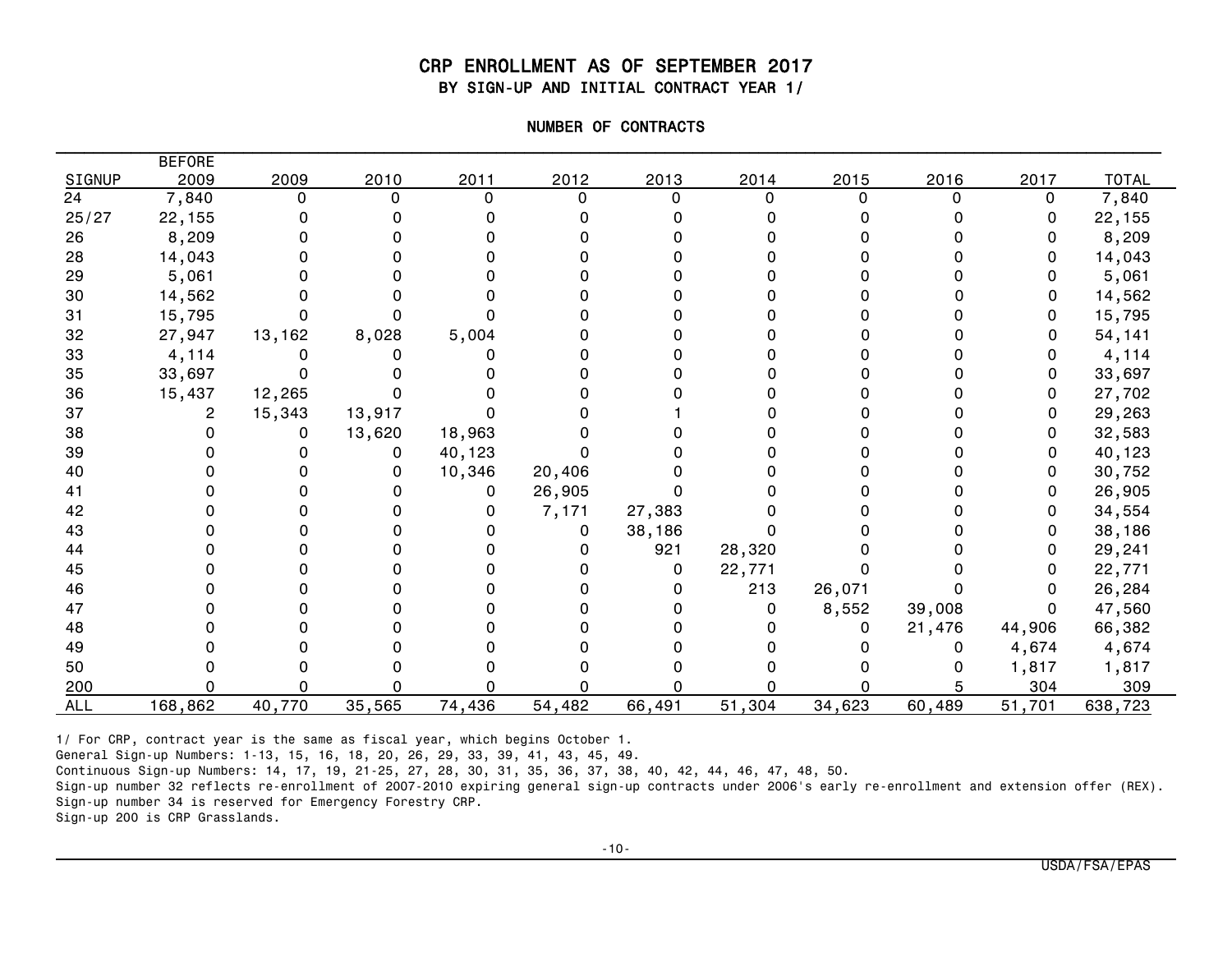# CRP ENROLLMENT AS OF SEPTEMBER 2017

## BY SIGN-UP AND INITIAL CONTRACT YEAR 1/

### NUMBER OF CONTRACTS

| SIGNUP | BEFORE 2009 | 2009 | 2010 | 2011 | 2012 | 2013 | 2014 | 2015 | 2016 | 2017 | TOTAL |
|---|---|---|---|---|---|---|---|---|---|---|---|
| 24 | 7,840 | 0 | 0 | 0 | 0 | 0 | 0 | 0 | 0 | 0 | 7,840 |
| 25/27 | 22,155 | 0 | 0 | 0 | 0 | 0 | 0 | 0 | 0 | 0 | 22,155 |
| 26 | 8,209 | 0 | 0 | 0 | 0 | 0 | 0 | 0 | 0 | 0 | 8,209 |
| 28 | 14,043 | 0 | 0 | 0 | 0 | 0 | 0 | 0 | 0 | 0 | 14,043 |
| 29 | 5,061 | 0 | 0 | 0 | 0 | 0 | 0 | 0 | 0 | 0 | 5,061 |
| 30 | 14,562 | 0 | 0 | 0 | 0 | 0 | 0 | 0 | 0 | 0 | 14,562 |
| 31 | 15,795 | 0 | 0 | 0 | 0 | 0 | 0 | 0 | 0 | 0 | 15,795 |
| 32 | 27,947 | 13,162 | 8,028 | 5,004 | 0 | 0 | 0 | 0 | 0 | 0 | 54,141 |
| 33 | 4,114 | 0 | 0 | 0 | 0 | 0 | 0 | 0 | 0 | 0 | 4,114 |
| 35 | 33,697 | 0 | 0 | 0 | 0 | 0 | 0 | 0 | 0 | 0 | 33,697 |
| 36 | 15,437 | 12,265 | 0 | 0 | 0 | 0 | 0 | 0 | 0 | 0 | 27,702 |
| 37 | 2 | 15,343 | 13,917 | 0 | 0 | 1 | 0 | 0 | 0 | 0 | 29,263 |
| 38 | 0 | 0 | 13,620 | 18,963 | 0 | 0 | 0 | 0 | 0 | 0 | 32,583 |
| 39 | 0 | 0 | 0 | 40,123 | 0 | 0 | 0 | 0 | 0 | 0 | 40,123 |
| 40 | 0 | 0 | 0 | 10,346 | 20,406 | 0 | 0 | 0 | 0 | 0 | 30,752 |
| 41 | 0 | 0 | 0 | 0 | 26,905 | 0 | 0 | 0 | 0 | 0 | 26,905 |
| 42 | 0 | 0 | 0 | 0 | 7,171 | 27,383 | 0 | 0 | 0 | 0 | 34,554 |
| 43 | 0 | 0 | 0 | 0 | 0 | 38,186 | 0 | 0 | 0 | 0 | 38,186 |
| 44 | 0 | 0 | 0 | 0 | 0 | 921 | 28,320 | 0 | 0 | 0 | 29,241 |
| 45 | 0 | 0 | 0 | 0 | 0 | 0 | 22,771 | 0 | 0 | 0 | 22,771 |
| 46 | 0 | 0 | 0 | 0 | 0 | 0 | 213 | 26,071 | 0 | 0 | 26,284 |
| 47 | 0 | 0 | 0 | 0 | 0 | 0 | 0 | 8,552 | 39,008 | 0 | 47,560 |
| 48 | 0 | 0 | 0 | 0 | 0 | 0 | 0 | 0 | 21,476 | 44,906 | 66,382 |
| 49 | 0 | 0 | 0 | 0 | 0 | 0 | 0 | 0 | 0 | 4,674 | 4,674 |
| 50 | 0 | 0 | 0 | 0 | 0 | 0 | 0 | 0 | 0 | 1,817 | 1,817 |
| 200 | 0 | 0 | 0 | 0 | 0 | 0 | 0 | 0 | 5 | 304 | 309 |
| ALL | 168,862 | 40,770 | 35,565 | 74,436 | 54,482 | 66,491 | 51,304 | 34,623 | 60,489 | 51,701 | 638,723 |

1/ For CRP, contract year is the same as fiscal year, which begins October 1.
General Sign-up Numbers: 1-13, 15, 16, 18, 20, 26, 29, 33, 39, 41, 43, 45, 49.
Continuous Sign-up Numbers: 14, 17, 19, 21-25, 27, 28, 30, 31, 35, 36, 37, 38, 40, 42, 44, 46, 47, 48, 50.
Sign-up number 32 reflects re-enrollment of 2007-2010 expiring general sign-up contracts under 2006's early re-enrollment and extension offer (REX).
Sign-up number 34 is reserved for Emergency Forestry CRP.
Sign-up 200 is CRP Grasslands.

USDA/FSA/EPAS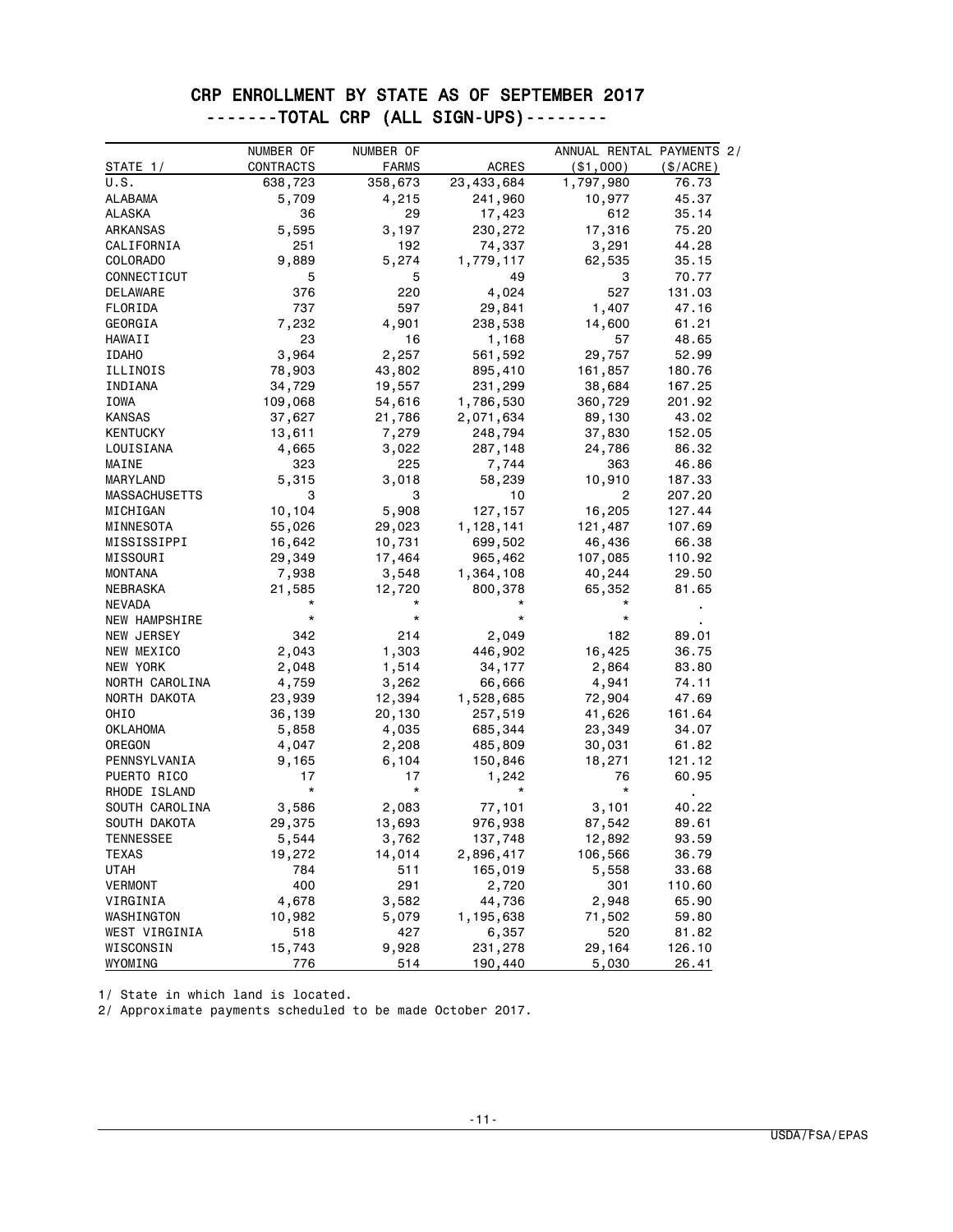# CRP ENROLLMENT BY STATE AS OF SEPTEMBER 2017

## -------TOTAL CRP (ALL SIGN-UPS)--------

| STATE 1/ | NUMBER OF CONTRACTS | NUMBER OF FARMS | ACRES | ANNUAL RENTAL PAYMENTS 2/ ($1,000) | ($/ACRE) |
|---|---|---|---|---|---|
| U.S. | 638,723 | 358,673 | 23,433,684 | 1,797,980 | 76.73 |
| ALABAMA | 5,709 | 4,215 | 241,960 | 10,977 | 45.37 |
| ALASKA | 36 | 29 | 17,423 | 612 | 35.14 |
| ARKANSAS | 5,595 | 3,197 | 230,272 | 17,316 | 75.20 |
| CALIFORNIA | 251 | 192 | 74,337 | 3,291 | 44.28 |
| COLORADO | 9,889 | 5,274 | 1,779,117 | 62,535 | 35.15 |
| CONNECTICUT | 5 | 5 | 49 | 3 | 70.77 |
| DELAWARE | 376 | 220 | 4,024 | 527 | 131.03 |
| FLORIDA | 737 | 597 | 29,841 | 1,407 | 47.16 |
| GEORGIA | 7,232 | 4,901 | 238,538 | 14,600 | 61.21 |
| HAWAII | 23 | 16 | 1,168 | 57 | 48.65 |
| IDAHO | 3,964 | 2,257 | 561,592 | 29,757 | 52.99 |
| ILLINOIS | 78,903 | 43,802 | 895,410 | 161,857 | 180.76 |
| INDIANA | 34,729 | 19,557 | 231,299 | 38,684 | 167.25 |
| IOWA | 109,068 | 54,616 | 1,786,530 | 360,729 | 201.92 |
| KANSAS | 37,627 | 21,786 | 2,071,634 | 89,130 | 43.02 |
| KENTUCKY | 13,611 | 7,279 | 248,794 | 37,830 | 152.05 |
| LOUISIANA | 4,665 | 3,022 | 287,148 | 24,786 | 86.32 |
| MAINE | 323 | 225 | 7,744 | 363 | 46.86 |
| MARYLAND | 5,315 | 3,018 | 58,239 | 10,910 | 187.33 |
| MASSACHUSETTS | 3 | 3 | 10 | 2 | 207.20 |
| MICHIGAN | 10,104 | 5,908 | 127,157 | 16,205 | 127.44 |
| MINNESOTA | 55,026 | 29,023 | 1,128,141 | 121,487 | 107.69 |
| MISSISSIPPI | 16,642 | 10,731 | 699,502 | 46,436 | 66.38 |
| MISSOURI | 29,349 | 17,464 | 965,462 | 107,085 | 110.92 |
| MONTANA | 7,938 | 3,548 | 1,364,108 | 40,244 | 29.50 |
| NEBRASKA | 21,585 | 12,720 | 800,378 | 65,352 | 81.65 |
| NEVADA | * | * | * | * | . |
| NEW HAMPSHIRE | * | * | * | * | . |
| NEW JERSEY | 342 | 214 | 2,049 | 182 | 89.01 |
| NEW MEXICO | 2,043 | 1,303 | 446,902 | 16,425 | 36.75 |
| NEW YORK | 2,048 | 1,514 | 34,177 | 2,864 | 83.80 |
| NORTH CAROLINA | 4,759 | 3,262 | 66,666 | 4,941 | 74.11 |
| NORTH DAKOTA | 23,939 | 12,394 | 1,528,685 | 72,904 | 47.69 |
| OHIO | 36,139 | 20,130 | 257,519 | 41,626 | 161.64 |
| OKLAHOMA | 5,858 | 4,035 | 685,344 | 23,349 | 34.07 |
| OREGON | 4,047 | 2,208 | 485,809 | 30,031 | 61.82 |
| PENNSYLVANIA | 9,165 | 6,104 | 150,846 | 18,271 | 121.12 |
| PUERTO RICO | 17 | 17 | 1,242 | 76 | 60.95 |
| RHODE ISLAND | * | * | * | * | . |
| SOUTH CAROLINA | 3,586 | 2,083 | 77,101 | 3,101 | 40.22 |
| SOUTH DAKOTA | 29,375 | 13,693 | 976,938 | 87,542 | 89.61 |
| TENNESSEE | 5,544 | 3,762 | 137,748 | 12,892 | 93.59 |
| TEXAS | 19,272 | 14,014 | 2,896,417 | 106,566 | 36.79 |
| UTAH | 784 | 511 | 165,019 | 5,558 | 33.68 |
| VERMONT | 400 | 291 | 2,720 | 301 | 110.60 |
| VIRGINIA | 4,678 | 3,582 | 44,736 | 2,948 | 65.90 |
| WASHINGTON | 10,982 | 5,079 | 1,195,638 | 71,502 | 59.80 |
| WEST VIRGINIA | 518 | 427 | 6,357 | 520 | 81.82 |
| WISCONSIN | 15,743 | 9,928 | 231,278 | 29,164 | 126.10 |
| WYOMING | 776 | 514 | 190,440 | 5,030 | 26.41 |

1/ State in which land is located.

2/ Approximate payments scheduled to be made October 2017.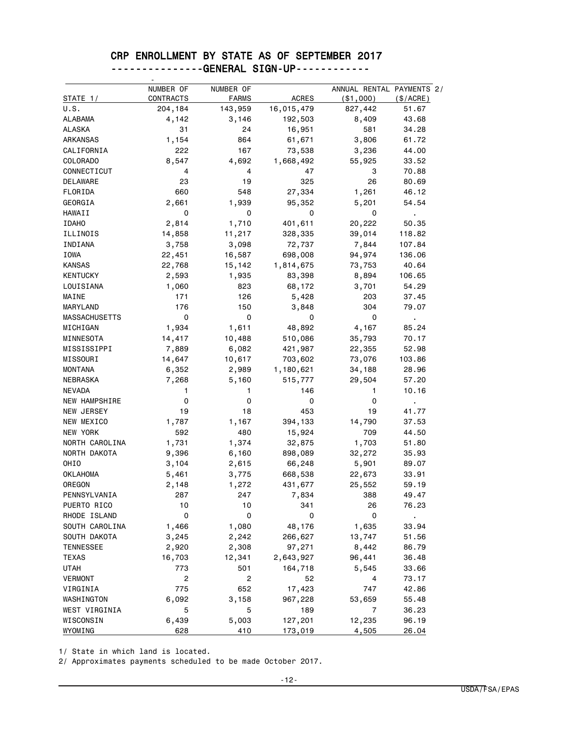# CRP ENROLLMENT BY STATE AS OF SEPTEMBER 2017

## ---------------GENERAL SIGN-UP------------

| STATE 1/ | NUMBER OF CONTRACTS | NUMBER OF FARMS | ACRES | ANNUAL RENTAL PAYMENTS 2/ ($1,000) | ($/ACRE) |
|---|---|---|---|---|---|
| U.S. | 204,184 | 143,959 | 16,015,479 | 827,442 | 51.67 |
| ALABAMA | 4,142 | 3,146 | 192,503 | 8,409 | 43.68 |
| ALASKA | 31 | 24 | 16,951 | 581 | 34.28 |
| ARKANSAS | 1,154 | 864 | 61,671 | 3,806 | 61.72 |
| CALIFORNIA | 222 | 167 | 73,538 | 3,236 | 44.00 |
| COLORADO | 8,547 | 4,692 | 1,668,492 | 55,925 | 33.52 |
| CONNECTICUT | 4 | 4 | 47 | 3 | 70.88 |
| DELAWARE | 23 | 19 | 325 | 26 | 80.69 |
| FLORIDA | 660 | 548 | 27,334 | 1,261 | 46.12 |
| GEORGIA | 2,661 | 1,939 | 95,352 | 5,201 | 54.54 |
| HAWAII | 0 | 0 | 0 | 0 | . |
| IDAHO | 2,814 | 1,710 | 401,611 | 20,222 | 50.35 |
| ILLINOIS | 14,858 | 11,217 | 328,335 | 39,014 | 118.82 |
| INDIANA | 3,758 | 3,098 | 72,737 | 7,844 | 107.84 |
| IOWA | 22,451 | 16,587 | 698,008 | 94,974 | 136.06 |
| KANSAS | 22,768 | 15,142 | 1,814,675 | 73,753 | 40.64 |
| KENTUCKY | 2,593 | 1,935 | 83,398 | 8,894 | 106.65 |
| LOUISIANA | 1,060 | 823 | 68,172 | 3,701 | 54.29 |
| MAINE | 171 | 126 | 5,428 | 203 | 37.45 |
| MARYLAND | 176 | 150 | 3,848 | 304 | 79.07 |
| MASSACHUSETTS | 0 | 0 | 0 | 0 | . |
| MICHIGAN | 1,934 | 1,611 | 48,892 | 4,167 | 85.24 |
| MINNESOTA | 14,417 | 10,488 | 510,086 | 35,793 | 70.17 |
| MISSISSIPPI | 7,889 | 6,082 | 421,987 | 22,355 | 52.98 |
| MISSOURI | 14,647 | 10,617 | 703,602 | 73,076 | 103.86 |
| MONTANA | 6,352 | 2,989 | 1,180,621 | 34,188 | 28.96 |
| NEBRASKA | 7,268 | 5,160 | 515,777 | 29,504 | 57.20 |
| NEVADA | 1 | 1 | 146 | 1 | 10.16 |
| NEW HAMPSHIRE | 0 | 0 | 0 | 0 | . |
| NEW JERSEY | 19 | 18 | 453 | 19 | 41.77 |
| NEW MEXICO | 1,787 | 1,167 | 394,133 | 14,790 | 37.53 |
| NEW YORK | 592 | 480 | 15,924 | 709 | 44.50 |
| NORTH CAROLINA | 1,731 | 1,374 | 32,875 | 1,703 | 51.80 |
| NORTH DAKOTA | 9,396 | 6,160 | 898,089 | 32,272 | 35.93 |
| OHIO | 3,104 | 2,615 | 66,248 | 5,901 | 89.07 |
| OKLAHOMA | 5,461 | 3,775 | 668,538 | 22,673 | 33.91 |
| OREGON | 2,148 | 1,272 | 431,677 | 25,552 | 59.19 |
| PENNSYLVANIA | 287 | 247 | 7,834 | 388 | 49.47 |
| PUERTO RICO | 10 | 10 | 341 | 26 | 76.23 |
| RHODE ISLAND | 0 | 0 | 0 | 0 | . |
| SOUTH CAROLINA | 1,466 | 1,080 | 48,176 | 1,635 | 33.94 |
| SOUTH DAKOTA | 3,245 | 2,242 | 266,627 | 13,747 | 51.56 |
| TENNESSEE | 2,920 | 2,308 | 97,271 | 8,442 | 86.79 |
| TEXAS | 16,703 | 12,341 | 2,643,927 | 96,441 | 36.48 |
| UTAH | 773 | 501 | 164,718 | 5,545 | 33.66 |
| VERMONT | 2 | 2 | 52 | 4 | 73.17 |
| VIRGINIA | 775 | 652 | 17,423 | 747 | 42.86 |
| WASHINGTON | 6,092 | 3,158 | 967,228 | 53,659 | 55.48 |
| WEST VIRGINIA | 5 | 5 | 189 | 7 | 36.23 |
| WISCONSIN | 6,439 | 5,003 | 127,201 | 12,235 | 96.19 |
| WYOMING | 628 | 410 | 173,019 | 4,505 | 26.04 |

1/ State in which land is located.

2/ Approximates payments scheduled to be made October 2017.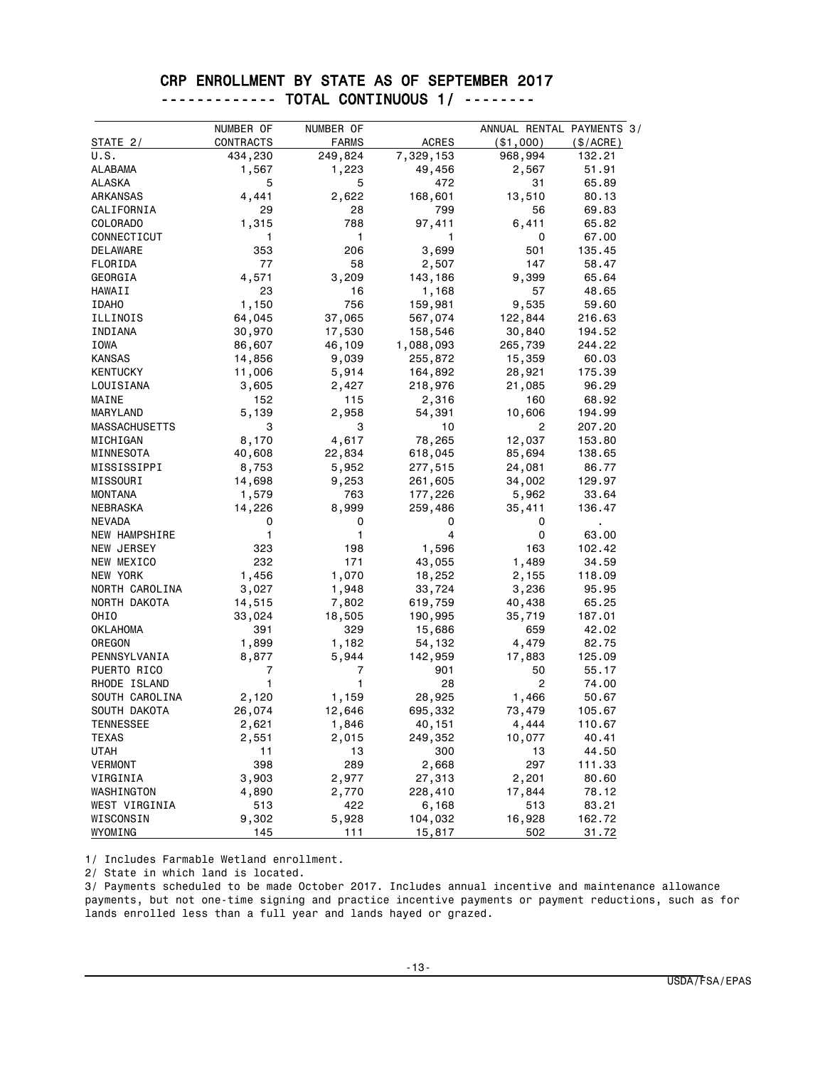## CRP ENROLLMENT BY STATE AS OF SEPTEMBER 2017

### ------------- TOTAL CONTINUOUS 1/ --------

| STATE 2/ | NUMBER OF CONTRACTS | NUMBER OF FARMS | ACRES | ANNUAL RENTAL PAYMENTS 3/ ($1,000) | ($/ACRE) |
|---|---|---|---|---|---|
| U.S. | 434,230 | 249,824 | 7,329,153 | 968,994 | 132.21 |
| ALABAMA | 1,567 | 1,223 | 49,456 | 2,567 | 51.91 |
| ALASKA | 5 | 5 | 472 | 31 | 65.89 |
| ARKANSAS | 4,441 | 2,622 | 168,601 | 13,510 | 80.13 |
| CALIFORNIA | 29 | 28 | 799 | 56 | 69.83 |
| COLORADO | 1,315 | 788 | 97,411 | 6,411 | 65.82 |
| CONNECTICUT | 1 | 1 | 1 | 0 | 67.00 |
| DELAWARE | 353 | 206 | 3,699 | 501 | 135.45 |
| FLORIDA | 77 | 58 | 2,507 | 147 | 58.47 |
| GEORGIA | 4,571 | 3,209 | 143,186 | 9,399 | 65.64 |
| HAWAII | 23 | 16 | 1,168 | 57 | 48.65 |
| IDAHO | 1,150 | 756 | 159,981 | 9,535 | 59.60 |
| ILLINOIS | 64,045 | 37,065 | 567,074 | 122,844 | 216.63 |
| INDIANA | 30,970 | 17,530 | 158,546 | 30,840 | 194.52 |
| IOWA | 86,607 | 46,109 | 1,088,093 | 265,739 | 244.22 |
| KANSAS | 14,856 | 9,039 | 255,872 | 15,359 | 60.03 |
| KENTUCKY | 11,006 | 5,914 | 164,892 | 28,921 | 175.39 |
| LOUISIANA | 3,605 | 2,427 | 218,976 | 21,085 | 96.29 |
| MAINE | 152 | 115 | 2,316 | 160 | 68.92 |
| MARYLAND | 5,139 | 2,958 | 54,391 | 10,606 | 194.99 |
| MASSACHUSETTS | 3 | 3 | 10 | 2 | 207.20 |
| MICHIGAN | 8,170 | 4,617 | 78,265 | 12,037 | 153.80 |
| MINNESOTA | 40,608 | 22,834 | 618,045 | 85,694 | 138.65 |
| MISSISSIPPI | 8,753 | 5,952 | 277,515 | 24,081 | 86.77 |
| MISSOURI | 14,698 | 9,253 | 261,605 | 34,002 | 129.97 |
| MONTANA | 1,579 | 763 | 177,226 | 5,962 | 33.64 |
| NEBRASKA | 14,226 | 8,999 | 259,486 | 35,411 | 136.47 |
| NEVADA | 0 | 0 | 0 | 0 | . |
| NEW HAMPSHIRE | 1 | 1 | 4 | 0 | 63.00 |
| NEW JERSEY | 323 | 198 | 1,596 | 163 | 102.42 |
| NEW MEXICO | 232 | 171 | 43,055 | 1,489 | 34.59 |
| NEW YORK | 1,456 | 1,070 | 18,252 | 2,155 | 118.09 |
| NORTH CAROLINA | 3,027 | 1,948 | 33,724 | 3,236 | 95.95 |
| NORTH DAKOTA | 14,515 | 7,802 | 619,759 | 40,438 | 65.25 |
| OHIO | 33,024 | 18,505 | 190,995 | 35,719 | 187.01 |
| OKLAHOMA | 391 | 329 | 15,686 | 659 | 42.02 |
| OREGON | 1,899 | 1,182 | 54,132 | 4,479 | 82.75 |
| PENNSYLVANIA | 8,877 | 5,944 | 142,959 | 17,883 | 125.09 |
| PUERTO RICO | 7 | 7 | 901 | 50 | 55.17 |
| RHODE ISLAND | 1 | 1 | 28 | 2 | 74.00 |
| SOUTH CAROLINA | 2,120 | 1,159 | 28,925 | 1,466 | 50.67 |
| SOUTH DAKOTA | 26,074 | 12,646 | 695,332 | 73,479 | 105.67 |
| TENNESSEE | 2,621 | 1,846 | 40,151 | 4,444 | 110.67 |
| TEXAS | 2,551 | 2,015 | 249,352 | 10,077 | 40.41 |
| UTAH | 11 | 13 | 300 | 13 | 44.50 |
| VERMONT | 398 | 289 | 2,668 | 297 | 111.33 |
| VIRGINIA | 3,903 | 2,977 | 27,313 | 2,201 | 80.60 |
| WASHINGTON | 4,890 | 2,770 | 228,410 | 17,844 | 78.12 |
| WEST VIRGINIA | 513 | 422 | 6,168 | 513 | 83.21 |
| WISCONSIN | 9,302 | 5,928 | 104,032 | 16,928 | 162.72 |
| WYOMING | 145 | 111 | 15,817 | 502 | 31.72 |

1/ Includes Farmable Wetland enrollment.

2/ State in which land is located.

3/ Payments scheduled to be made October 2017. Includes annual incentive and maintenance allowance payments, but not one-time signing and practice incentive payments or payment reductions, such as for lands enrolled less than a full year and lands hayed or grazed.

USDA/FSA/EPAS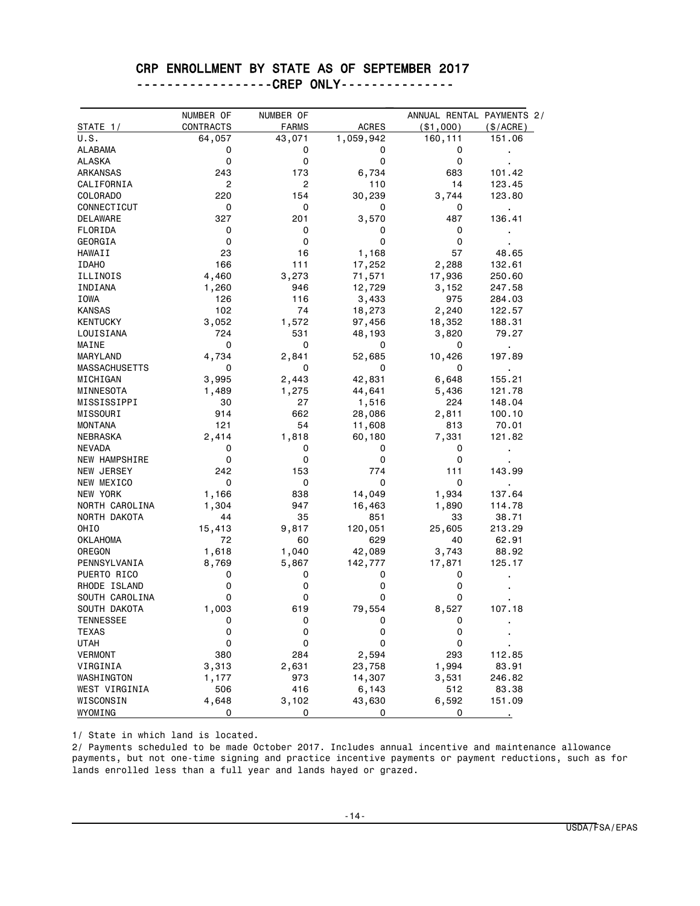# CRP ENROLLMENT BY STATE AS OF SEPTEMBER 2017

## ------------------CREP ONLY---------------

| STATE 1/ | NUMBER OF CONTRACTS | NUMBER OF FARMS | ACRES | ANNUAL RENTAL PAYMENTS 2/ ($1,000) | ($/ACRE) |
|---|---|---|---|---|---|
| U.S. | 64,057 | 43,071 | 1,059,942 | 160,111 | 151.06 |
| ALABAMA | 0 | 0 | 0 | 0 | . |
| ALASKA | 0 | 0 | 0 | 0 | . |
| ARKANSAS | 243 | 173 | 6,734 | 683 | 101.42 |
| CALIFORNIA | 2 | 2 | 110 | 14 | 123.45 |
| COLORADO | 220 | 154 | 30,239 | 3,744 | 123.80 |
| CONNECTICUT | 0 | 0 | 0 | 0 | . |
| DELAWARE | 327 | 201 | 3,570 | 487 | 136.41 |
| FLORIDA | 0 | 0 | 0 | 0 | . |
| GEORGIA | 0 | 0 | 0 | 0 | . |
| HAWAII | 23 | 16 | 1,168 | 57 | 48.65 |
| IDAHO | 166 | 111 | 17,252 | 2,288 | 132.61 |
| ILLINOIS | 4,460 | 3,273 | 71,571 | 17,936 | 250.60 |
| INDIANA | 1,260 | 946 | 12,729 | 3,152 | 247.58 |
| IOWA | 126 | 116 | 3,433 | 975 | 284.03 |
| KANSAS | 102 | 74 | 18,273 | 2,240 | 122.57 |
| KENTUCKY | 3,052 | 1,572 | 97,456 | 18,352 | 188.31 |
| LOUISIANA | 724 | 531 | 48,193 | 3,820 | 79.27 |
| MAINE | 0 | 0 | 0 | 0 | . |
| MARYLAND | 4,734 | 2,841 | 52,685 | 10,426 | 197.89 |
| MASSACHUSETTS | 0 | 0 | 0 | 0 | . |
| MICHIGAN | 3,995 | 2,443 | 42,831 | 6,648 | 155.21 |
| MINNESOTA | 1,489 | 1,275 | 44,641 | 5,436 | 121.78 |
| MISSISSIPPI | 30 | 27 | 1,516 | 224 | 148.04 |
| MISSOURI | 914 | 662 | 28,086 | 2,811 | 100.10 |
| MONTANA | 121 | 54 | 11,608 | 813 | 70.01 |
| NEBRASKA | 2,414 | 1,818 | 60,180 | 7,331 | 121.82 |
| NEVADA | 0 | 0 | 0 | 0 | . |
| NEW HAMPSHIRE | 0 | 0 | 0 | 0 | . |
| NEW JERSEY | 242 | 153 | 774 | 111 | 143.99 |
| NEW MEXICO | 0 | 0 | 0 | 0 | . |
| NEW YORK | 1,166 | 838 | 14,049 | 1,934 | 137.64 |
| NORTH CAROLINA | 1,304 | 947 | 16,463 | 1,890 | 114.78 |
| NORTH DAKOTA | 44 | 35 | 851 | 33 | 38.71 |
| OHIO | 15,413 | 9,817 | 120,051 | 25,605 | 213.29 |
| OKLAHOMA | 72 | 60 | 629 | 40 | 62.91 |
| OREGON | 1,618 | 1,040 | 42,089 | 3,743 | 88.92 |
| PENNSYLVANIA | 8,769 | 5,867 | 142,777 | 17,871 | 125.17 |
| PUERTO RICO | 0 | 0 | 0 | 0 | . |
| RHODE ISLAND | 0 | 0 | 0 | 0 | . |
| SOUTH CAROLINA | 0 | 0 | 0 | 0 | . |
| SOUTH DAKOTA | 1,003 | 619 | 79,554 | 8,527 | 107.18 |
| TENNESSEE | 0 | 0 | 0 | 0 | . |
| TEXAS | 0 | 0 | 0 | 0 | . |
| UTAH | 0 | 0 | 0 | 0 | . |
| VERMONT | 380 | 284 | 2,594 | 293 | 112.85 |
| VIRGINIA | 3,313 | 2,631 | 23,758 | 1,994 | 83.91 |
| WASHINGTON | 1,177 | 973 | 14,307 | 3,531 | 246.82 |
| WEST VIRGINIA | 506 | 416 | 6,143 | 512 | 83.38 |
| WISCONSIN | 4,648 | 3,102 | 43,630 | 6,592 | 151.09 |
| WYOMING | 0 | 0 | 0 | 0 | . |

1/ State in which land is located.

2/ Payments scheduled to be made October 2017. Includes annual incentive and maintenance allowance payments, but not one-time signing and practice incentive payments or payment reductions, such as for lands enrolled less than a full year and lands hayed or grazed.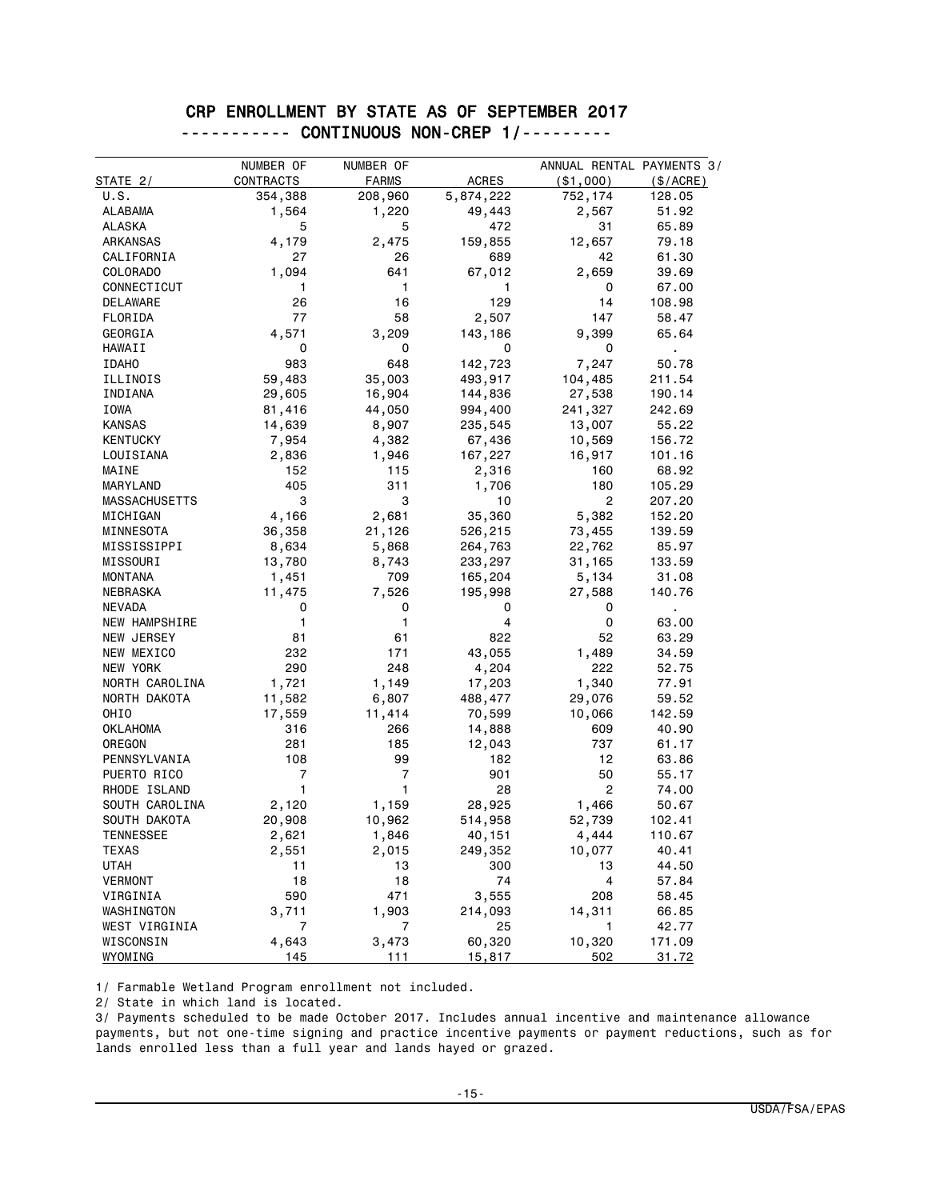# CRP ENROLLMENT BY STATE AS OF SEPTEMBER 2017

## ----------- CONTINUOUS NON-CREP 1/---------

| STATE 2/ | NUMBER OF CONTRACTS | NUMBER OF FARMS | ACRES | ANNUAL RENTAL PAYMENTS 3/ ($1,000) | ($/ACRE) |
|---|---|---|---|---|---|
| U.S. | 354,388 | 208,960 | 5,874,222 | 752,174 | 128.05 |
| ALABAMA | 1,564 | 1,220 | 49,443 | 2,567 | 51.92 |
| ALASKA | 5 | 5 | 472 | 31 | 65.89 |
| ARKANSAS | 4,179 | 2,475 | 159,855 | 12,657 | 79.18 |
| CALIFORNIA | 27 | 26 | 689 | 42 | 61.30 |
| COLORADO | 1,094 | 641 | 67,012 | 2,659 | 39.69 |
| CONNECTICUT | 1 | 1 | 1 | 0 | 67.00 |
| DELAWARE | 26 | 16 | 129 | 14 | 108.98 |
| FLORIDA | 77 | 58 | 2,507 | 147 | 58.47 |
| GEORGIA | 4,571 | 3,209 | 143,186 | 9,399 | 65.64 |
| HAWAII | 0 | 0 | 0 | 0 | . |
| IDAHO | 983 | 648 | 142,723 | 7,247 | 50.78 |
| ILLINOIS | 59,483 | 35,003 | 493,917 | 104,485 | 211.54 |
| INDIANA | 29,605 | 16,904 | 144,836 | 27,538 | 190.14 |
| IOWA | 81,416 | 44,050 | 994,400 | 241,327 | 242.69 |
| KANSAS | 14,639 | 8,907 | 235,545 | 13,007 | 55.22 |
| KENTUCKY | 7,954 | 4,382 | 67,436 | 10,569 | 156.72 |
| LOUISIANA | 2,836 | 1,946 | 167,227 | 16,917 | 101.16 |
| MAINE | 152 | 115 | 2,316 | 160 | 68.92 |
| MARYLAND | 405 | 311 | 1,706 | 180 | 105.29 |
| MASSACHUSETTS | 3 | 3 | 10 | 2 | 207.20 |
| MICHIGAN | 4,166 | 2,681 | 35,360 | 5,382 | 152.20 |
| MINNESOTA | 36,358 | 21,126 | 526,215 | 73,455 | 139.59 |
| MISSISSIPPI | 8,634 | 5,868 | 264,763 | 22,762 | 85.97 |
| MISSOURI | 13,780 | 8,743 | 233,297 | 31,165 | 133.59 |
| MONTANA | 1,451 | 709 | 165,204 | 5,134 | 31.08 |
| NEBRASKA | 11,475 | 7,526 | 195,998 | 27,588 | 140.76 |
| NEVADA | 0 | 0 | 0 | 0 | . |
| NEW HAMPSHIRE | 1 | 1 | 4 | 0 | 63.00 |
| NEW JERSEY | 81 | 61 | 822 | 52 | 63.29 |
| NEW MEXICO | 232 | 171 | 43,055 | 1,489 | 34.59 |
| NEW YORK | 290 | 248 | 4,204 | 222 | 52.75 |
| NORTH CAROLINA | 1,721 | 1,149 | 17,203 | 1,340 | 77.91 |
| NORTH DAKOTA | 11,582 | 6,807 | 488,477 | 29,076 | 59.52 |
| OHIO | 17,559 | 11,414 | 70,599 | 10,066 | 142.59 |
| OKLAHOMA | 316 | 266 | 14,888 | 609 | 40.90 |
| OREGON | 281 | 185 | 12,043 | 737 | 61.17 |
| PENNSYLVANIA | 108 | 99 | 182 | 12 | 63.86 |
| PUERTO RICO | 7 | 7 | 901 | 50 | 55.17 |
| RHODE ISLAND | 1 | 1 | 28 | 2 | 74.00 |
| SOUTH CAROLINA | 2,120 | 1,159 | 28,925 | 1,466 | 50.67 |
| SOUTH DAKOTA | 20,908 | 10,962 | 514,958 | 52,739 | 102.41 |
| TENNESSEE | 2,621 | 1,846 | 40,151 | 4,444 | 110.67 |
| TEXAS | 2,551 | 2,015 | 249,352 | 10,077 | 40.41 |
| UTAH | 11 | 13 | 300 | 13 | 44.50 |
| VERMONT | 18 | 18 | 74 | 4 | 57.84 |
| VIRGINIA | 590 | 471 | 3,555 | 208 | 58.45 |
| WASHINGTON | 3,711 | 1,903 | 214,093 | 14,311 | 66.85 |
| WEST VIRGINIA | 7 | 7 | 25 | 1 | 42.77 |
| WISCONSIN | 4,643 | 3,473 | 60,320 | 10,320 | 171.09 |
| WYOMING | 145 | 111 | 15,817 | 502 | 31.72 |

1/ Farmable Wetland Program enrollment not included.

2/ State in which land is located.

3/ Payments scheduled to be made October 2017. Includes annual incentive and maintenance allowance payments, but not one-time signing and practice incentive payments or payment reductions, such as for lands enrolled less than a full year and lands hayed or grazed.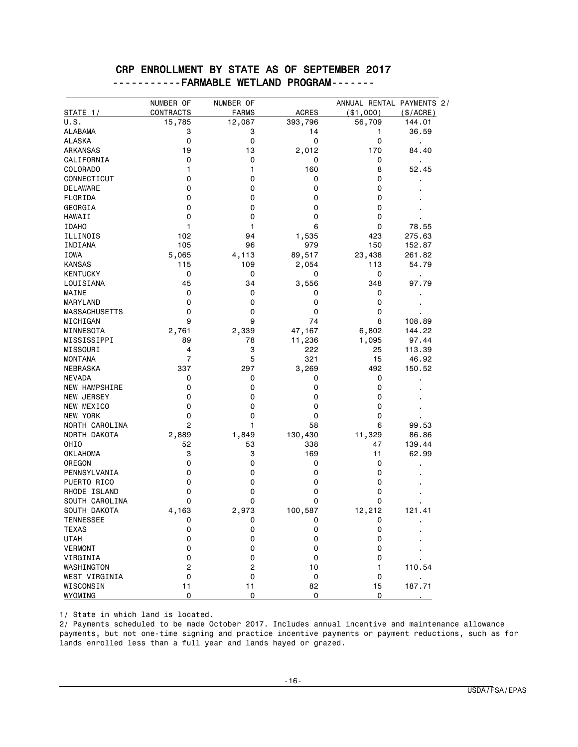# CRP ENROLLMENT BY STATE AS OF SEPTEMBER 2017
## -----------FARMABLE WETLAND PROGRAM-------

| STATE 1/ | NUMBER OF CONTRACTS | NUMBER OF FARMS | ACRES | ANNUAL RENTAL PAYMENTS 2/ ($1,000) | ($/ACRE) |
|---|---|---|---|---|---|
| U.S. | 15,785 | 12,087 | 393,796 | 56,709 | 144.01 |
| ALABAMA | 3 | 3 | 14 | 1 | 36.59 |
| ALASKA | 0 | 0 | 0 | 0 | . |
| ARKANSAS | 19 | 13 | 2,012 | 170 | 84.40 |
| CALIFORNIA | 0 | 0 | 0 | 0 | . |
| COLORADO | 1 | 1 | 160 | 8 | 52.45 |
| CONNECTICUT | 0 | 0 | 0 | 0 | . |
| DELAWARE | 0 | 0 | 0 | 0 | . |
| FLORIDA | 0 | 0 | 0 | 0 | . |
| GEORGIA | 0 | 0 | 0 | 0 | . |
| HAWAII | 0 | 0 | 0 | 0 | . |
| IDAHO | 1 | 1 | 6 | 0 | 78.55 |
| ILLINOIS | 102 | 94 | 1,535 | 423 | 275.63 |
| INDIANA | 105 | 96 | 979 | 150 | 152.87 |
| IOWA | 5,065 | 4,113 | 89,517 | 23,438 | 261.82 |
| KANSAS | 115 | 109 | 2,054 | 113 | 54.79 |
| KENTUCKY | 0 | 0 | 0 | 0 | . |
| LOUISIANA | 45 | 34 | 3,556 | 348 | 97.79 |
| MAINE | 0 | 0 | 0 | 0 | . |
| MARYLAND | 0 | 0 | 0 | 0 | . |
| MASSACHUSETTS | 0 | 0 | 0 | 0 | . |
| MICHIGAN | 9 | 9 | 74 | 8 | 108.89 |
| MINNESOTA | 2,761 | 2,339 | 47,167 | 6,802 | 144.22 |
| MISSISSIPPI | 89 | 78 | 11,236 | 1,095 | 97.44 |
| MISSOURI | 4 | 3 | 222 | 25 | 113.39 |
| MONTANA | 7 | 5 | 321 | 15 | 46.92 |
| NEBRASKA | 337 | 297 | 3,269 | 492 | 150.52 |
| NEVADA | 0 | 0 | 0 | 0 | . |
| NEW HAMPSHIRE | 0 | 0 | 0 | 0 | . |
| NEW JERSEY | 0 | 0 | 0 | 0 | . |
| NEW MEXICO | 0 | 0 | 0 | 0 | . |
| NEW YORK | 0 | 0 | 0 | 0 | . |
| NORTH CAROLINA | 2 | 1 | 58 | 6 | 99.53 |
| NORTH DAKOTA | 2,889 | 1,849 | 130,430 | 11,329 | 86.86 |
| OHIO | 52 | 53 | 338 | 47 | 139.44 |
| OKLAHOMA | 3 | 3 | 169 | 11 | 62.99 |
| OREGON | 0 | 0 | 0 | 0 | . |
| PENNSYLVANIA | 0 | 0 | 0 | 0 | . |
| PUERTO RICO | 0 | 0 | 0 | 0 | . |
| RHODE ISLAND | 0 | 0 | 0 | 0 | . |
| SOUTH CAROLINA | 0 | 0 | 0 | 0 | . |
| SOUTH DAKOTA | 4,163 | 2,973 | 100,587 | 12,212 | 121.41 |
| TENNESSEE | 0 | 0 | 0 | 0 | . |
| TEXAS | 0 | 0 | 0 | 0 | . |
| UTAH | 0 | 0 | 0 | 0 | . |
| VERMONT | 0 | 0 | 0 | 0 | . |
| VIRGINIA | 0 | 0 | 0 | 0 | . |
| WASHINGTON | 2 | 2 | 10 | 1 | 110.54 |
| WEST VIRGINIA | 0 | 0 | 0 | 0 | . |
| WISCONSIN | 11 | 11 | 82 | 15 | 187.71 |
| WYOMING | 0 | 0 | 0 | 0 | . |

1/ State in which land is located.

2/ Payments scheduled to be made October 2017. Includes annual incentive and maintenance allowance payments, but not one-time signing and practice incentive payments or payment reductions, such as for lands enrolled less than a full year and lands hayed or grazed.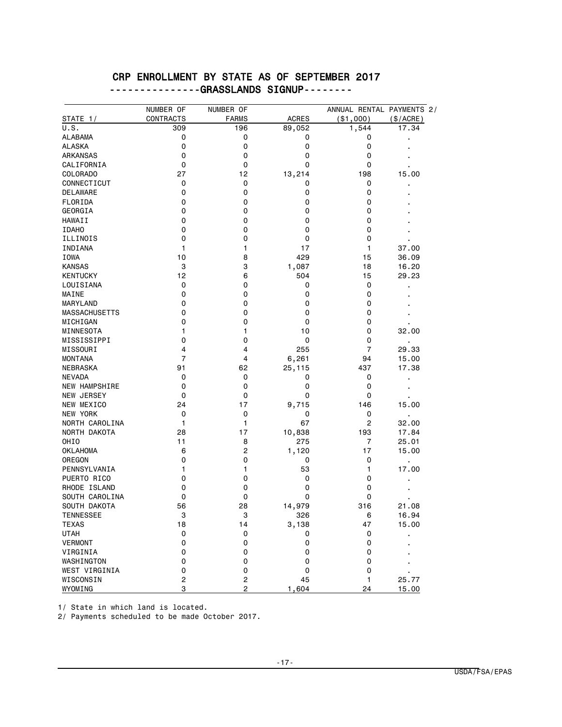# CRP ENROLLMENT BY STATE AS OF SEPTEMBER 2017

## --------------GRASSLANDS SIGNUP--------

| STATE 1/ | NUMBER OF CONTRACTS | NUMBER OF FARMS | ACRES | ANNUAL RENTAL PAYMENTS 2/ ($1,000) | ($/ACRE) |
|---|---|---|---|---|---|
| U.S. | 309 | 196 | 89,052 | 1,544 | 17.34 |
| ALABAMA | 0 | 0 | 0 | 0 | . |
| ALASKA | 0 | 0 | 0 | 0 | . |
| ARKANSAS | 0 | 0 | 0 | 0 | . |
| CALIFORNIA | 0 | 0 | 0 | 0 | . |
| COLORADO | 27 | 12 | 13,214 | 198 | 15.00 |
| CONNECTICUT | 0 | 0 | 0 | 0 | . |
| DELAWARE | 0 | 0 | 0 | 0 | . |
| FLORIDA | 0 | 0 | 0 | 0 | . |
| GEORGIA | 0 | 0 | 0 | 0 | . |
| HAWAII | 0 | 0 | 0 | 0 | . |
| IDAHO | 0 | 0 | 0 | 0 | . |
| ILLINOIS | 0 | 0 | 0 | 0 | . |
| INDIANA | 1 | 1 | 17 | 1 | 37.00 |
| IOWA | 10 | 8 | 429 | 15 | 36.09 |
| KANSAS | 3 | 3 | 1,087 | 18 | 16.20 |
| KENTUCKY | 12 | 6 | 504 | 15 | 29.23 |
| LOUISIANA | 0 | 0 | 0 | 0 | . |
| MAINE | 0 | 0 | 0 | 0 | . |
| MARYLAND | 0 | 0 | 0 | 0 | . |
| MASSACHUSETTS | 0 | 0 | 0 | 0 | . |
| MICHIGAN | 0 | 0 | 0 | 0 | . |
| MINNESOTA | 1 | 1 | 10 | 0 | 32.00 |
| MISSISSIPPI | 0 | 0 | 0 | 0 | . |
| MISSOURI | 4 | 4 | 255 | 7 | 29.33 |
| MONTANA | 7 | 4 | 6,261 | 94 | 15.00 |
| NEBRASKA | 91 | 62 | 25,115 | 437 | 17.38 |
| NEVADA | 0 | 0 | 0 | 0 | . |
| NEW HAMPSHIRE | 0 | 0 | 0 | 0 | . |
| NEW JERSEY | 0 | 0 | 0 | 0 | . |
| NEW MEXICO | 24 | 17 | 9,715 | 146 | 15.00 |
| NEW YORK | 0 | 0 | 0 | 0 | . |
| NORTH CAROLINA | 1 | 1 | 67 | 2 | 32.00 |
| NORTH DAKOTA | 28 | 17 | 10,838 | 193 | 17.84 |
| OHIO | 11 | 8 | 275 | 7 | 25.01 |
| OKLAHOMA | 6 | 2 | 1,120 | 17 | 15.00 |
| OREGON | 0 | 0 | 0 | 0 | . |
| PENNSYLVANIA | 1 | 1 | 53 | 1 | 17.00 |
| PUERTO RICO | 0 | 0 | 0 | 0 | . |
| RHODE ISLAND | 0 | 0 | 0 | 0 | . |
| SOUTH CAROLINA | 0 | 0 | 0 | 0 | . |
| SOUTH DAKOTA | 56 | 28 | 14,979 | 316 | 21.08 |
| TENNESSEE | 3 | 3 | 326 | 6 | 16.94 |
| TEXAS | 18 | 14 | 3,138 | 47 | 15.00 |
| UTAH | 0 | 0 | 0 | 0 | . |
| VERMONT | 0 | 0 | 0 | 0 | . |
| VIRGINIA | 0 | 0 | 0 | 0 | . |
| WASHINGTON | 0 | 0 | 0 | 0 | . |
| WEST VIRGINIA | 0 | 0 | 0 | 0 | . |
| WISCONSIN | 2 | 2 | 45 | 1 | 25.77 |
| WYOMING | 3 | 2 | 1,604 | 24 | 15.00 |

1/ State in which land is located.

2/ Payments scheduled to be made October 2017.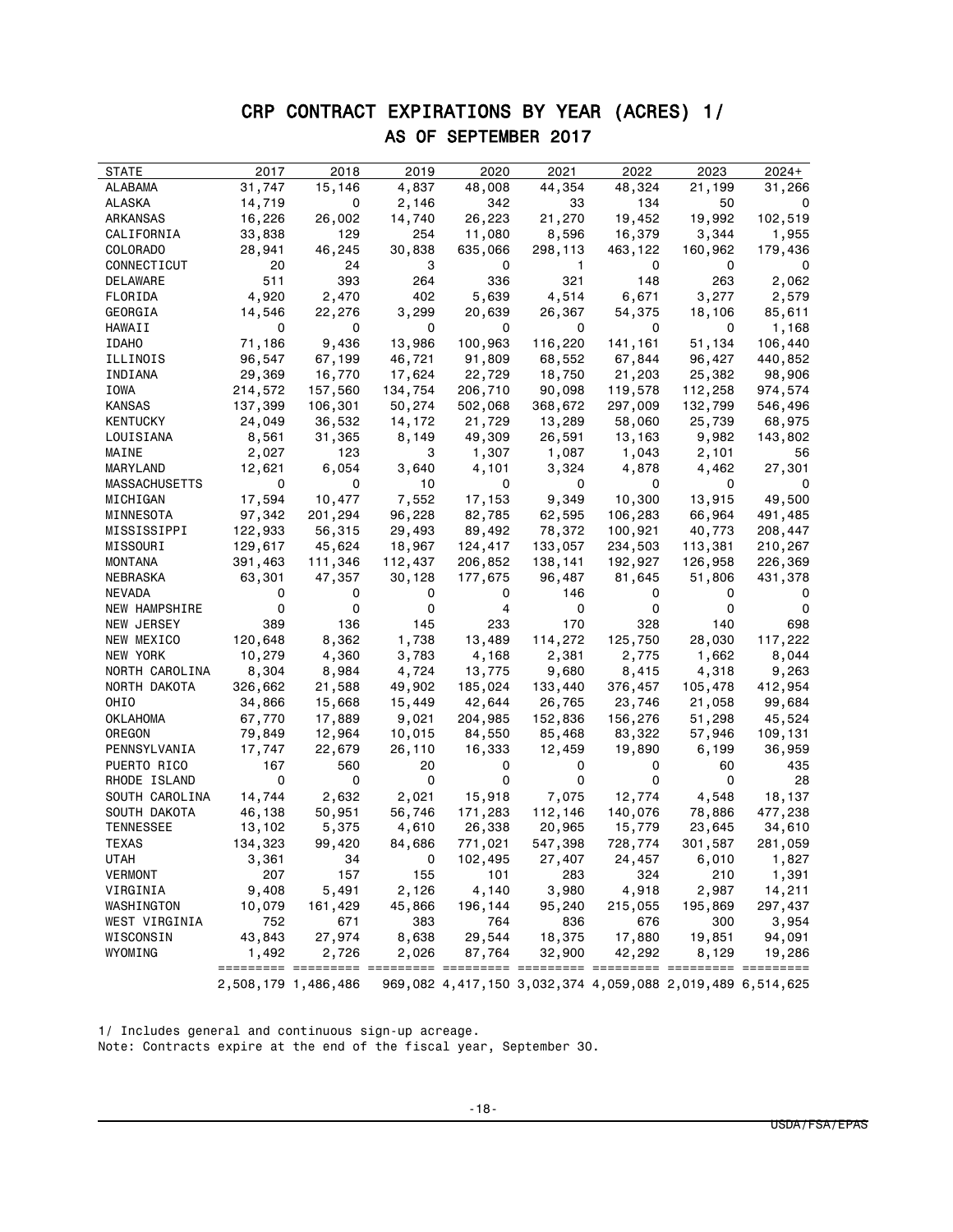# CRP CONTRACT EXPIRATIONS BY YEAR (ACRES) 1/

## AS OF SEPTEMBER 2017

| STATE | 2017 | 2018 | 2019 | 2020 | 2021 | 2022 | 2023 | 2024+ |
|---|---|---|---|---|---|---|---|---|
| ALABAMA | 31,747 | 15,146 | 4,837 | 48,008 | 44,354 | 48,324 | 21,199 | 31,266 |
| ALASKA | 14,719 | 0 | 2,146 | 342 | 33 | 134 | 50 | 0 |
| ARKANSAS | 16,226 | 26,002 | 14,740 | 26,223 | 21,270 | 19,452 | 19,992 | 102,519 |
| CALIFORNIA | 33,838 | 129 | 254 | 11,080 | 8,596 | 16,379 | 3,344 | 1,955 |
| COLORADO | 28,941 | 46,245 | 30,838 | 635,066 | 298,113 | 463,122 | 160,962 | 179,436 |
| CONNECTICUT | 20 | 24 | 3 | 0 | 1 | 0 | 0 | 0 |
| DELAWARE | 511 | 393 | 264 | 336 | 321 | 148 | 263 | 2,062 |
| FLORIDA | 4,920 | 2,470 | 402 | 5,639 | 4,514 | 6,671 | 3,277 | 2,579 |
| GEORGIA | 14,546 | 22,276 | 3,299 | 20,639 | 26,367 | 54,375 | 18,106 | 85,611 |
| HAWAII | 0 | 0 | 0 | 0 | 0 | 0 | 0 | 1,168 |
| IDAHO | 71,186 | 9,436 | 13,986 | 100,963 | 116,220 | 141,161 | 51,134 | 106,440 |
| ILLINOIS | 96,547 | 67,199 | 46,721 | 91,809 | 68,552 | 67,844 | 96,427 | 440,852 |
| INDIANA | 29,369 | 16,770 | 17,624 | 22,729 | 18,750 | 21,203 | 25,382 | 98,906 |
| IOWA | 214,572 | 157,560 | 134,754 | 206,710 | 90,098 | 119,578 | 112,258 | 974,574 |
| KANSAS | 137,399 | 106,301 | 50,274 | 502,068 | 368,672 | 297,009 | 132,799 | 546,496 |
| KENTUCKY | 24,049 | 36,532 | 14,172 | 21,729 | 13,289 | 58,060 | 25,739 | 68,975 |
| LOUISIANA | 8,561 | 31,365 | 8,149 | 49,309 | 26,591 | 13,163 | 9,982 | 143,802 |
| MAINE | 2,027 | 123 | 3 | 1,307 | 1,087 | 1,043 | 2,101 | 56 |
| MARYLAND | 12,621 | 6,054 | 3,640 | 4,101 | 3,324 | 4,878 | 4,462 | 27,301 |
| MASSACHUSETTS | 0 | 0 | 10 | 0 | 0 | 0 | 0 | 0 |
| MICHIGAN | 17,594 | 10,477 | 7,552 | 17,153 | 9,349 | 10,300 | 13,915 | 49,500 |
| MINNESOTA | 97,342 | 201,294 | 96,228 | 82,785 | 62,595 | 106,283 | 66,964 | 491,485 |
| MISSISSIPPI | 122,933 | 56,315 | 29,493 | 89,492 | 78,372 | 100,921 | 40,773 | 208,447 |
| MISSOURI | 129,617 | 45,624 | 18,967 | 124,417 | 133,057 | 234,503 | 113,381 | 210,267 |
| MONTANA | 391,463 | 111,346 | 112,437 | 206,852 | 138,141 | 192,927 | 126,958 | 226,369 |
| NEBRASKA | 63,301 | 47,357 | 30,128 | 177,675 | 96,487 | 81,645 | 51,806 | 431,378 |
| NEVADA | 0 | 0 | 0 | 0 | 146 | 0 | 0 | 0 |
| NEW HAMPSHIRE | 0 | 0 | 0 | 4 | 0 | 0 | 0 | 0 |
| NEW JERSEY | 389 | 136 | 145 | 233 | 170 | 328 | 140 | 698 |
| NEW MEXICO | 120,648 | 8,362 | 1,738 | 13,489 | 114,272 | 125,750 | 28,030 | 117,222 |
| NEW YORK | 10,279 | 4,360 | 3,783 | 4,168 | 2,381 | 2,775 | 1,662 | 8,044 |
| NORTH CAROLINA | 8,304 | 8,984 | 4,724 | 13,775 | 9,680 | 8,415 | 4,318 | 9,263 |
| NORTH DAKOTA | 326,662 | 21,588 | 49,902 | 185,024 | 133,440 | 376,457 | 105,478 | 412,954 |
| OHIO | 34,866 | 15,668 | 15,449 | 42,644 | 26,765 | 23,746 | 21,058 | 99,684 |
| OKLAHOMA | 67,770 | 17,889 | 9,021 | 204,985 | 152,836 | 156,276 | 51,298 | 45,524 |
| OREGON | 79,849 | 12,964 | 10,015 | 84,550 | 85,468 | 83,322 | 57,946 | 109,131 |
| PENNSYLVANIA | 17,747 | 22,679 | 26,110 | 16,333 | 12,459 | 19,890 | 6,199 | 36,959 |
| PUERTO RICO | 167 | 560 | 20 | 0 | 0 | 0 | 60 | 435 |
| RHODE ISLAND | 0 | 0 | 0 | 0 | 0 | 0 | 0 | 28 |
| SOUTH CAROLINA | 14,744 | 2,632 | 2,021 | 15,918 | 7,075 | 12,774 | 4,548 | 18,137 |
| SOUTH DAKOTA | 46,138 | 50,951 | 56,746 | 171,283 | 112,146 | 140,076 | 78,886 | 477,238 |
| TENNESSEE | 13,102 | 5,375 | 4,610 | 26,338 | 20,965 | 15,779 | 23,645 | 34,610 |
| TEXAS | 134,323 | 99,420 | 84,686 | 771,021 | 547,398 | 728,774 | 301,587 | 281,059 |
| UTAH | 3,361 | 34 | 0 | 102,495 | 27,407 | 24,457 | 6,010 | 1,827 |
| VERMONT | 207 | 157 | 155 | 101 | 283 | 324 | 210 | 1,391 |
| VIRGINIA | 9,408 | 5,491 | 2,126 | 4,140 | 3,980 | 4,918 | 2,987 | 14,211 |
| WASHINGTON | 10,079 | 161,429 | 45,866 | 196,144 | 95,240 | 215,055 | 195,869 | 297,437 |
| WEST VIRGINIA | 752 | 671 | 383 | 764 | 836 | 676 | 300 | 3,954 |
| WISCONSIN | 43,843 | 27,974 | 8,638 | 29,544 | 18,375 | 17,880 | 19,851 | 94,091 |
| WYOMING | 1,492 | 2,726 | 2,026 | 87,764 | 32,900 | 42,292 | 8,129 | 19,286 |
| | 2,508,179 | 1,486,486 | 969,082 | 4,417,150 | 3,032,374 | 4,059,088 | 2,019,489 | 6,514,625 |

1/ Includes general and continuous sign-up acreage.
Note: Contracts expire at the end of the fiscal year, September 30.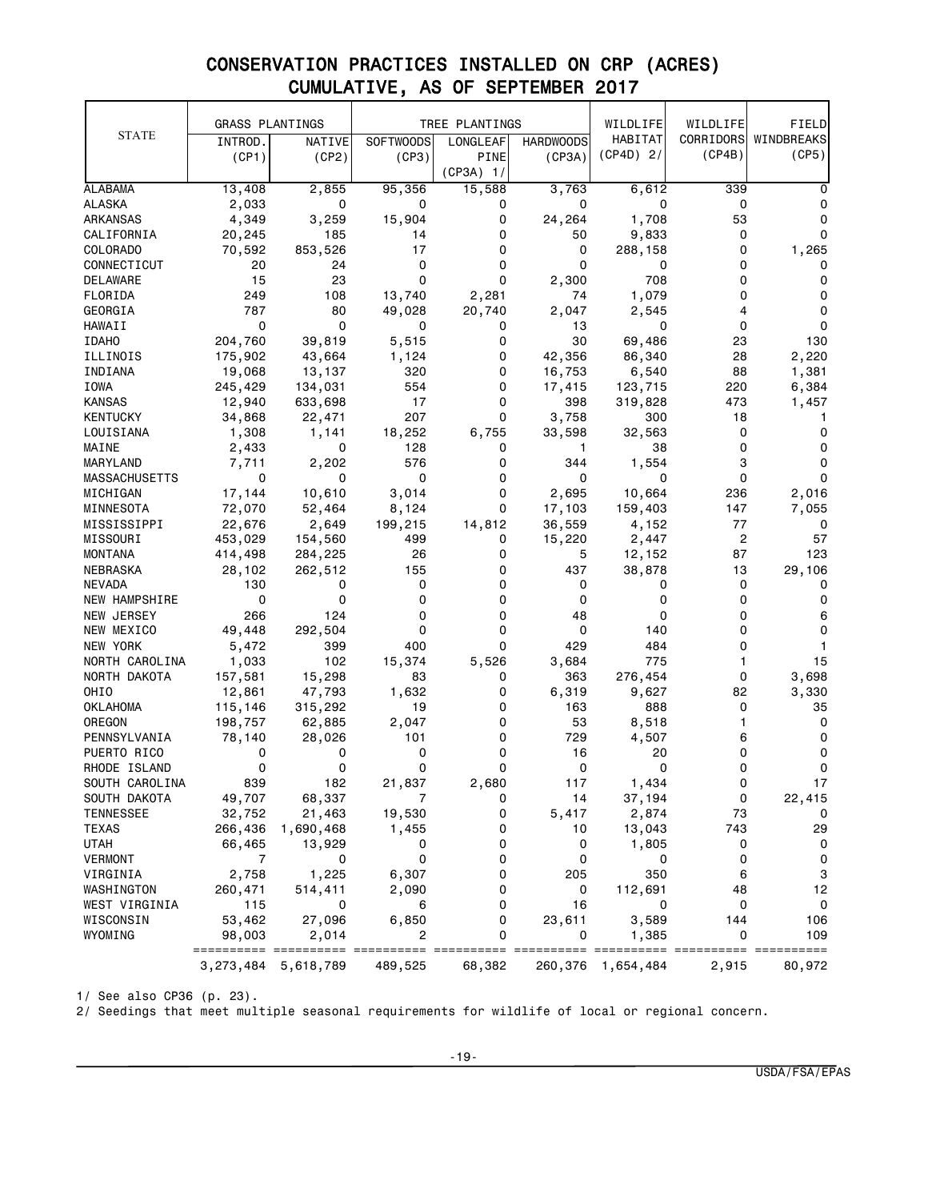# CONSERVATION PRACTICES INSTALLED ON CRP (ACRES)
## CUMULATIVE, AS OF SEPTEMBER 2017

| STATE | GRASS PLANTINGS | | TREE PLANTINGS | | | WILDLIFE HABITAT (CP4D) 2/ | WILDLIFE CORRIDORS (CP4B) | FIELD WINDBREAKS (CP5) |
|---|---|---|---|---|---|---|---|---|
| | INTROD. (CP1) | NATIVE (CP2) | SOFTWOODS (CP3) | LONGLEAF PINE (CP3A) 1/ | HARDWOODS (CP3A) | | | |
| ALABAMA | 13,408 | 2,855 | 95,356 | 15,588 | 3,763 | 6,612 | 339 | 0 |
| ALASKA | 2,033 | 0 | 0 | 0 | 0 | 0 | 0 | 0 |
| ARKANSAS | 4,349 | 3,259 | 15,904 | 0 | 24,264 | 1,708 | 53 | 0 |
| CALIFORNIA | 20,245 | 185 | 14 | 0 | 50 | 9,833 | 0 | 0 |
| COLORADO | 70,592 | 853,526 | 17 | 0 | 0 | 288,158 | 0 | 1,265 |
| CONNECTICUT | 20 | 24 | 0 | 0 | 0 | 0 | 0 | 0 |
| DELAWARE | 15 | 23 | 0 | 0 | 2,300 | 708 | 0 | 0 |
| FLORIDA | 249 | 108 | 13,740 | 2,281 | 74 | 1,079 | 0 | 0 |
| GEORGIA | 787 | 80 | 49,028 | 20,740 | 2,047 | 2,545 | 4 | 0 |
| HAWAII | 0 | 0 | 0 | 0 | 13 | 0 | 0 | 0 |
| IDAHO | 204,760 | 39,819 | 5,515 | 0 | 30 | 69,486 | 23 | 130 |
| ILLINOIS | 175,902 | 43,664 | 1,124 | 0 | 42,356 | 86,340 | 28 | 2,220 |
| INDIANA | 19,068 | 13,137 | 320 | 0 | 16,753 | 6,540 | 88 | 1,381 |
| IOWA | 245,429 | 134,031 | 554 | 0 | 17,415 | 123,715 | 220 | 6,384 |
| KANSAS | 12,940 | 633,698 | 17 | 0 | 398 | 319,828 | 473 | 1,457 |
| KENTUCKY | 34,868 | 22,471 | 207 | 0 | 3,758 | 300 | 18 | 1 |
| LOUISIANA | 1,308 | 1,141 | 18,252 | 6,755 | 33,598 | 32,563 | 0 | 0 |
| MAINE | 2,433 | 0 | 128 | 0 | 1 | 38 | 0 | 0 |
| MARYLAND | 7,711 | 2,202 | 576 | 0 | 344 | 1,554 | 3 | 0 |
| MASSACHUSETTS | 0 | 0 | 0 | 0 | 0 | 0 | 0 | 0 |
| MICHIGAN | 17,144 | 10,610 | 3,014 | 0 | 2,695 | 10,664 | 236 | 2,016 |
| MINNESOTA | 72,070 | 52,464 | 8,124 | 0 | 17,103 | 159,403 | 147 | 7,055 |
| MISSISSIPPI | 22,676 | 2,649 | 199,215 | 14,812 | 36,559 | 4,152 | 77 | 0 |
| MISSOURI | 453,029 | 154,560 | 499 | 0 | 15,220 | 2,447 | 2 | 57 |
| MONTANA | 414,498 | 284,225 | 26 | 0 | 5 | 12,152 | 87 | 123 |
| NEBRASKA | 28,102 | 262,512 | 155 | 0 | 437 | 38,878 | 13 | 29,106 |
| NEVADA | 130 | 0 | 0 | 0 | 0 | 0 | 0 | 0 |
| NEW HAMPSHIRE | 0 | 0 | 0 | 0 | 0 | 0 | 0 | 0 |
| NEW JERSEY | 266 | 124 | 0 | 0 | 48 | 0 | 0 | 6 |
| NEW MEXICO | 49,448 | 292,504 | 0 | 0 | 0 | 140 | 0 | 0 |
| NEW YORK | 5,472 | 399 | 400 | 0 | 429 | 484 | 0 | 1 |
| NORTH CAROLINA | 1,033 | 102 | 15,374 | 5,526 | 3,684 | 775 | 1 | 15 |
| NORTH DAKOTA | 157,581 | 15,298 | 83 | 0 | 363 | 276,454 | 0 | 3,698 |
| OHIO | 12,861 | 47,793 | 1,632 | 0 | 6,319 | 9,627 | 82 | 3,330 |
| OKLAHOMA | 115,146 | 315,292 | 19 | 0 | 163 | 888 | 0 | 35 |
| OREGON | 198,757 | 62,885 | 2,047 | 0 | 53 | 8,518 | 1 | 0 |
| PENNSYLVANIA | 78,140 | 28,026 | 101 | 0 | 729 | 4,507 | 6 | 0 |
| PUERTO RICO | 0 | 0 | 0 | 0 | 16 | 20 | 0 | 0 |
| RHODE ISLAND | 0 | 0 | 0 | 0 | 0 | 0 | 0 | 0 |
| SOUTH CAROLINA | 839 | 182 | 21,837 | 2,680 | 117 | 1,434 | 0 | 17 |
| SOUTH DAKOTA | 49,707 | 68,337 | 7 | 0 | 14 | 37,194 | 0 | 22,415 |
| TENNESSEE | 32,752 | 21,463 | 19,530 | 0 | 5,417 | 2,874 | 73 | 0 |
| TEXAS | 266,436 | 1,690,468 | 1,455 | 0 | 10 | 13,043 | 743 | 29 |
| UTAH | 66,465 | 13,929 | 0 | 0 | 0 | 1,805 | 0 | 0 |
| VERMONT | 7 | 0 | 0 | 0 | 0 | 0 | 0 | 0 |
| VIRGINIA | 2,758 | 1,225 | 6,307 | 0 | 205 | 350 | 6 | 3 |
| WASHINGTON | 260,471 | 514,411 | 2,090 | 0 | 0 | 112,691 | 48 | 12 |
| WEST VIRGINIA | 115 | 0 | 6 | 0 | 16 | 0 | 0 | 0 |
| WISCONSIN | 53,462 | 27,096 | 6,850 | 0 | 23,611 | 3,589 | 144 | 106 |
| WYOMING | 98,003 | 2,014 | 2 | 0 | 0 | 1,385 | 0 | 109 |
| | 3,273,484 | 5,618,789 | 489,525 | 68,382 | 260,376 | 1,654,484 | 2,915 | 80,972 |

1/ See also CP36 (p. 23).

2/ Seedings that meet multiple seasonal requirements for wildlife of local or regional concern.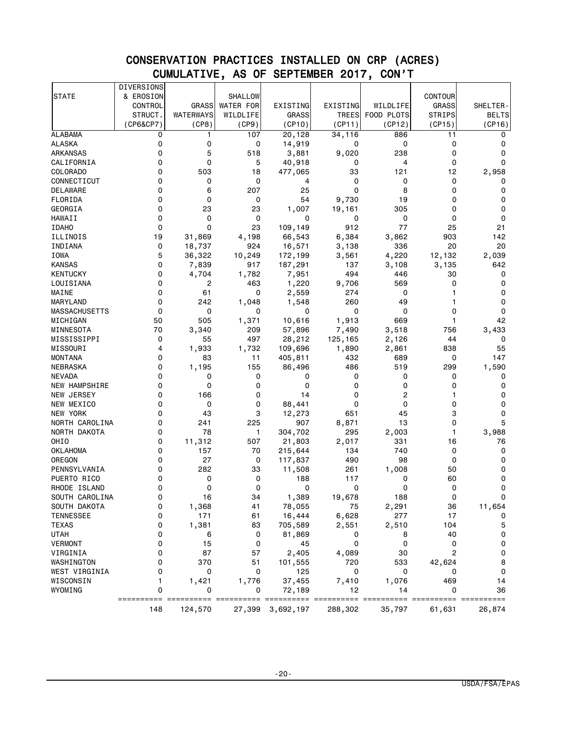# CONSERVATION PRACTICES INSTALLED ON CRP (ACRES)
## CUMULATIVE, AS OF SEPTEMBER 2017, CON'T

| STATE | DIVERSIONS & EROSION CONTROL STRUCT. (CP6&CP7) | GRASS WATERWAYS (CP8) | SHALLOW WATER FOR WILDLIFE (CP9) | EXISTING GRASS (CP10) | EXISTING TREES (CP11) | WILDLIFE FOOD PLOTS (CP12) | CONTOUR GRASS STRIPS (CP15) | SHELTER-BELTS (CP16) |
|---|---|---|---|---|---|---|---|---|
| ALABAMA | 0 | 1 | 107 | 20,128 | 34,116 | 886 | 11 | 0 |
| ALASKA | 0 | 0 | 0 | 14,919 | 0 | 0 | 0 | 0 |
| ARKANSAS | 0 | 5 | 518 | 3,881 | 9,020 | 238 | 0 | 0 |
| CALIFORNIA | 0 | 0 | 5 | 40,918 | 0 | 4 | 0 | 0 |
| COLORADO | 0 | 503 | 18 | 477,065 | 33 | 121 | 12 | 2,958 |
| CONNECTICUT | 0 | 0 | 0 | 4 | 0 | 0 | 0 | 0 |
| DELAWARE | 0 | 6 | 207 | 25 | 0 | 8 | 0 | 0 |
| FLORIDA | 0 | 0 | 0 | 54 | 9,730 | 19 | 0 | 0 |
| GEORGIA | 0 | 23 | 23 | 1,007 | 19,161 | 305 | 0 | 0 |
| HAWAII | 0 | 0 | 0 | 0 | 0 | 0 | 0 | 0 |
| IDAHO | 0 | 0 | 23 | 109,149 | 912 | 77 | 25 | 21 |
| ILLINOIS | 19 | 31,869 | 4,198 | 66,543 | 6,384 | 3,862 | 903 | 142 |
| INDIANA | 0 | 18,737 | 924 | 16,571 | 3,138 | 336 | 20 | 20 |
| IOWA | 5 | 36,322 | 10,249 | 172,199 | 3,561 | 4,220 | 12,132 | 2,039 |
| KANSAS | 0 | 7,839 | 917 | 187,291 | 137 | 3,108 | 3,135 | 642 |
| KENTUCKY | 0 | 4,704 | 1,782 | 7,951 | 494 | 446 | 30 | 0 |
| LOUISIANA | 0 | 2 | 463 | 1,220 | 9,706 | 569 | 0 | 0 |
| MAINE | 0 | 61 | 0 | 2,559 | 274 | 0 | 1 | 0 |
| MARYLAND | 0 | 242 | 1,048 | 1,548 | 260 | 49 | 1 | 0 |
| MASSACHUSETTS | 0 | 0 | 0 | 0 | 0 | 0 | 0 | 0 |
| MICHIGAN | 50 | 505 | 1,371 | 10,616 | 1,913 | 669 | 1 | 42 |
| MINNESOTA | 70 | 3,340 | 209 | 57,896 | 7,490 | 3,518 | 756 | 3,433 |
| MISSISSIPPI | 0 | 55 | 497 | 28,212 | 125,165 | 2,126 | 44 | 0 |
| MISSOURI | 4 | 1,933 | 1,732 | 109,696 | 1,890 | 2,861 | 838 | 55 |
| MONTANA | 0 | 83 | 11 | 405,811 | 432 | 689 | 0 | 147 |
| NEBRASKA | 0 | 1,195 | 155 | 86,496 | 486 | 519 | 299 | 1,590 |
| NEVADA | 0 | 0 | 0 | 0 | 0 | 0 | 0 | 0 |
| NEW HAMPSHIRE | 0 | 0 | 0 | 0 | 0 | 0 | 0 | 0 |
| NEW JERSEY | 0 | 166 | 0 | 14 | 0 | 2 | 1 | 0 |
| NEW MEXICO | 0 | 0 | 0 | 88,441 | 0 | 0 | 0 | 0 |
| NEW YORK | 0 | 43 | 3 | 12,273 | 651 | 45 | 3 | 0 |
| NORTH CAROLINA | 0 | 241 | 225 | 907 | 8,871 | 13 | 0 | 5 |
| NORTH DAKOTA | 0 | 78 | 1 | 304,702 | 295 | 2,003 | 1 | 3,988 |
| OHIO | 0 | 11,312 | 507 | 21,803 | 2,017 | 331 | 16 | 76 |
| OKLAHOMA | 0 | 157 | 70 | 215,644 | 134 | 740 | 0 | 0 |
| OREGON | 0 | 27 | 0 | 117,837 | 490 | 98 | 0 | 0 |
| PENNSYLVANIA | 0 | 282 | 33 | 11,508 | 261 | 1,008 | 50 | 0 |
| PUERTO RICO | 0 | 0 | 0 | 188 | 117 | 0 | 60 | 0 |
| RHODE ISLAND | 0 | 0 | 0 | 0 | 0 | 0 | 0 | 0 |
| SOUTH CAROLINA | 0 | 16 | 34 | 1,389 | 19,678 | 188 | 0 | 0 |
| SOUTH DAKOTA | 0 | 1,368 | 41 | 78,055 | 75 | 2,291 | 36 | 11,654 |
| TENNESSEE | 0 | 171 | 61 | 16,444 | 6,628 | 277 | 17 | 0 |
| TEXAS | 0 | 1,381 | 83 | 705,589 | 2,551 | 2,510 | 104 | 5 |
| UTAH | 0 | 6 | 0 | 81,869 | 0 | 8 | 40 | 0 |
| VERMONT | 0 | 15 | 0 | 45 | 0 | 0 | 0 | 0 |
| VIRGINIA | 0 | 87 | 57 | 2,405 | 4,089 | 30 | 2 | 0 |
| WASHINGTON | 0 | 370 | 51 | 101,555 | 720 | 533 | 42,624 | 8 |
| WEST VIRGINIA | 0 | 0 | 0 | 125 | 0 | 0 | 0 | 0 |
| WISCONSIN | 1 | 1,421 | 1,776 | 37,455 | 7,410 | 1,076 | 469 | 14 |
| WYOMING | 0 | 0 | 0 | 72,189 | 12 | 14 | 0 | 36 |
| | 148 | 124,570 | 27,399 | 3,692,197 | 288,302 | 35,797 | 61,631 | 26,874 |

USDA/FSA/EPAS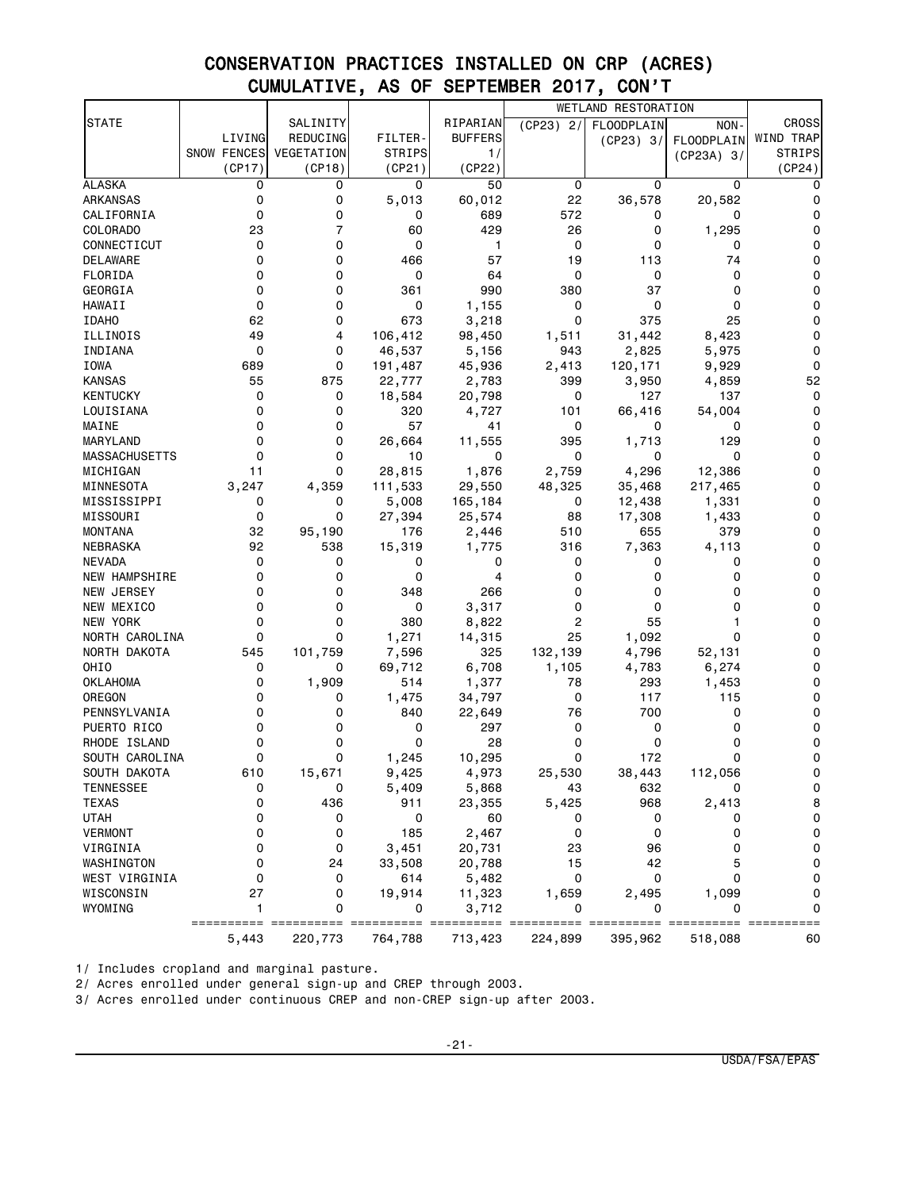# CONSERVATION PRACTICES INSTALLED ON CRP (ACRES)
## CUMULATIVE, AS OF SEPTEMBER 2017, CON'T

| STATE | LIVING SNOW FENCES (CP17) | SALINITY REDUCING VEGETATION (CP18) | FILTER-STRIPS (CP21) | RIPARIAN BUFFERS 1/ (CP22) | WETLAND RESTORATION (CP23) 2/ | FLOODPLAIN (CP23) 3/ | NON-FLOODPLAIN (CP23A) 3/ | CROSS WIND TRAP STRIPS (CP24) |
|---|---|---|---|---|---|---|---|---|
| ALASKA | 0 | 0 | 0 | 50 | 0 | 0 | 0 | 0 |
| ARKANSAS | 0 | 0 | 5,013 | 60,012 | 22 | 36,578 | 20,582 | 0 |
| CALIFORNIA | 0 | 0 | 0 | 689 | 572 | 0 | 0 | 0 |
| COLORADO | 23 | 7 | 60 | 429 | 26 | 0 | 1,295 | 0 |
| CONNECTICUT | 0 | 0 | 0 | 1 | 0 | 0 | 0 | 0 |
| DELAWARE | 0 | 0 | 466 | 57 | 19 | 113 | 74 | 0 |
| FLORIDA | 0 | 0 | 0 | 64 | 0 | 0 | 0 | 0 |
| GEORGIA | 0 | 0 | 361 | 990 | 380 | 37 | 0 | 0 |
| HAWAII | 0 | 0 | 0 | 1,155 | 0 | 0 | 0 | 0 |
| IDAHO | 62 | 0 | 673 | 3,218 | 0 | 375 | 25 | 0 |
| ILLINOIS | 49 | 4 | 106,412 | 98,450 | 1,511 | 31,442 | 8,423 | 0 |
| INDIANA | 0 | 0 | 46,537 | 5,156 | 943 | 2,825 | 5,975 | 0 |
| IOWA | 689 | 0 | 191,487 | 45,936 | 2,413 | 120,171 | 9,929 | 0 |
| KANSAS | 55 | 875 | 22,777 | 2,783 | 399 | 3,950 | 4,859 | 52 |
| KENTUCKY | 0 | 0 | 18,584 | 20,798 | 0 | 127 | 137 | 0 |
| LOUISIANA | 0 | 0 | 320 | 4,727 | 101 | 66,416 | 54,004 | 0 |
| MAINE | 0 | 0 | 57 | 41 | 0 | 0 | 0 | 0 |
| MARYLAND | 0 | 0 | 26,664 | 11,555 | 395 | 1,713 | 129 | 0 |
| MASSACHUSETTS | 0 | 0 | 10 | 0 | 0 | 0 | 0 | 0 |
| MICHIGAN | 11 | 0 | 28,815 | 1,876 | 2,759 | 4,296 | 12,386 | 0 |
| MINNESOTA | 3,247 | 4,359 | 111,533 | 29,550 | 48,325 | 35,468 | 217,465 | 0 |
| MISSISSIPPI | 0 | 0 | 5,008 | 165,184 | 0 | 12,438 | 1,331 | 0 |
| MISSOURI | 0 | 0 | 27,394 | 25,574 | 88 | 17,308 | 1,433 | 0 |
| MONTANA | 32 | 95,190 | 176 | 2,446 | 510 | 655 | 379 | 0 |
| NEBRASKA | 92 | 538 | 15,319 | 1,775 | 316 | 7,363 | 4,113 | 0 |
| NEVADA | 0 | 0 | 0 | 0 | 0 | 0 | 0 | 0 |
| NEW HAMPSHIRE | 0 | 0 | 0 | 4 | 0 | 0 | 0 | 0 |
| NEW JERSEY | 0 | 0 | 348 | 266 | 0 | 0 | 0 | 0 |
| NEW MEXICO | 0 | 0 | 0 | 3,317 | 0 | 0 | 0 | 0 |
| NEW YORK | 0 | 0 | 380 | 8,822 | 2 | 55 | 1 | 0 |
| NORTH CAROLINA | 0 | 0 | 1,271 | 14,315 | 25 | 1,092 | 0 | 0 |
| NORTH DAKOTA | 545 | 101,759 | 7,596 | 325 | 132,139 | 4,796 | 52,131 | 0 |
| OHIO | 0 | 0 | 69,712 | 6,708 | 1,105 | 4,783 | 6,274 | 0 |
| OKLAHOMA | 0 | 1,909 | 514 | 1,377 | 78 | 293 | 1,453 | 0 |
| OREGON | 0 | 0 | 1,475 | 34,797 | 0 | 117 | 115 | 0 |
| PENNSYLVANIA | 0 | 0 | 840 | 22,649 | 76 | 700 | 0 | 0 |
| PUERTO RICO | 0 | 0 | 0 | 297 | 0 | 0 | 0 | 0 |
| RHODE ISLAND | 0 | 0 | 0 | 28 | 0 | 0 | 0 | 0 |
| SOUTH CAROLINA | 0 | 0 | 1,245 | 10,295 | 0 | 172 | 0 | 0 |
| SOUTH DAKOTA | 610 | 15,671 | 9,425 | 4,973 | 25,530 | 38,443 | 112,056 | 0 |
| TENNESSEE | 0 | 0 | 5,409 | 5,868 | 43 | 632 | 0 | 0 |
| TEXAS | 0 | 436 | 911 | 23,355 | 5,425 | 968 | 2,413 | 8 |
| UTAH | 0 | 0 | 0 | 60 | 0 | 0 | 0 | 0 |
| VERMONT | 0 | 0 | 185 | 2,467 | 0 | 0 | 0 | 0 |
| VIRGINIA | 0 | 0 | 3,451 | 20,731 | 23 | 96 | 0 | 0 |
| WASHINGTON | 0 | 24 | 33,508 | 20,788 | 15 | 42 | 5 | 0 |
| WEST VIRGINIA | 0 | 0 | 614 | 5,482 | 0 | 0 | 0 | 0 |
| WISCONSIN | 27 | 0 | 19,914 | 11,323 | 1,659 | 2,495 | 1,099 | 0 |
| WYOMING | 1 | 0 | 0 | 3,712 | 0 | 0 | 0 | 0 |
| | 5,443 | 220,773 | 764,788 | 713,423 | 224,899 | 395,962 | 518,088 | 60 |

1/ Includes cropland and marginal pasture.

2/ Acres enrolled under general sign-up and CREP through 2003.

3/ Acres enrolled under continuous CREP and non-CREP sign-up after 2003.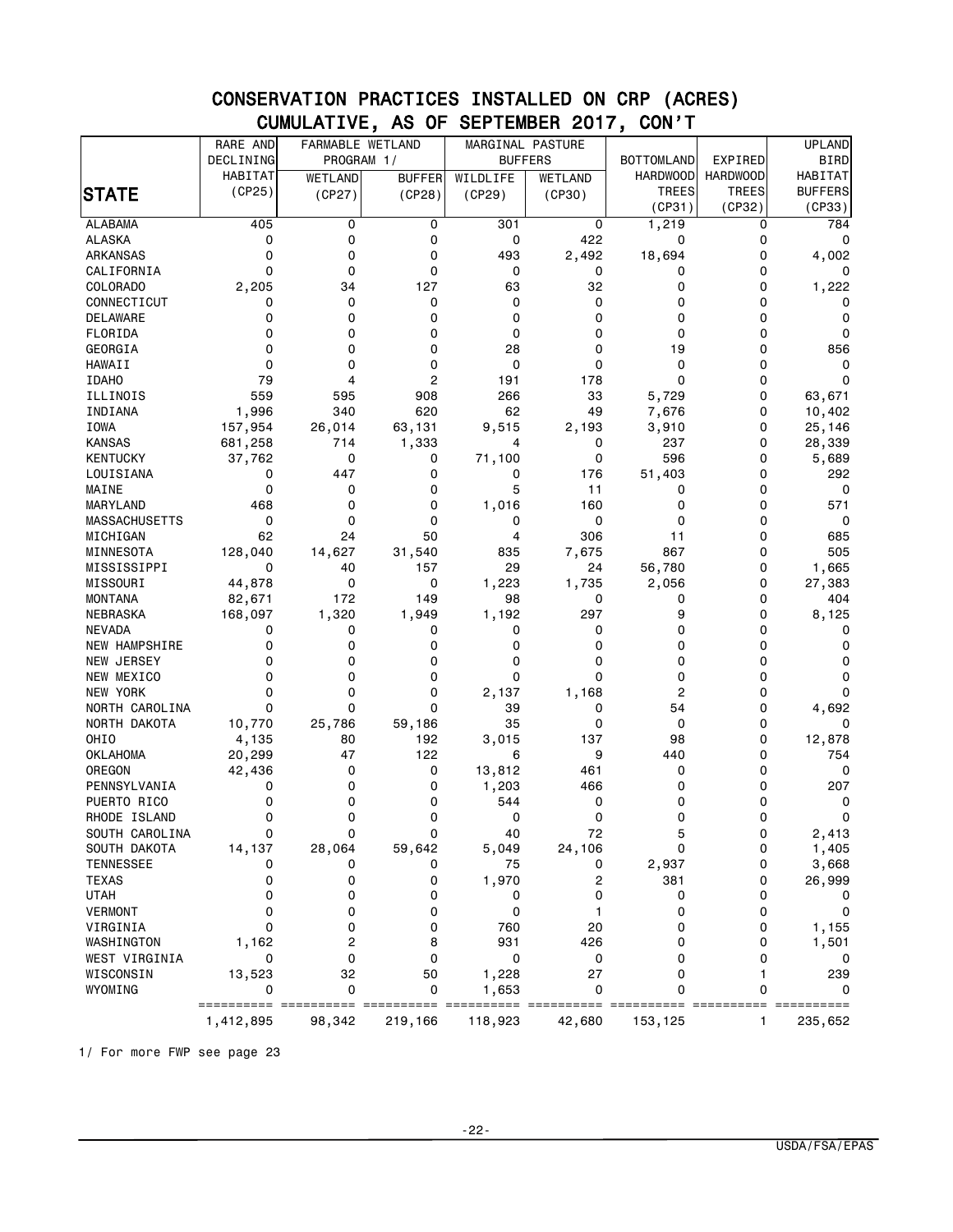# CONSERVATION PRACTICES INSTALLED ON CRP (ACRES)

## CUMULATIVE, AS OF SEPTEMBER 2017, CON'T

| STATE | RARE AND DECLINING HABITAT (CP25) | FARMABLE WETLAND PROGRAM 1/ | | MARGINAL PASTURE BUFFERS | | BOTTOMLAND HARDWOOD TREES (CP31) | EXPIRED HARDWOOD TREES (CP32) | UPLAND BIRD HABITAT BUFFERS (CP33) |
|---|---|---|---|---|---|---|---|---|
| | | WETLAND (CP27) | BUFFER (CP28) | WILDLIFE (CP29) | WETLAND (CP30) | | | |
| ALABAMA | 405 | 0 | 0 | 301 | 0 | 1,219 | 0 | 784 |
| ALASKA | 0 | 0 | 0 | 0 | 422 | 0 | 0 | 0 |
| ARKANSAS | 0 | 0 | 0 | 493 | 2,492 | 18,694 | 0 | 4,002 |
| CALIFORNIA | 0 | 0 | 0 | 0 | 0 | 0 | 0 | 0 |
| COLORADO | 2,205 | 34 | 127 | 63 | 32 | 0 | 0 | 1,222 |
| CONNECTICUT | 0 | 0 | 0 | 0 | 0 | 0 | 0 | 0 |
| DELAWARE | 0 | 0 | 0 | 0 | 0 | 0 | 0 | 0 |
| FLORIDA | 0 | 0 | 0 | 0 | 0 | 0 | 0 | 0 |
| GEORGIA | 0 | 0 | 0 | 28 | 0 | 19 | 0 | 856 |
| HAWAII | 0 | 0 | 0 | 0 | 0 | 0 | 0 | 0 |
| IDAHO | 79 | 4 | 2 | 191 | 178 | 0 | 0 | 0 |
| ILLINOIS | 559 | 595 | 908 | 266 | 33 | 5,729 | 0 | 63,671 |
| INDIANA | 1,996 | 340 | 620 | 62 | 49 | 7,676 | 0 | 10,402 |
| IOWA | 157,954 | 26,014 | 63,131 | 9,515 | 2,193 | 3,910 | 0 | 25,146 |
| KANSAS | 681,258 | 714 | 1,333 | 4 | 0 | 237 | 0 | 28,339 |
| KENTUCKY | 37,762 | 0 | 0 | 71,100 | 0 | 596 | 0 | 5,689 |
| LOUISIANA | 0 | 447 | 0 | 0 | 176 | 51,403 | 0 | 292 |
| MAINE | 0 | 0 | 0 | 5 | 11 | 0 | 0 | 0 |
| MARYLAND | 468 | 0 | 0 | 1,016 | 160 | 0 | 0 | 571 |
| MASSACHUSETTS | 0 | 0 | 0 | 0 | 0 | 0 | 0 | 0 |
| MICHIGAN | 62 | 24 | 50 | 4 | 306 | 11 | 0 | 685 |
| MINNESOTA | 128,040 | 14,627 | 31,540 | 835 | 7,675 | 867 | 0 | 505 |
| MISSISSIPPI | 0 | 40 | 157 | 29 | 24 | 56,780 | 0 | 1,665 |
| MISSOURI | 44,878 | 0 | 0 | 1,223 | 1,735 | 2,056 | 0 | 27,383 |
| MONTANA | 82,671 | 172 | 149 | 98 | 0 | 0 | 0 | 404 |
| NEBRASKA | 168,097 | 1,320 | 1,949 | 1,192 | 297 | 9 | 0 | 8,125 |
| NEVADA | 0 | 0 | 0 | 0 | 0 | 0 | 0 | 0 |
| NEW HAMPSHIRE | 0 | 0 | 0 | 0 | 0 | 0 | 0 | 0 |
| NEW JERSEY | 0 | 0 | 0 | 0 | 0 | 0 | 0 | 0 |
| NEW MEXICO | 0 | 0 | 0 | 0 | 0 | 0 | 0 | 0 |
| NEW YORK | 0 | 0 | 0 | 2,137 | 1,168 | 2 | 0 | 0 |
| NORTH CAROLINA | 0 | 0 | 0 | 39 | 0 | 54 | 0 | 4,692 |
| NORTH DAKOTA | 10,770 | 25,786 | 59,186 | 35 | 0 | 0 | 0 | 0 |
| OHIO | 4,135 | 80 | 192 | 3,015 | 137 | 98 | 0 | 12,878 |
| OKLAHOMA | 20,299 | 47 | 122 | 6 | 9 | 440 | 0 | 754 |
| OREGON | 42,436 | 0 | 0 | 13,812 | 461 | 0 | 0 | 0 |
| PENNSYLVANIA | 0 | 0 | 0 | 1,203 | 466 | 0 | 0 | 207 |
| PUERTO RICO | 0 | 0 | 0 | 544 | 0 | 0 | 0 | 0 |
| RHODE ISLAND | 0 | 0 | 0 | 0 | 0 | 0 | 0 | 0 |
| SOUTH CAROLINA | 0 | 0 | 0 | 40 | 72 | 5 | 0 | 2,413 |
| SOUTH DAKOTA | 14,137 | 28,064 | 59,642 | 5,049 | 24,106 | 0 | 0 | 1,405 |
| TENNESSEE | 0 | 0 | 0 | 75 | 0 | 2,937 | 0 | 3,668 |
| TEXAS | 0 | 0 | 0 | 1,970 | 2 | 381 | 0 | 26,999 |
| UTAH | 0 | 0 | 0 | 0 | 0 | 0 | 0 | 0 |
| VERMONT | 0 | 0 | 0 | 0 | 1 | 0 | 0 | 0 |
| VIRGINIA | 0 | 0 | 0 | 760 | 20 | 0 | 0 | 1,155 |
| WASHINGTON | 1,162 | 2 | 8 | 931 | 426 | 0 | 0 | 1,501 |
| WEST VIRGINIA | 0 | 0 | 0 | 0 | 0 | 0 | 0 | 0 |
| WISCONSIN | 13,523 | 32 | 50 | 1,228 | 27 | 0 | 1 | 239 |
| WYOMING | 0 | 0 | 0 | 1,653 | 0 | 0 | 0 | 0 |
| | 1,412,895 | 98,342 | 219,166 | 118,923 | 42,680 | 153,125 | 1 | 235,652 |

1/ For more FWP see page 23

USDA/FSA/EPAS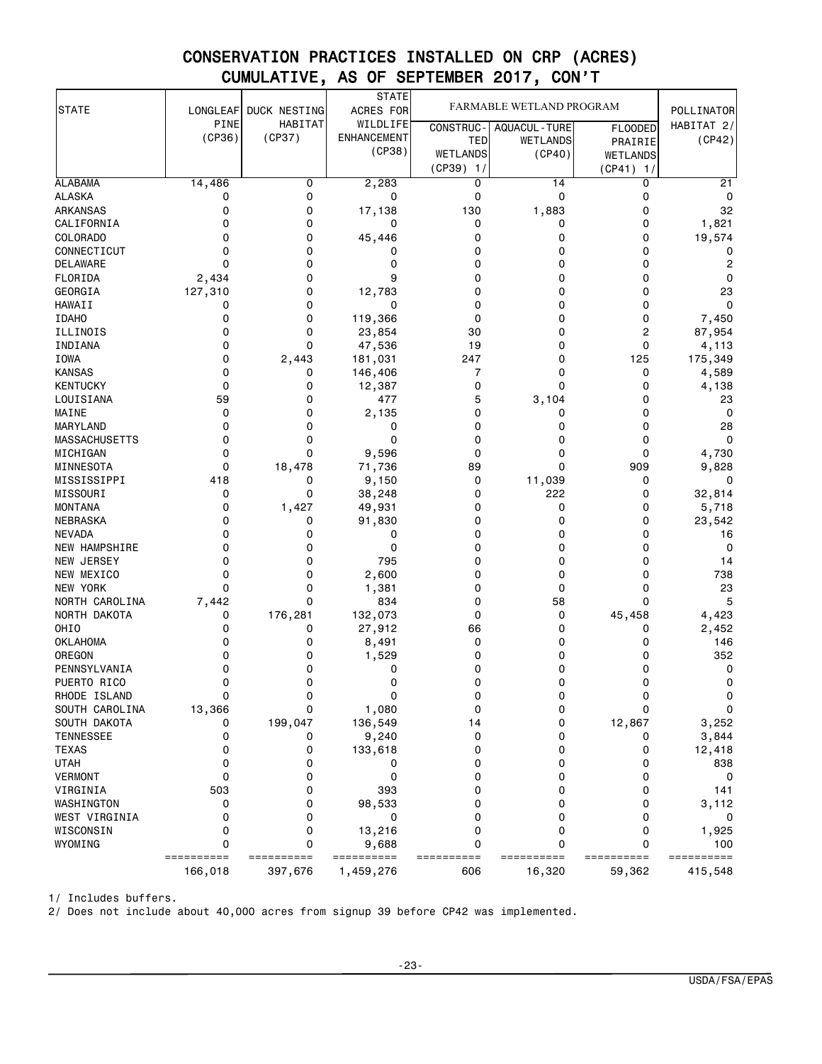# CONSERVATION PRACTICES INSTALLED ON CRP (ACRES)
## CUMULATIVE, AS OF SEPTEMBER 2017, CON'T

| STATE | LONGLEAF PINE (CP36) | DUCK NESTING HABITAT (CP37) | STATE ACRES FOR WILDLIFE ENHANCEMENT (CP38) | FARMABLE WETLAND PROGRAM | | | POLLINATOR HABITAT 2/ (CP42) |
|---|---|---|---|---|---|---|---|
| | | | | CONSTRUC-TED WETLANDS (CP39) 1/ | AQUACUL-TURE WETLANDS (CP40) | FLOODED PRAIRIE WETLANDS (CP41) 1/ | |
| ALABAMA | 14,486 | 0 | 2,283 | 0 | 14 | 0 | 21 |
| ALASKA | 0 | 0 | 0 | 0 | 0 | 0 | 0 |
| ARKANSAS | 0 | 0 | 17,138 | 130 | 1,883 | 0 | 32 |
| CALIFORNIA | 0 | 0 | 0 | 0 | 0 | 0 | 1,821 |
| COLORADO | 0 | 0 | 45,446 | 0 | 0 | 0 | 19,574 |
| CONNECTICUT | 0 | 0 | 0 | 0 | 0 | 0 | 0 |
| DELAWARE | 0 | 0 | 0 | 0 | 0 | 0 | 2 |
| FLORIDA | 2,434 | 0 | 9 | 0 | 0 | 0 | 0 |
| GEORGIA | 127,310 | 0 | 12,783 | 0 | 0 | 0 | 23 |
| HAWAII | 0 | 0 | 0 | 0 | 0 | 0 | 0 |
| IDAHO | 0 | 0 | 119,366 | 0 | 0 | 0 | 7,450 |
| ILLINOIS | 0 | 0 | 23,854 | 30 | 0 | 2 | 87,954 |
| INDIANA | 0 | 0 | 47,536 | 19 | 0 | 0 | 4,113 |
| IOWA | 0 | 2,443 | 181,031 | 247 | 0 | 125 | 175,349 |
| KANSAS | 0 | 0 | 146,406 | 7 | 0 | 0 | 4,589 |
| KENTUCKY | 0 | 0 | 12,387 | 0 | 0 | 0 | 4,138 |
| LOUISIANA | 59 | 0 | 477 | 5 | 3,104 | 0 | 23 |
| MAINE | 0 | 0 | 2,135 | 0 | 0 | 0 | 0 |
| MARYLAND | 0 | 0 | 0 | 0 | 0 | 0 | 28 |
| MASSACHUSETTS | 0 | 0 | 0 | 0 | 0 | 0 | 0 |
| MICHIGAN | 0 | 0 | 9,596 | 0 | 0 | 0 | 4,730 |
| MINNESOTA | 0 | 18,478 | 71,736 | 89 | 0 | 909 | 9,828 |
| MISSISSIPPI | 418 | 0 | 9,150 | 0 | 11,039 | 0 | 0 |
| MISSOURI | 0 | 0 | 38,248 | 0 | 222 | 0 | 32,814 |
| MONTANA | 0 | 1,427 | 49,931 | 0 | 0 | 0 | 5,718 |
| NEBRASKA | 0 | 0 | 91,830 | 0 | 0 | 0 | 23,542 |
| NEVADA | 0 | 0 | 0 | 0 | 0 | 0 | 16 |
| NEW HAMPSHIRE | 0 | 0 | 0 | 0 | 0 | 0 | 0 |
| NEW JERSEY | 0 | 0 | 795 | 0 | 0 | 0 | 14 |
| NEW MEXICO | 0 | 0 | 2,600 | 0 | 0 | 0 | 738 |
| NEW YORK | 0 | 0 | 1,381 | 0 | 0 | 0 | 23 |
| NORTH CAROLINA | 7,442 | 0 | 834 | 0 | 58 | 0 | 5 |
| NORTH DAKOTA | 0 | 176,281 | 132,073 | 0 | 0 | 45,458 | 4,423 |
| OHIO | 0 | 0 | 27,912 | 66 | 0 | 0 | 2,452 |
| OKLAHOMA | 0 | 0 | 8,491 | 0 | 0 | 0 | 146 |
| OREGON | 0 | 0 | 1,529 | 0 | 0 | 0 | 352 |
| PENNSYLVANIA | 0 | 0 | 0 | 0 | 0 | 0 | 0 |
| PUERTO RICO | 0 | 0 | 0 | 0 | 0 | 0 | 0 |
| RHODE ISLAND | 0 | 0 | 0 | 0 | 0 | 0 | 0 |
| SOUTH CAROLINA | 13,366 | 0 | 1,080 | 0 | 0 | 0 | 0 |
| SOUTH DAKOTA | 0 | 199,047 | 136,549 | 14 | 0 | 12,867 | 3,252 |
| TENNESSEE | 0 | 0 | 9,240 | 0 | 0 | 0 | 3,844 |
| TEXAS | 0 | 0 | 133,618 | 0 | 0 | 0 | 12,418 |
| UTAH | 0 | 0 | 0 | 0 | 0 | 0 | 838 |
| VERMONT | 0 | 0 | 0 | 0 | 0 | 0 | 0 |
| VIRGINIA | 503 | 0 | 393 | 0 | 0 | 0 | 141 |
| WASHINGTON | 0 | 0 | 98,533 | 0 | 0 | 0 | 3,112 |
| WEST VIRGINIA | 0 | 0 | 0 | 0 | 0 | 0 | 0 |
| WISCONSIN | 0 | 0 | 13,216 | 0 | 0 | 0 | 1,925 |
| WYOMING | 0 | 0 | 9,688 | 0 | 0 | 0 | 100 |
| | 166,018 | 397,676 | 1,459,276 | 606 | 16,320 | 59,362 | 415,548 |

1/ Includes buffers.

2/ Does not include about 40,000 acres from signup 39 before CP42 was implemented.

USDA/FSA/EPAS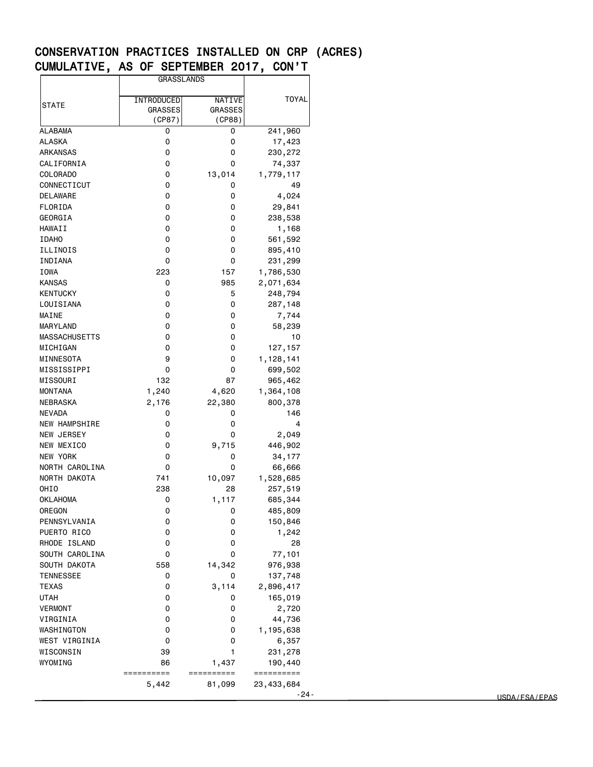# CONSERVATION PRACTICES INSTALLED ON CRP (ACRES) CUMULATIVE, AS OF SEPTEMBER 2017, CON'T

| STATE | GRASSLANDS | | TOYAL |
|---|---|---|---|
| | INTRODUCED GRASSES (CP87) | NATIVE GRASSES (CP88) | |
| ALABAMA | 0 | 0 | 241,960 |
| ALASKA | 0 | 0 | 17,423 |
| ARKANSAS | 0 | 0 | 230,272 |
| CALIFORNIA | 0 | 0 | 74,337 |
| COLORADO | 0 | 13,014 | 1,779,117 |
| CONNECTICUT | 0 | 0 | 49 |
| DELAWARE | 0 | 0 | 4,024 |
| FLORIDA | 0 | 0 | 29,841 |
| GEORGIA | 0 | 0 | 238,538 |
| HAWAII | 0 | 0 | 1,168 |
| IDAHO | 0 | 0 | 561,592 |
| ILLINOIS | 0 | 0 | 895,410 |
| INDIANA | 0 | 0 | 231,299 |
| IOWA | 223 | 157 | 1,786,530 |
| KANSAS | 0 | 985 | 2,071,634 |
| KENTUCKY | 0 | 5 | 248,794 |
| LOUISIANA | 0 | 0 | 287,148 |
| MAINE | 0 | 0 | 7,744 |
| MARYLAND | 0 | 0 | 58,239 |
| MASSACHUSETTS | 0 | 0 | 10 |
| MICHIGAN | 0 | 0 | 127,157 |
| MINNESOTA | 9 | 0 | 1,128,141 |
| MISSISSIPPI | 0 | 0 | 699,502 |
| MISSOURI | 132 | 87 | 965,462 |
| MONTANA | 1,240 | 4,620 | 1,364,108 |
| NEBRASKA | 2,176 | 22,380 | 800,378 |
| NEVADA | 0 | 0 | 146 |
| NEW HAMPSHIRE | 0 | 0 | 4 |
| NEW JERSEY | 0 | 0 | 2,049 |
| NEW MEXICO | 0 | 9,715 | 446,902 |
| NEW YORK | 0 | 0 | 34,177 |
| NORTH CAROLINA | 0 | 0 | 66,666 |
| NORTH DAKOTA | 741 | 10,097 | 1,528,685 |
| OHIO | 238 | 28 | 257,519 |
| OKLAHOMA | 0 | 1,117 | 685,344 |
| OREGON | 0 | 0 | 485,809 |
| PENNSYLVANIA | 0 | 0 | 150,846 |
| PUERTO RICO | 0 | 0 | 1,242 |
| RHODE ISLAND | 0 | 0 | 28 |
| SOUTH CAROLINA | 0 | 0 | 77,101 |
| SOUTH DAKOTA | 558 | 14,342 | 976,938 |
| TENNESSEE | 0 | 0 | 137,748 |
| TEXAS | 0 | 3,114 | 2,896,417 |
| UTAH | 0 | 0 | 165,019 |
| VERMONT | 0 | 0 | 2,720 |
| VIRGINIA | 0 | 0 | 44,736 |
| WASHINGTON | 0 | 0 | 1,195,638 |
| WEST VIRGINIA | 0 | 0 | 6,357 |
| WISCONSIN | 39 | 1 | 231,278 |
| WYOMING | 86 | 1,437 | 190,440 |
| | 5,442 | 81,099 | 23,433,684 |

USDA/FSA/EPAS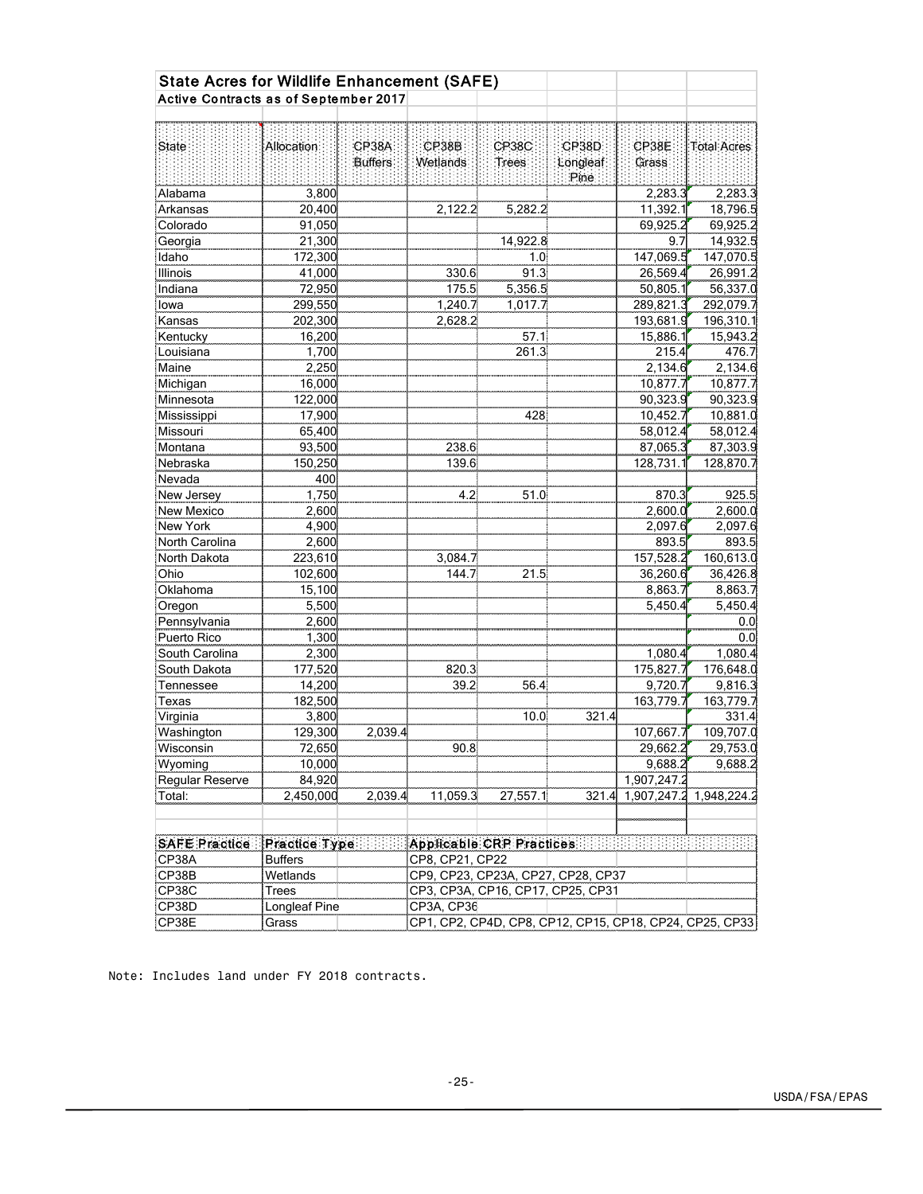## State Acres for Wildlife Enhancement (SAFE)

### Active Contracts as of September 2017

| State | Allocation | CP38A Buffers | CP38B Wetlands | CP38C Trees | CP38D Longleaf Pine | CP38E Grass | Total Acres |
|---|---|---|---|---|---|---|---|
| Alabama | 3,800 | | | | | 2,283.3 | 2,283.3 |
| Arkansas | 20,400 | | 2,122.2 | 5,282.2 | | 11,392.1 | 18,796.5 |
| Colorado | 91,050 | | | | | 69,925.2 | 69,925.2 |
| Georgia | 21,300 | | | 14,922.8 | | 9.7 | 14,932.5 |
| Idaho | 172,300 | | | 1.0 | | 147,069.5 | 147,070.5 |
| Illinois | 41,000 | | 330.6 | 91.3 | | 26,569.4 | 26,991.2 |
| Indiana | 72,950 | | 175.5 | 5,356.5 | | 50,805.1 | 56,337.0 |
| Iowa | 299,550 | | 1,240.7 | 1,017.7 | | 289,821.3 | 292,079.7 |
| Kansas | 202,300 | | 2,628.2 | | | 193,681.9 | 196,310.1 |
| Kentucky | 16,200 | | | 57.1 | | 15,886.1 | 15,943.2 |
| Louisiana | 1,700 | | | 261.3 | | 215.4 | 476.7 |
| Maine | 2,250 | | | | | 2,134.6 | 2,134.6 |
| Michigan | 16,000 | | | | | 10,877.7 | 10,877.7 |
| Minnesota | 122,000 | | | | | 90,323.9 | 90,323.9 |
| Mississippi | 17,900 | | | 428 | | 10,452.7 | 10,881.0 |
| Missouri | 65,400 | | | | | 58,012.4 | 58,012.4 |
| Montana | 93,500 | | 238.6 | | | 87,065.3 | 87,303.9 |
| Nebraska | 150,250 | | 139.6 | | | 128,731.1 | 128,870.7 |
| Nevada | 400 | | | | | | |
| New Jersey | 1,750 | | 4.2 | 51.0 | | 870.3 | 925.5 |
| New Mexico | 2,600 | | | | | 2,600.0 | 2,600.0 |
| New York | 4,900 | | | | | 2,097.6 | 2,097.6 |
| North Carolina | 2,600 | | | | | 893.5 | 893.5 |
| North Dakota | 223,610 | | 3,084.7 | | | 157,528.2 | 160,613.0 |
| Ohio | 102,600 | | 144.7 | 21.5 | | 36,260.6 | 36,426.8 |
| Oklahoma | 15,100 | | | | | 8,863.7 | 8,863.7 |
| Oregon | 5,500 | | | | | 5,450.4 | 5,450.4 |
| Pennsylvania | 2,600 | | | | | | 0.0 |
| Puerto Rico | 1,300 | | | | | | 0.0 |
| South Carolina | 2,300 | | | | | 1,080.4 | 1,080.4 |
| South Dakota | 177,520 | | 820.3 | | | 175,827.7 | 176,648.0 |
| Tennessee | 14,200 | | 39.2 | 56.4 | | 9,720.7 | 9,816.3 |
| Texas | 182,500 | | | | | 163,779.7 | 163,779.7 |
| Virginia | 3,800 | | | 10.0 | 321.4 | | 331.4 |
| Washington | 129,300 | 2,039.4 | | | | 107,667.7 | 109,707.0 |
| Wisconsin | 72,650 | | 90.8 | | | 29,662.2 | 29,753.0 |
| Wyoming | 10,000 | | | | | 9,688.2 | 9,688.2 |
| Regular Reserve | 84,920 | | | | | 1,907,247.2 | |
| Total: | 2,450,000 | 2,039.4 | 11,059.3 | 27,557.1 | 321.4 | 1,907,247.2 | 1,948,224.2 |

| SAFE Practice | Practice Type | Applicable CRP Practices |
|---|---|---|
| CP38A | Buffers | CP8, CP21, CP22 |
| CP38B | Wetlands | CP9, CP23, CP23A, CP27, CP28, CP37 |
| CP38C | Trees | CP3, CP3A, CP16, CP17, CP25, CP31 |
| CP38D | Longleaf Pine | CP3A, CP36 |
| CP38E | Grass | CP1, CP2, CP4D, CP8, CP12, CP15, CP18, CP24, CP25, CP33 |

Note: Includes land under FY 2018 contracts.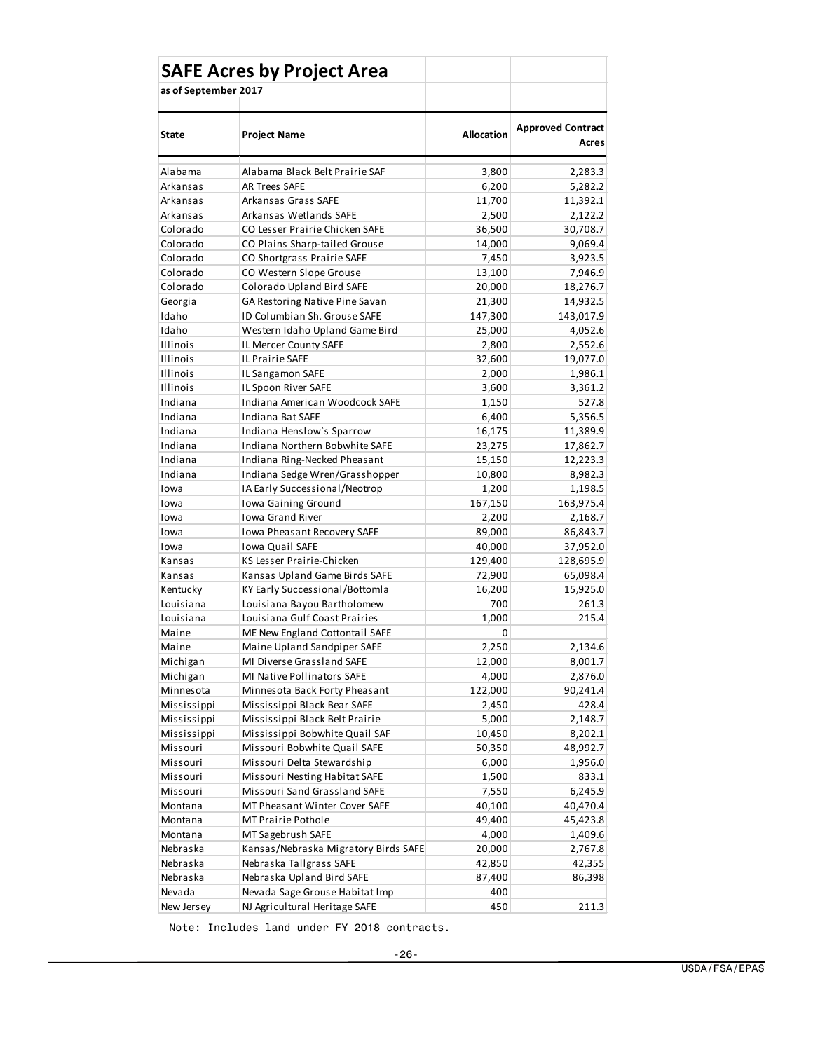## SAFE Acres by Project Area

**as of September 2017**

| State | Project Name | Allocation | Approved Contract Acres |
|---|---|---|---|
| Alabama | Alabama Black Belt Prairie SAF | 3,800 | 2,283.3 |
| Arkansas | AR Trees SAFE | 6,200 | 5,282.2 |
| Arkansas | Arkansas Grass SAFE | 11,700 | 11,392.1 |
| Arkansas | Arkansas Wetlands SAFE | 2,500 | 2,122.2 |
| Colorado | CO Lesser Prairie Chicken SAFE | 36,500 | 30,708.7 |
| Colorado | CO Plains Sharp-tailed Grouse | 14,000 | 9,069.4 |
| Colorado | CO Shortgrass Prairie SAFE | 7,450 | 3,923.5 |
| Colorado | CO Western Slope Grouse | 13,100 | 7,946.9 |
| Colorado | Colorado Upland Bird SAFE | 20,000 | 18,276.7 |
| Georgia | GA Restoring Native Pine Savan | 21,300 | 14,932.5 |
| Idaho | ID Columbian Sh. Grouse SAFE | 147,300 | 143,017.9 |
| Idaho | Western Idaho Upland Game Bird | 25,000 | 4,052.6 |
| Illinois | IL Mercer County SAFE | 2,800 | 2,552.6 |
| Illinois | IL Prairie SAFE | 32,600 | 19,077.0 |
| Illinois | IL Sangamon SAFE | 2,000 | 1,986.1 |
| Illinois | IL Spoon River SAFE | 3,600 | 3,361.2 |
| Indiana | Indiana American Woodcock SAFE | 1,150 | 527.8 |
| Indiana | Indiana Bat SAFE | 6,400 | 5,356.5 |
| Indiana | Indiana Henslow`s Sparrow | 16,175 | 11,389.9 |
| Indiana | Indiana Northern Bobwhite SAFE | 23,275 | 17,862.7 |
| Indiana | Indiana Ring-Necked Pheasant | 15,150 | 12,223.3 |
| Indiana | Indiana Sedge Wren/Grasshopper | 10,800 | 8,982.3 |
| Iowa | IA Early Successional/Neotrop | 1,200 | 1,198.5 |
| Iowa | Iowa Gaining Ground | 167,150 | 163,975.4 |
| Iowa | Iowa Grand River | 2,200 | 2,168.7 |
| Iowa | Iowa Pheasant Recovery SAFE | 89,000 | 86,843.7 |
| Iowa | Iowa Quail SAFE | 40,000 | 37,952.0 |
| Kansas | KS Lesser Prairie-Chicken | 129,400 | 128,695.9 |
| Kansas | Kansas Upland Game Birds SAFE | 72,900 | 65,098.4 |
| Kentucky | KY Early Successional/Bottomla | 16,200 | 15,925.0 |
| Louisiana | Louisiana Bayou Bartholomew | 700 | 261.3 |
| Louisiana | Louisiana Gulf Coast Prairies | 1,000 | 215.4 |
| Maine | ME New England Cottontail SAFE | 0 | |
| Maine | Maine Upland Sandpiper SAFE | 2,250 | 2,134.6 |
| Michigan | MI Diverse Grassland SAFE | 12,000 | 8,001.7 |
| Michigan | MI Native Pollinators SAFE | 4,000 | 2,876.0 |
| Minnesota | Minnesota Back Forty Pheasant | 122,000 | 90,241.4 |
| Mississippi | Mississippi Black Bear SAFE | 2,450 | 428.4 |
| Mississippi | Mississippi Black Belt Prairie | 5,000 | 2,148.7 |
| Mississippi | Mississippi Bobwhite Quail SAF | 10,450 | 8,202.1 |
| Missouri | Missouri Bobwhite Quail SAFE | 50,350 | 48,992.7 |
| Missouri | Missouri Delta Stewardship | 6,000 | 1,956.0 |
| Missouri | Missouri Nesting Habitat SAFE | 1,500 | 833.1 |
| Missouri | Missouri Sand Grassland SAFE | 7,550 | 6,245.9 |
| Montana | MT Pheasant Winter Cover SAFE | 40,100 | 40,470.4 |
| Montana | MT Prairie Pothole | 49,400 | 45,423.8 |
| Montana | MT Sagebrush SAFE | 4,000 | 1,409.6 |
| Nebraska | Kansas/Nebraska Migratory Birds SAFE | 20,000 | 2,767.8 |
| Nebraska | Nebraska Tallgrass SAFE | 42,850 | 42,355 |
| Nebraska | Nebraska Upland Bird SAFE | 87,400 | 86,398 |
| Nevada | Nevada Sage Grouse Habitat Imp | 400 | |
| New Jersey | NJ Agricultural Heritage SAFE | 450 | 211.3 |

Note: Includes land under FY 2018 contracts.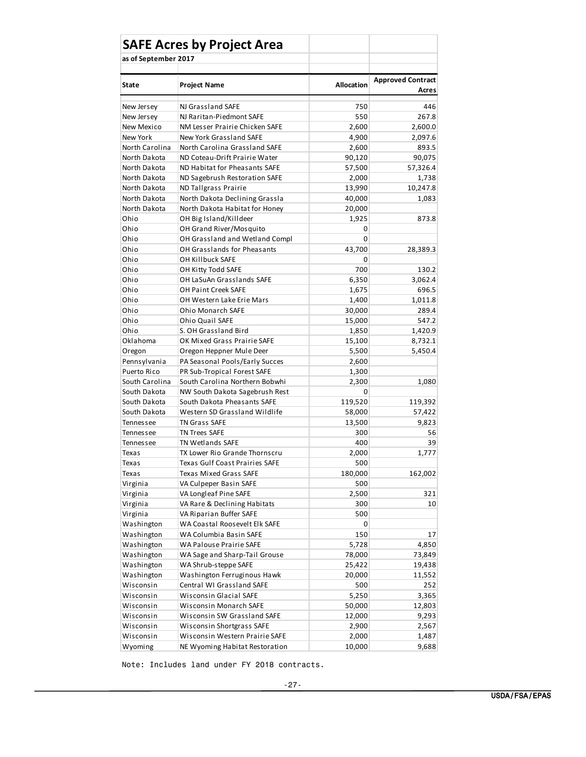## SAFE Acres by Project Area

**as of September 2017**

| State | Project Name | Allocation | Approved Contract Acres |
|---|---|---|---|
| New Jersey | NJ Grassland SAFE | 750 | 446 |
| New Jersey | NJ Raritan-Piedmont SAFE | 550 | 267.8 |
| New Mexico | NM Lesser Prairie Chicken SAFE | 2,600 | 2,600.0 |
| New York | New York Grassland SAFE | 4,900 | 2,097.6 |
| North Carolina | North Carolina Grassland SAFE | 2,600 | 893.5 |
| North Dakota | ND Coteau-Drift Prairie Water | 90,120 | 90,075 |
| North Dakota | ND Habitat for Pheasants SAFE | 57,500 | 57,326.4 |
| North Dakota | ND Sagebrush Restoration SAFE | 2,000 | 1,738 |
| North Dakota | ND Tallgrass Prairie | 13,990 | 10,247.8 |
| North Dakota | North Dakota Declining Grassla | 40,000 | 1,083 |
| North Dakota | North Dakota Habitat for Honey | 20,000 | |
| Ohio | OH Big Island/Killdeer | 1,925 | 873.8 |
| Ohio | OH Grand River/Mosquito | 0 | |
| Ohio | OH Grassland and Wetland Compl | 0 | |
| Ohio | OH Grasslands for Pheasants | 43,700 | 28,389.3 |
| Ohio | OH Killbuck SAFE | 0 | |
| Ohio | OH Kitty Todd SAFE | 700 | 130.2 |
| Ohio | OH LaSuAn Grasslands SAFE | 6,350 | 3,062.4 |
| Ohio | OH Paint Creek SAFE | 1,675 | 696.5 |
| Ohio | OH Western Lake Erie Mars | 1,400 | 1,011.8 |
| Ohio | Ohio Monarch SAFE | 30,000 | 289.4 |
| Ohio | Ohio Quail SAFE | 15,000 | 547.2 |
| Ohio | S. OH Grassland Bird | 1,850 | 1,420.9 |
| Oklahoma | OK Mixed Grass Prairie SAFE | 15,100 | 8,732.1 |
| Oregon | Oregon Heppner Mule Deer | 5,500 | 5,450.4 |
| Pennsylvania | PA Seasonal Pools/Early Succes | 2,600 | |
| Puerto Rico | PR Sub-Tropical Forest SAFE | 1,300 | |
| South Carolina | South Carolina Northern Bobwhi | 2,300 | 1,080 |
| South Dakota | NW South Dakota Sagebrush Rest | 0 | |
| South Dakota | South Dakota Pheasants SAFE | 119,520 | 119,392 |
| South Dakota | Western SD Grassland Wildlife | 58,000 | 57,422 |
| Tennessee | TN Grass SAFE | 13,500 | 9,823 |
| Tennessee | TN Trees SAFE | 300 | 56 |
| Tennessee | TN Wetlands SAFE | 400 | 39 |
| Texas | TX Lower Rio Grande Thornscru | 2,000 | 1,777 |
| Texas | Texas Gulf Coast Prairies SAFE | 500 | |
| Texas | Texas Mixed Grass SAFE | 180,000 | 162,002 |
| Virginia | VA Culpeper Basin SAFE | 500 | |
| Virginia | VA Longleaf Pine SAFE | 2,500 | 321 |
| Virginia | VA Rare & Declining Habitats | 300 | 10 |
| Virginia | VA Riparian Buffer SAFE | 500 | |
| Washington | WA Coastal Roosevelt Elk SAFE | 0 | |
| Washington | WA Columbia Basin SAFE | 150 | 17 |
| Washington | WA Palouse Prairie SAFE | 5,728 | 4,850 |
| Washington | WA Sage and Sharp-Tail Grouse | 78,000 | 73,849 |
| Washington | WA Shrub-steppe SAFE | 25,422 | 19,438 |
| Washington | Washington Ferruginous Hawk | 20,000 | 11,552 |
| Wisconsin | Central WI Grassland SAFE | 500 | 252 |
| Wisconsin | Wisconsin Glacial SAFE | 5,250 | 3,365 |
| Wisconsin | Wisconsin Monarch SAFE | 50,000 | 12,803 |
| Wisconsin | Wisconsin SW Grassland SAFE | 12,000 | 9,293 |
| Wisconsin | Wisconsin Shortgrass SAFE | 2,900 | 2,567 |
| Wisconsin | Wisconsin Western Prairie SAFE | 2,000 | 1,487 |
| Wyoming | NE Wyoming Habitat Restoration | 10,000 | 9,688 |

Note: Includes land under FY 2018 contracts.

USDA/FSA/EPAS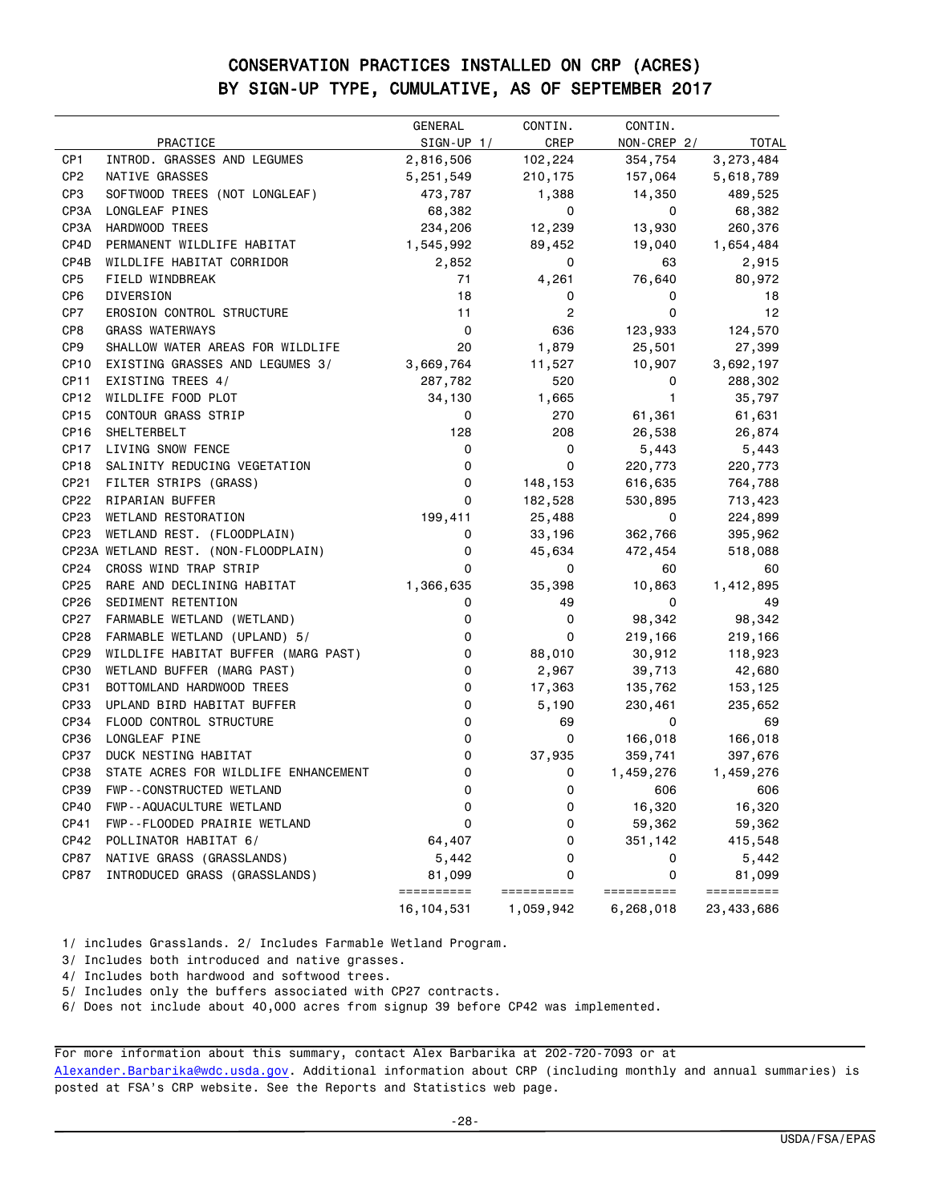# CONSERVATION PRACTICES INSTALLED ON CRP (ACRES)
# BY SIGN-UP TYPE, CUMULATIVE, AS OF SEPTEMBER 2017

| | PRACTICE | GENERAL SIGN-UP 1/ | CONTIN. CREP | CONTIN. NON-CREP 2/ | TOTAL |
|---|---|---|---|---|---|
| CP1 | INTROD. GRASSES AND LEGUMES | 2,816,506 | 102,224 | 354,754 | 3,273,484 |
| CP2 | NATIVE GRASSES | 5,251,549 | 210,175 | 157,064 | 5,618,789 |
| CP3 | SOFTWOOD TREES (NOT LONGLEAF) | 473,787 | 1,388 | 14,350 | 489,525 |
| CP3A | LONGLEAF PINES | 68,382 | 0 | 0 | 68,382 |
| CP3A | HARDWOOD TREES | 234,206 | 12,239 | 13,930 | 260,376 |
| CP4D | PERMANENT WILDLIFE HABITAT | 1,545,992 | 89,452 | 19,040 | 1,654,484 |
| CP4B | WILDLIFE HABITAT CORRIDOR | 2,852 | 0 | 63 | 2,915 |
| CP5 | FIELD WINDBREAK | 71 | 4,261 | 76,640 | 80,972 |
| CP6 | DIVERSION | 18 | 0 | 0 | 18 |
| CP7 | EROSION CONTROL STRUCTURE | 11 | 2 | 0 | 12 |
| CP8 | GRASS WATERWAYS | 0 | 636 | 123,933 | 124,570 |
| CP9 | SHALLOW WATER AREAS FOR WILDLIFE | 20 | 1,879 | 25,501 | 27,399 |
| CP10 | EXISTING GRASSES AND LEGUMES 3/ | 3,669,764 | 11,527 | 10,907 | 3,692,197 |
| CP11 | EXISTING TREES 4/ | 287,782 | 520 | 0 | 288,302 |
| CP12 | WILDLIFE FOOD PLOT | 34,130 | 1,665 | 1 | 35,797 |
| CP15 | CONTOUR GRASS STRIP | 0 | 270 | 61,361 | 61,631 |
| CP16 | SHELTERBELT | 128 | 208 | 26,538 | 26,874 |
| CP17 | LIVING SNOW FENCE | 0 | 0 | 5,443 | 5,443 |
| CP18 | SALINITY REDUCING VEGETATION | 0 | 0 | 220,773 | 220,773 |
| CP21 | FILTER STRIPS (GRASS) | 0 | 148,153 | 616,635 | 764,788 |
| CP22 | RIPARIAN BUFFER | 0 | 182,528 | 530,895 | 713,423 |
| CP23 | WETLAND RESTORATION | 199,411 | 25,488 | 0 | 224,899 |
| CP23 | WETLAND REST. (FLOODPLAIN) | 0 | 33,196 | 362,766 | 395,962 |
| CP23A | WETLAND REST. (NON-FLOODPLAIN) | 0 | 45,634 | 472,454 | 518,088 |
| CP24 | CROSS WIND TRAP STRIP | 0 | 0 | 60 | 60 |
| CP25 | RARE AND DECLINING HABITAT | 1,366,635 | 35,398 | 10,863 | 1,412,895 |
| CP26 | SEDIMENT RETENTION | 0 | 49 | 0 | 49 |
| CP27 | FARMABLE WETLAND (WETLAND) | 0 | 0 | 98,342 | 98,342 |
| CP28 | FARMABLE WETLAND (UPLAND) 5/ | 0 | 0 | 219,166 | 219,166 |
| CP29 | WILDLIFE HABITAT BUFFER (MARG PAST) | 0 | 88,010 | 30,912 | 118,923 |
| CP30 | WETLAND BUFFER (MARG PAST) | 0 | 2,967 | 39,713 | 42,680 |
| CP31 | BOTTOMLAND HARDWOOD TREES | 0 | 17,363 | 135,762 | 153,125 |
| CP33 | UPLAND BIRD HABITAT BUFFER | 0 | 5,190 | 230,461 | 235,652 |
| CP34 | FLOOD CONTROL STRUCTURE | 0 | 69 | 0 | 69 |
| CP36 | LONGLEAF PINE | 0 | 0 | 166,018 | 166,018 |
| CP37 | DUCK NESTING HABITAT | 0 | 37,935 | 359,741 | 397,676 |
| CP38 | STATE ACRES FOR WILDLIFE ENHANCEMENT | 0 | 0 | 1,459,276 | 1,459,276 |
| CP39 | FWP--CONSTRUCTED WETLAND | 0 | 0 | 606 | 606 |
| CP40 | FWP--AQUACULTURE WETLAND | 0 | 0 | 16,320 | 16,320 |
| CP41 | FWP--FLOODED PRAIRIE WETLAND | 0 | 0 | 59,362 | 59,362 |
| CP42 | POLLINATOR HABITAT 6/ | 64,407 | 0 | 351,142 | 415,548 |
| CP87 | NATIVE GRASS (GRASSLANDS) | 5,442 | 0 | 0 | 5,442 |
| CP87 | INTRODUCED GRASS (GRASSLANDS) | 81,099 | 0 | 0 | 81,099 |
| | | 16,104,531 | 1,059,942 | 6,268,018 | 23,433,686 |

1/ includes Grasslands. 2/ Includes Farmable Wetland Program.

3/ Includes both introduced and native grasses.

4/ Includes both hardwood and softwood trees.

5/ Includes only the buffers associated with CP27 contracts.

6/ Does not include about 40,000 acres from signup 39 before CP42 was implemented.

For more information about this summary, contact Alex Barbarika at 202-720-7093 or at Alexander.Barbarika@wdc.usda.gov. Additional information about CRP (including monthly and annual summaries) is posted at FSA's CRP website. See the Reports and Statistics web page.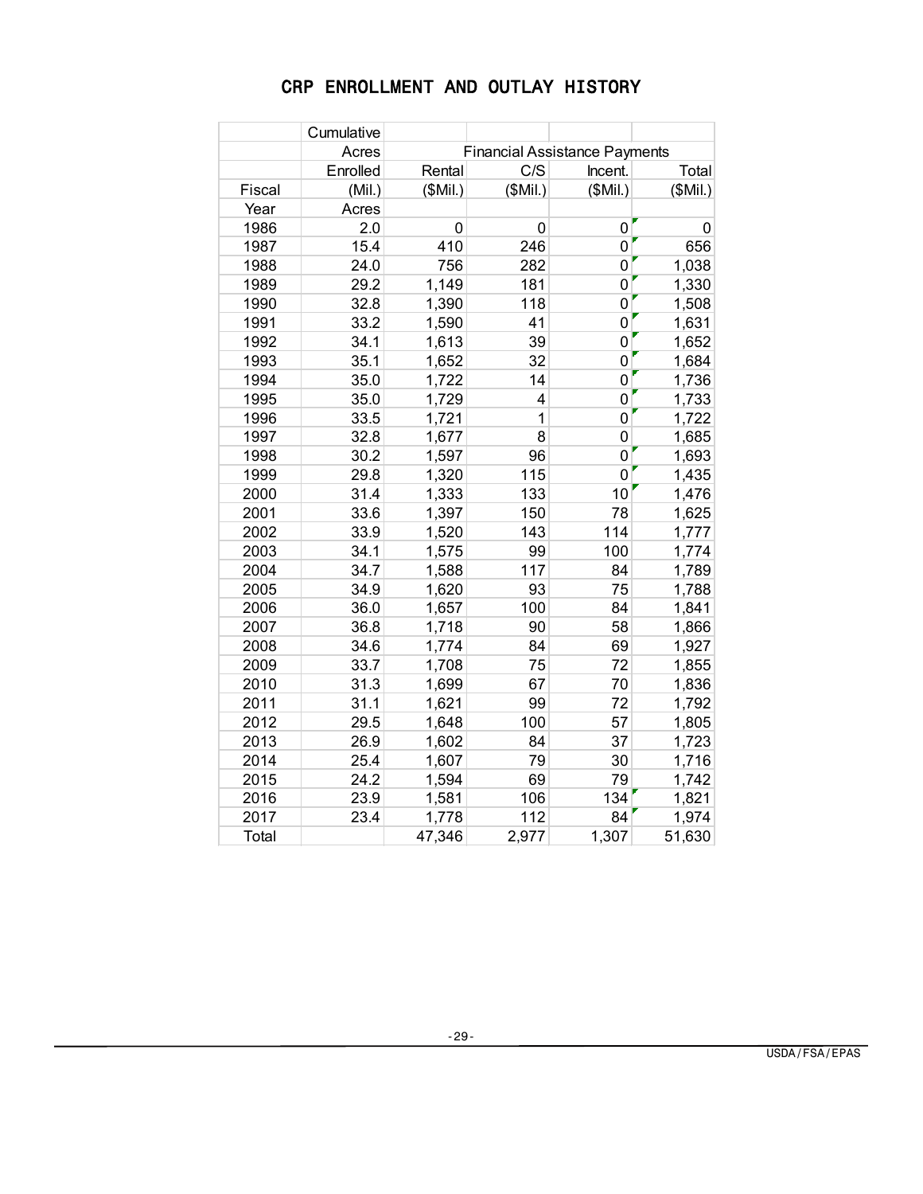# CRP ENROLLMENT AND OUTLAY HISTORY

| | Cumulative | | | | |
|---|---|---|---|---|---|
| | Acres | Financial Assistance Payments | | | |
| | Enrolled | Rental | C/S | Incent. | Total |
| Fiscal | (Mil.) | ($Mil.) | ($Mil.) | ($Mil.) | ($Mil.) |
| Year | Acres | | | | |
| 1986 | 2.0 | 0 | 0 | 0 | 0 |
| 1987 | 15.4 | 410 | 246 | 0 | 656 |
| 1988 | 24.0 | 756 | 282 | 0 | 1,038 |
| 1989 | 29.2 | 1,149 | 181 | 0 | 1,330 |
| 1990 | 32.8 | 1,390 | 118 | 0 | 1,508 |
| 1991 | 33.2 | 1,590 | 41 | 0 | 1,631 |
| 1992 | 34.1 | 1,613 | 39 | 0 | 1,652 |
| 1993 | 35.1 | 1,652 | 32 | 0 | 1,684 |
| 1994 | 35.0 | 1,722 | 14 | 0 | 1,736 |
| 1995 | 35.0 | 1,729 | 4 | 0 | 1,733 |
| 1996 | 33.5 | 1,721 | 1 | 0 | 1,722 |
| 1997 | 32.8 | 1,677 | 8 | 0 | 1,685 |
| 1998 | 30.2 | 1,597 | 96 | 0 | 1,693 |
| 1999 | 29.8 | 1,320 | 115 | 0 | 1,435 |
| 2000 | 31.4 | 1,333 | 133 | 10 | 1,476 |
| 2001 | 33.6 | 1,397 | 150 | 78 | 1,625 |
| 2002 | 33.9 | 1,520 | 143 | 114 | 1,777 |
| 2003 | 34.1 | 1,575 | 99 | 100 | 1,774 |
| 2004 | 34.7 | 1,588 | 117 | 84 | 1,789 |
| 2005 | 34.9 | 1,620 | 93 | 75 | 1,788 |
| 2006 | 36.0 | 1,657 | 100 | 84 | 1,841 |
| 2007 | 36.8 | 1,718 | 90 | 58 | 1,866 |
| 2008 | 34.6 | 1,774 | 84 | 69 | 1,927 |
| 2009 | 33.7 | 1,708 | 75 | 72 | 1,855 |
| 2010 | 31.3 | 1,699 | 67 | 70 | 1,836 |
| 2011 | 31.1 | 1,621 | 99 | 72 | 1,792 |
| 2012 | 29.5 | 1,648 | 100 | 57 | 1,805 |
| 2013 | 26.9 | 1,602 | 84 | 37 | 1,723 |
| 2014 | 25.4 | 1,607 | 79 | 30 | 1,716 |
| 2015 | 24.2 | 1,594 | 69 | 79 | 1,742 |
| 2016 | 23.9 | 1,581 | 106 | 134 | 1,821 |
| 2017 | 23.4 | 1,778 | 112 | 84 | 1,974 |
| Total | | 47,346 | 2,977 | 1,307 | 51,630 |

USDA / FSA / EPAS